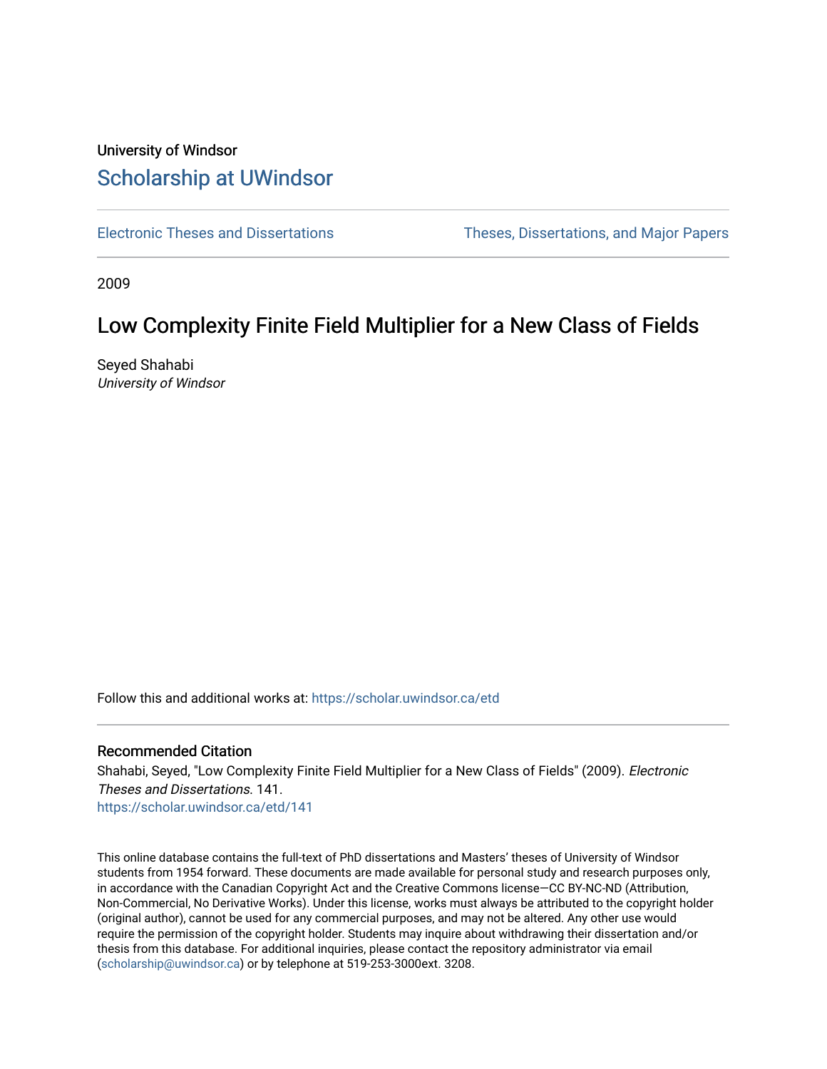University of Windsor

# Scholarship at UWindsor

Electronic Theses and Dissertations | Theses, Dissertations, and Major Papers

2009

## Low Complexity Finite Field Multiplier for a New Class of Fields

Seyed Shahabi
*University of Windsor*

Follow this and additional works at: https://scholar.uwindsor.ca/etd

### Recommended Citation

Shahabi, Seyed, "Low Complexity Finite Field Multiplier for a New Class of Fields" (2009). *Electronic Theses and Dissertations*. 141.
https://scholar.uwindsor.ca/etd/141

This online database contains the full-text of PhD dissertations and Masters' theses of University of Windsor students from 1954 forward. These documents are made available for personal study and research purposes only, in accordance with the Canadian Copyright Act and the Creative Commons license—CC BY-NC-ND (Attribution, Non-Commercial, No Derivative Works). Under this license, works must always be attributed to the copyright holder (original author), cannot be used for any commercial purposes, and may not be altered. Any other use would require the permission of the copyright holder. Students may inquire about withdrawing their dissertation and/or thesis from this database. For additional inquiries, please contact the repository administrator via email (scholarship@uwindsor.ca) or by telephone at 519-253-3000ext. 3208.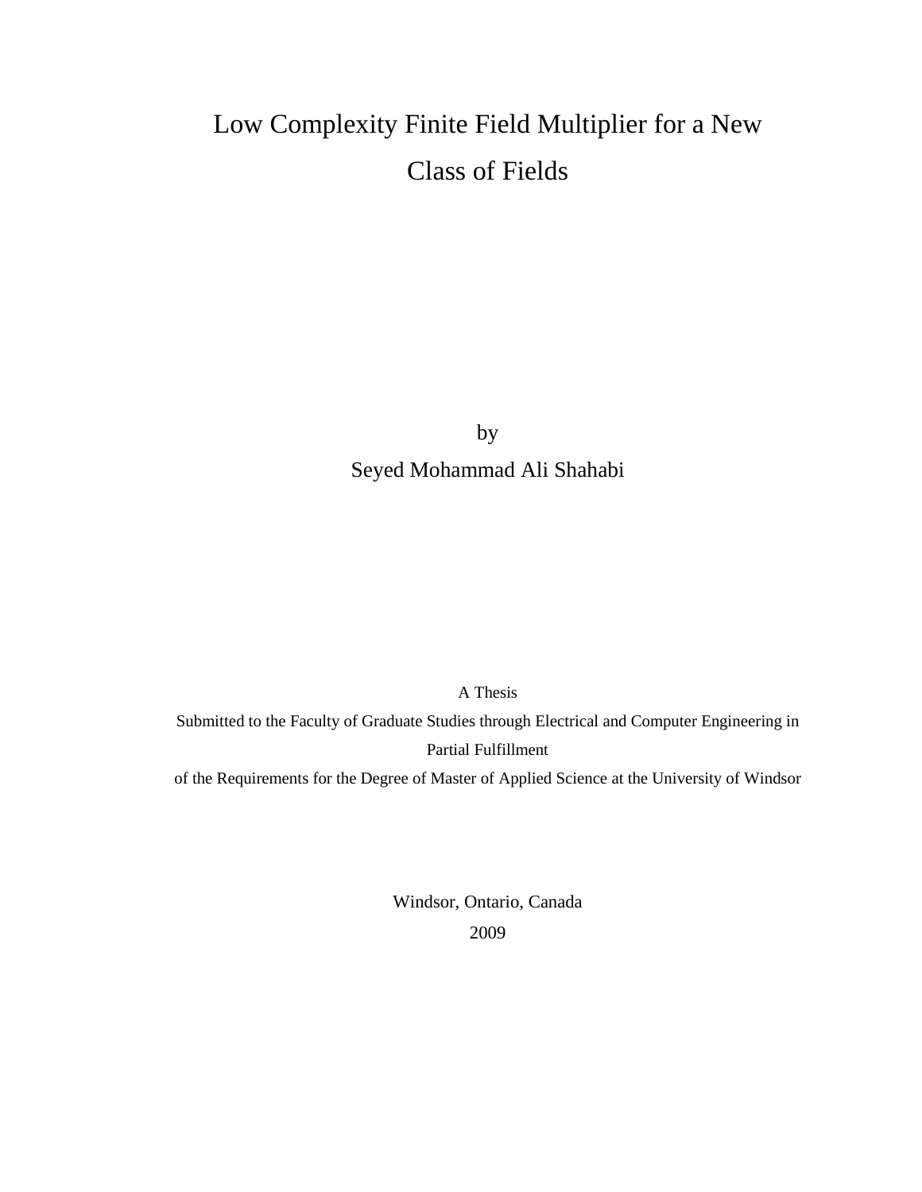# Low Complexity Finite Field Multiplier for a New Class of Fields

by

Seyed Mohammad Ali Shahabi

A Thesis

Submitted to the Faculty of Graduate Studies through Electrical and Computer Engineering in Partial Fulfillment

of the Requirements for the Degree of Master of Applied Science at the University of Windsor

Windsor, Ontario, Canada

2009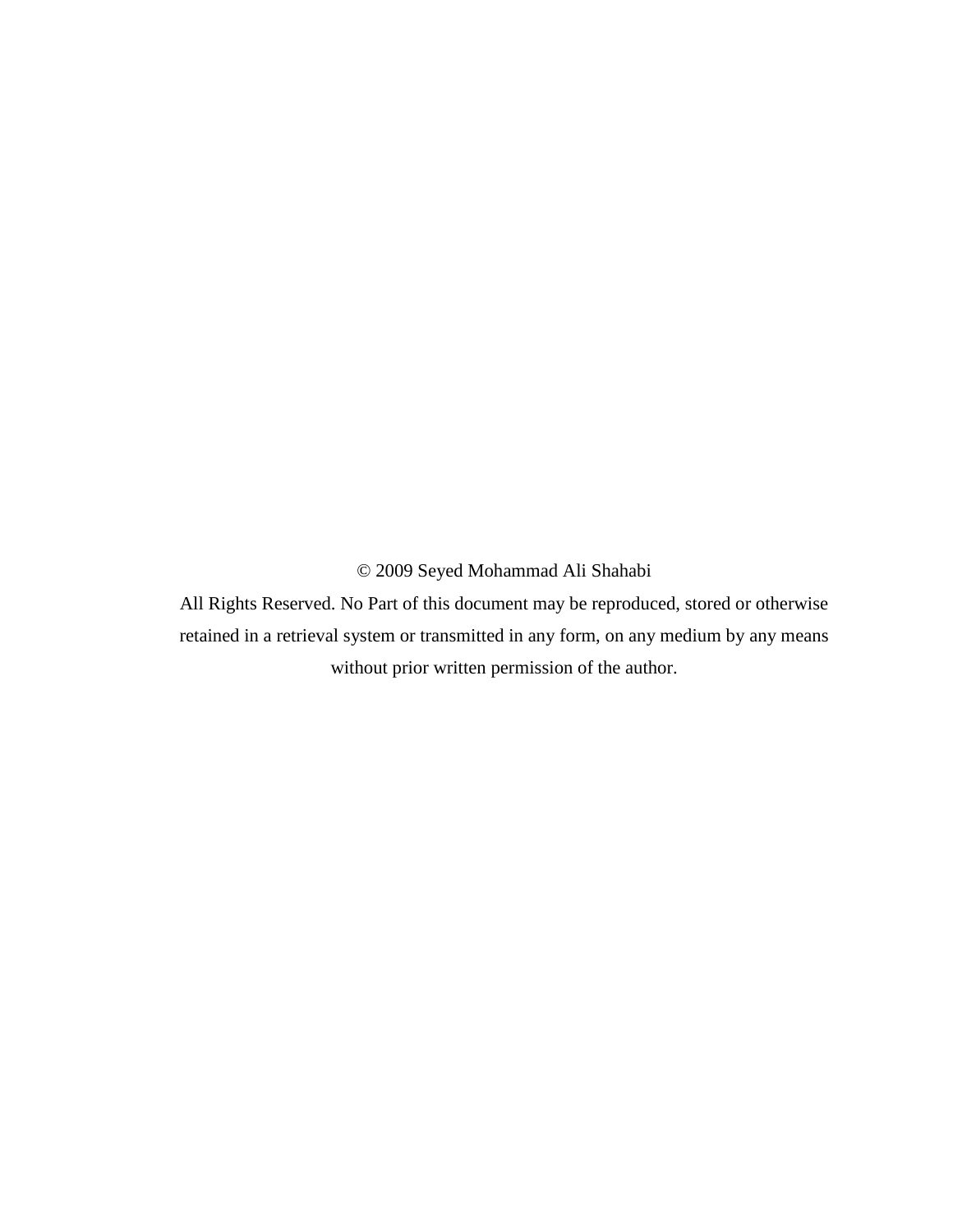© 2009 Seyed Mohammad Ali Shahabi

All Rights Reserved. No Part of this document may be reproduced, stored or otherwise retained in a retrieval system or transmitted in any form, on any medium by any means without prior written permission of the author.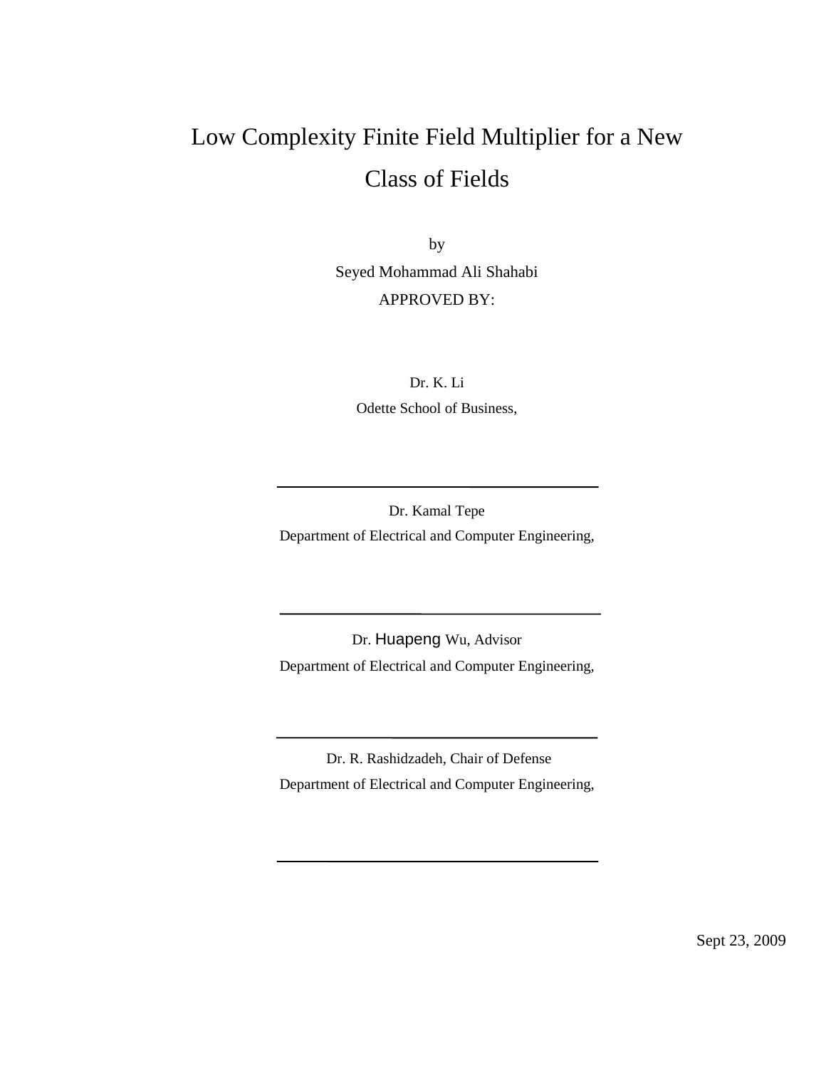# Low Complexity Finite Field Multiplier for a New Class of Fields

by

Seyed Mohammad Ali Shahabi

APPROVED BY:

Dr. K. Li

Odette School of Business,

---

Dr. Kamal Tepe

Department of Electrical and Computer Engineering,

---

Dr. Huapeng Wu, Advisor

Department of Electrical and Computer Engineering,

---

Dr. R. Rashidzadeh, Chair of Defense

Department of Electrical and Computer Engineering,

---

Sept 23, 2009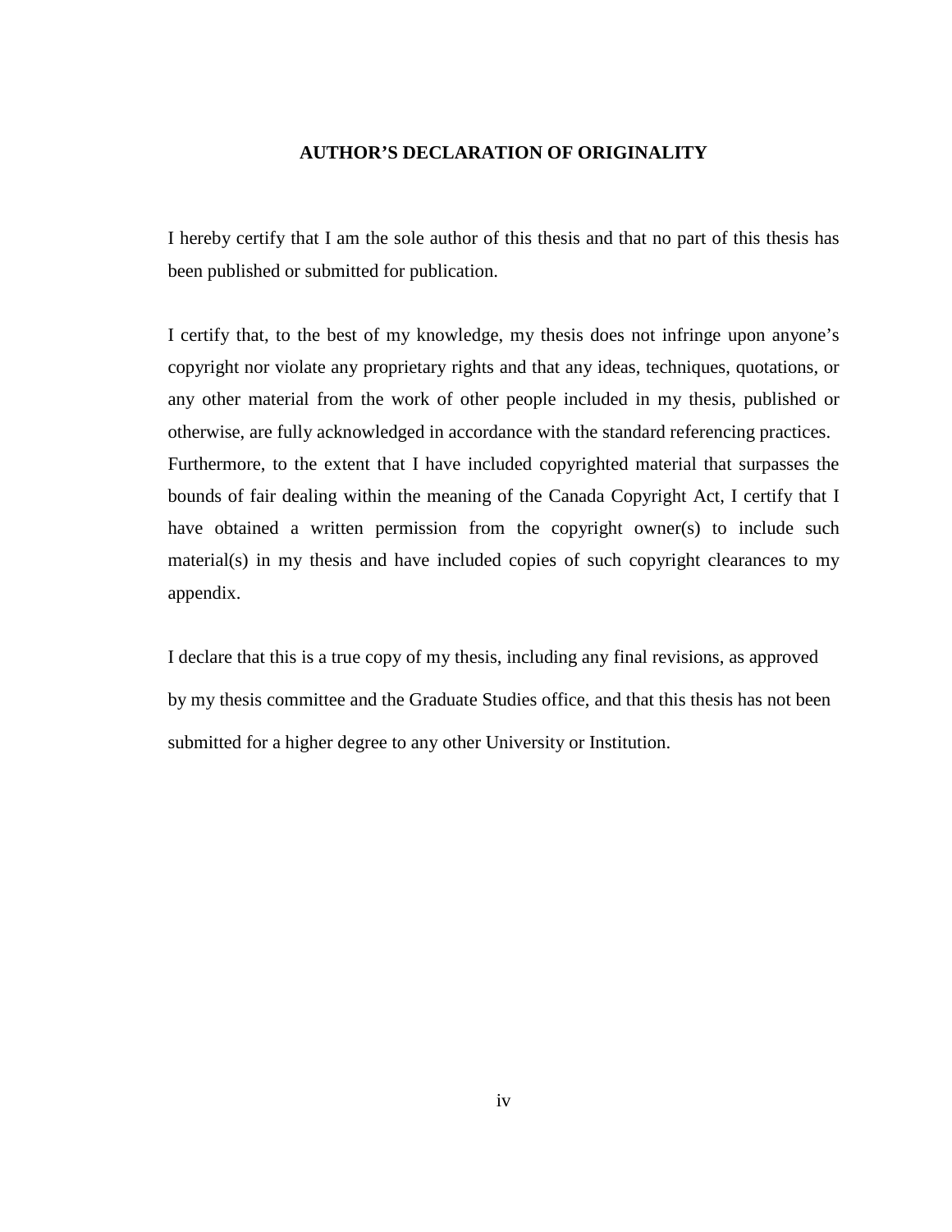## AUTHOR'S DECLARATION OF ORIGINALITY

I hereby certify that I am the sole author of this thesis and that no part of this thesis has been published or submitted for publication.

I certify that, to the best of my knowledge, my thesis does not infringe upon anyone's copyright nor violate any proprietary rights and that any ideas, techniques, quotations, or any other material from the work of other people included in my thesis, published or otherwise, are fully acknowledged in accordance with the standard referencing practices. Furthermore, to the extent that I have included copyrighted material that surpasses the bounds of fair dealing within the meaning of the Canada Copyright Act, I certify that I have obtained a written permission from the copyright owner(s) to include such material(s) in my thesis and have included copies of such copyright clearances to my appendix.

I declare that this is a true copy of my thesis, including any final revisions, as approved by my thesis committee and the Graduate Studies office, and that this thesis has not been submitted for a higher degree to any other University or Institution.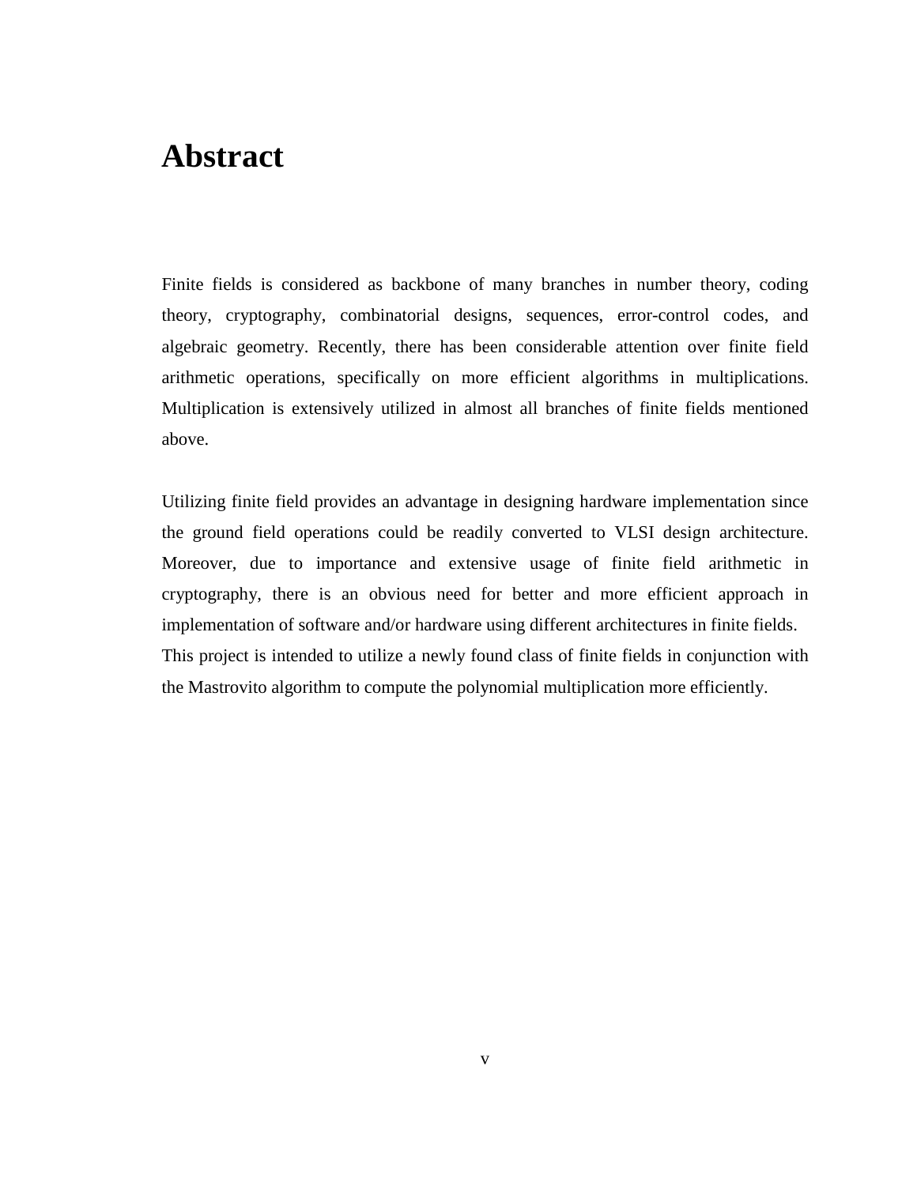# Abstract

Finite fields is considered as backbone of many branches in number theory, coding theory, cryptography, combinatorial designs, sequences, error-control codes, and algebraic geometry. Recently, there has been considerable attention over finite field arithmetic operations, specifically on more efficient algorithms in multiplications. Multiplication is extensively utilized in almost all branches of finite fields mentioned above.

Utilizing finite field provides an advantage in designing hardware implementation since the ground field operations could be readily converted to VLSI design architecture. Moreover, due to importance and extensive usage of finite field arithmetic in cryptography, there is an obvious need for better and more efficient approach in implementation of software and/or hardware using different architectures in finite fields. This project is intended to utilize a newly found class of finite fields in conjunction with the Mastrovito algorithm to compute the polynomial multiplication more efficiently.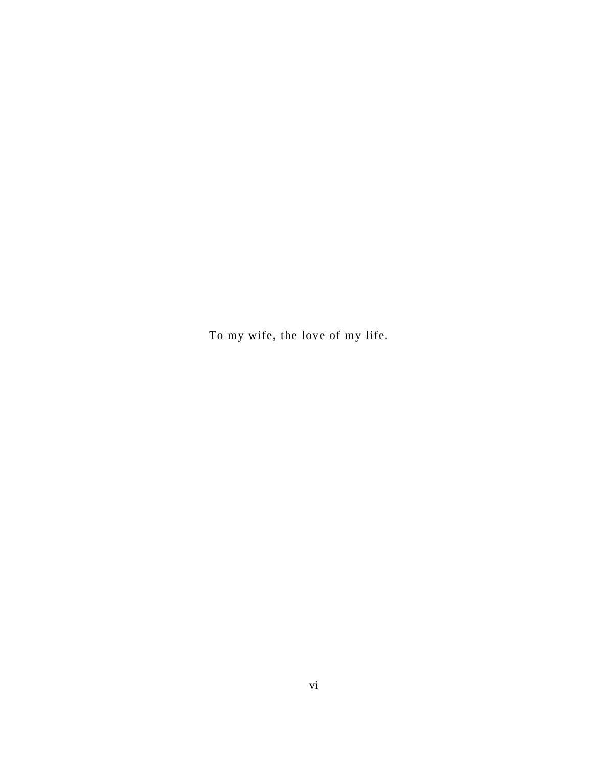To my wife, the love of my life.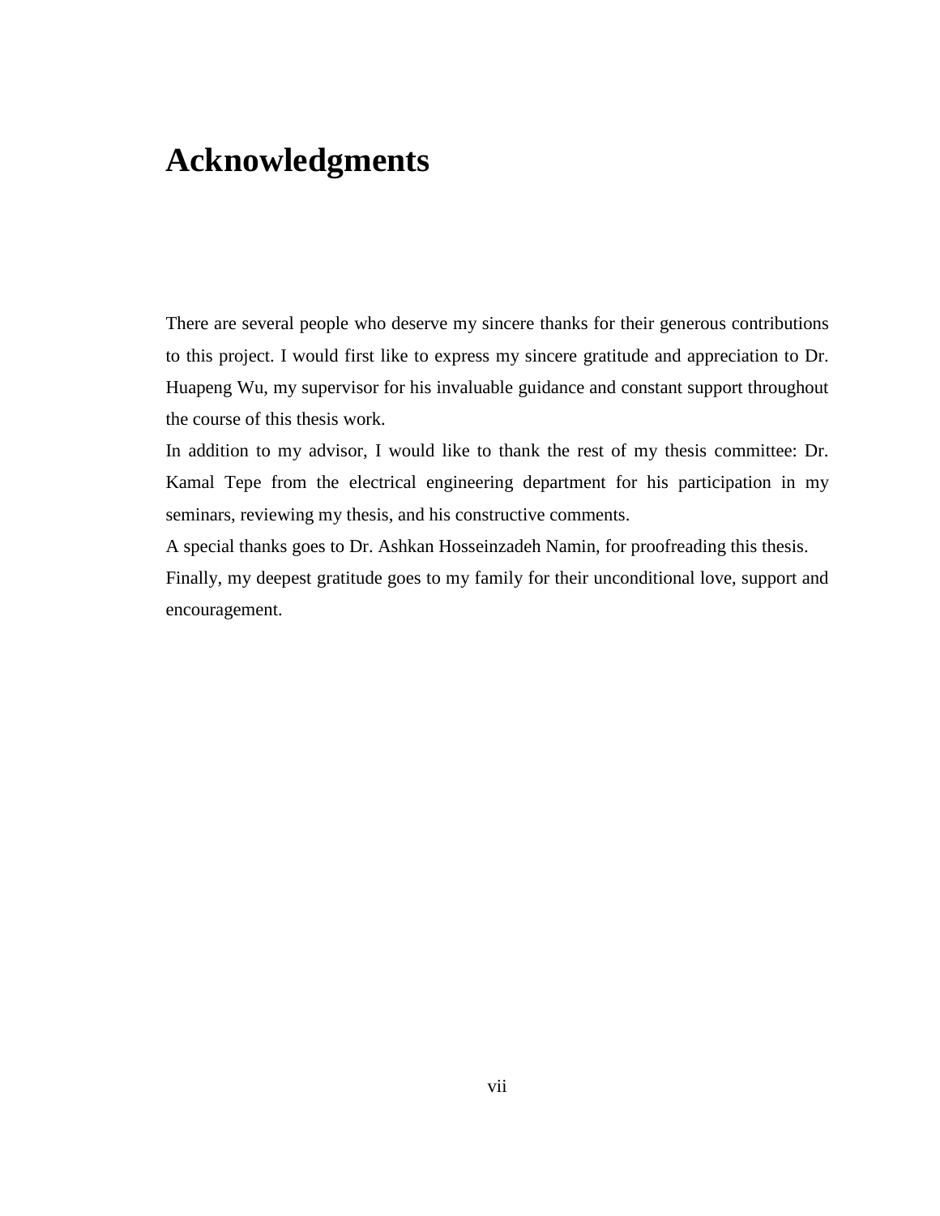# Acknowledgments

There are several people who deserve my sincere thanks for their generous contributions to this project. I would first like to express my sincere gratitude and appreciation to Dr. Huapeng Wu, my supervisor for his invaluable guidance and constant support throughout the course of this thesis work.

In addition to my advisor, I would like to thank the rest of my thesis committee: Dr. Kamal Tepe from the electrical engineering department for his participation in my seminars, reviewing my thesis, and his constructive comments.

A special thanks goes to Dr. Ashkan Hosseinzadeh Namin, for proofreading this thesis.

Finally, my deepest gratitude goes to my family for their unconditional love, support and encouragement.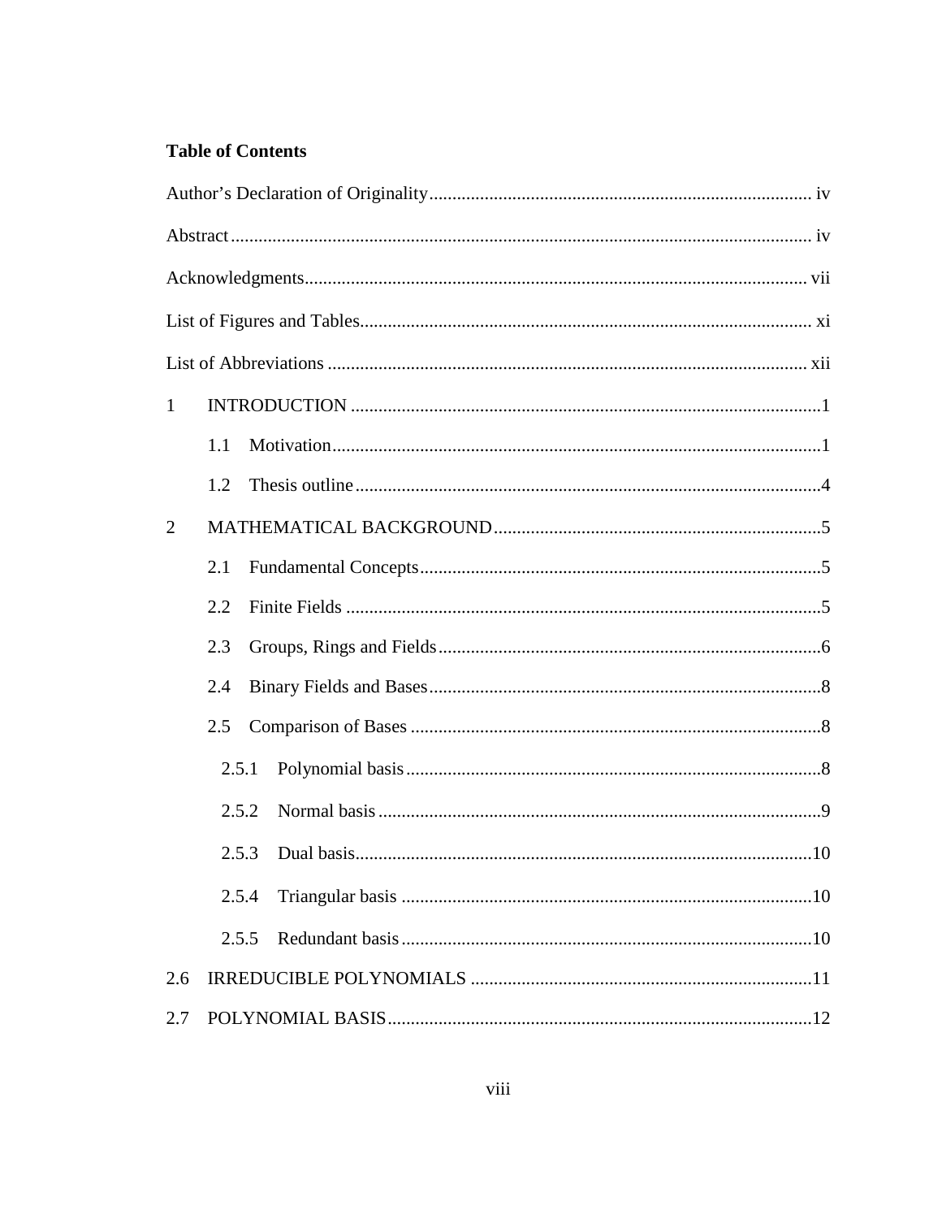**Table of Contents**

Author's Declaration of Originality ........................................................................ iv

Abstract ........................................................................................................ iv

Acknowledgments ............................................................................................ vii

List of Figures and Tables ................................................................................ xi

List of Abbreviations ........................................................................................ xii

1 INTRODUCTION ............................................................................................1

  1.1 Motivation ..................................................................................................1

  1.2 Thesis outline ............................................................................................4

2 MATHEMATICAL BACKGROUND ....................................................................5

  2.1 Fundamental Concepts ...............................................................................5

  2.2 Finite Fields ...............................................................................................5

  2.3 Groups, Rings and Fields ............................................................................6

  2.4 Binary Fields and Bases ..............................................................................8

  2.5 Comparison of Bases ..................................................................................8

    2.5.1 Polynomial basis ....................................................................................8

    2.5.2 Normal basis .........................................................................................9

    2.5.3 Dual basis ............................................................................................10

    2.5.4 Triangular basis ...................................................................................10

    2.5.5 Redundant basis ..................................................................................10

2.6 IRREDUCIBLE POLYNOMIALS .......................................................................11

2.7 POLYNOMIAL BASIS .....................................................................................12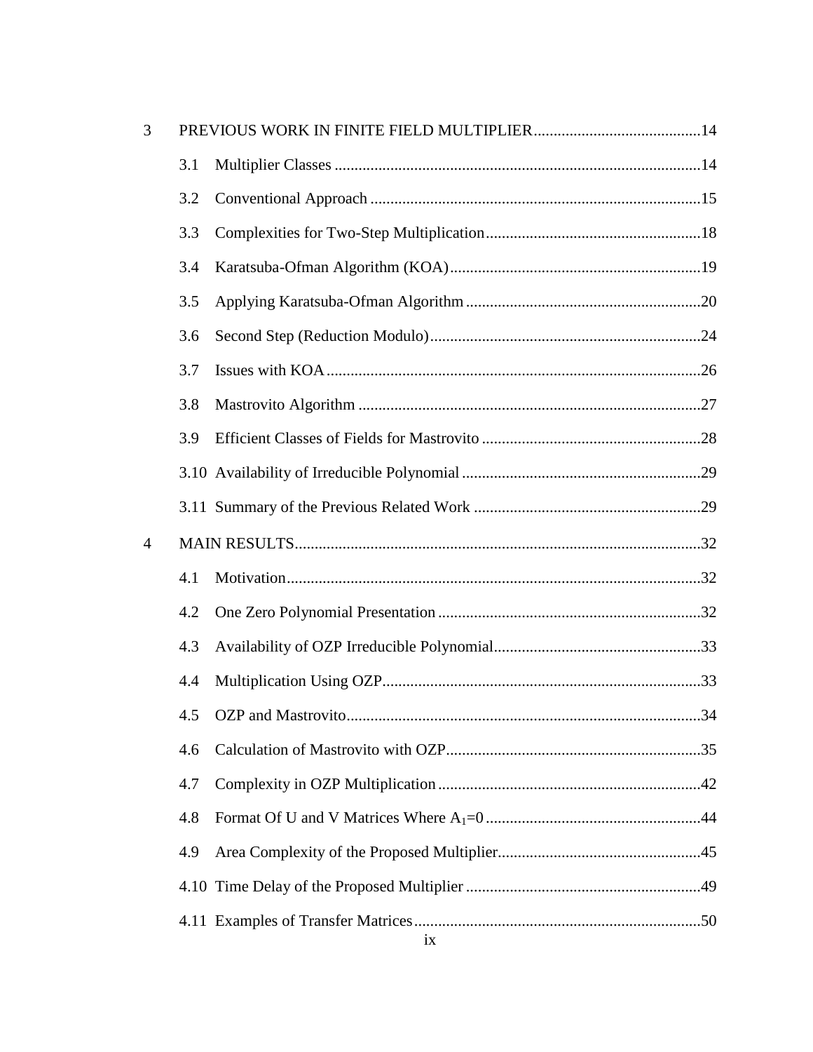3 PREVIOUS WORK IN FINITE FIELD MULTIPLIER .......... 14

- 3.1 Multiplier Classes .......... 14
- 3.2 Conventional Approach .......... 15
- 3.3 Complexities for Two-Step Multiplication .......... 18
- 3.4 Karatsuba-Ofman Algorithm (KOA) .......... 19
- 3.5 Applying Karatsuba-Ofman Algorithm .......... 20
- 3.6 Second Step (Reduction Modulo) .......... 24
- 3.7 Issues with KOA .......... 26
- 3.8 Mastrovito Algorithm .......... 27
- 3.9 Efficient Classes of Fields for Mastrovito .......... 28
- 3.10 Availability of Irreducible Polynomial .......... 29
- 3.11 Summary of the Previous Related Work .......... 29

4 MAIN RESULTS .......... 32

- 4.1 Motivation .......... 32
- 4.2 One Zero Polynomial Presentation .......... 32
- 4.3 Availability of OZP Irreducible Polynomial .......... 33
- 4.4 Multiplication Using OZP .......... 33
- 4.5 OZP and Mastrovito .......... 34
- 4.6 Calculation of Mastrovito with OZP .......... 35
- 4.7 Complexity in OZP Multiplication .......... 42
- 4.8 Format Of U and V Matrices Where $A_1$=0 .......... 44
- 4.9 Area Complexity of the Proposed Multiplier .......... 45
- 4.10 Time Delay of the Proposed Multiplier .......... 49
- 4.11 Examples of Transfer Matrices .......... 50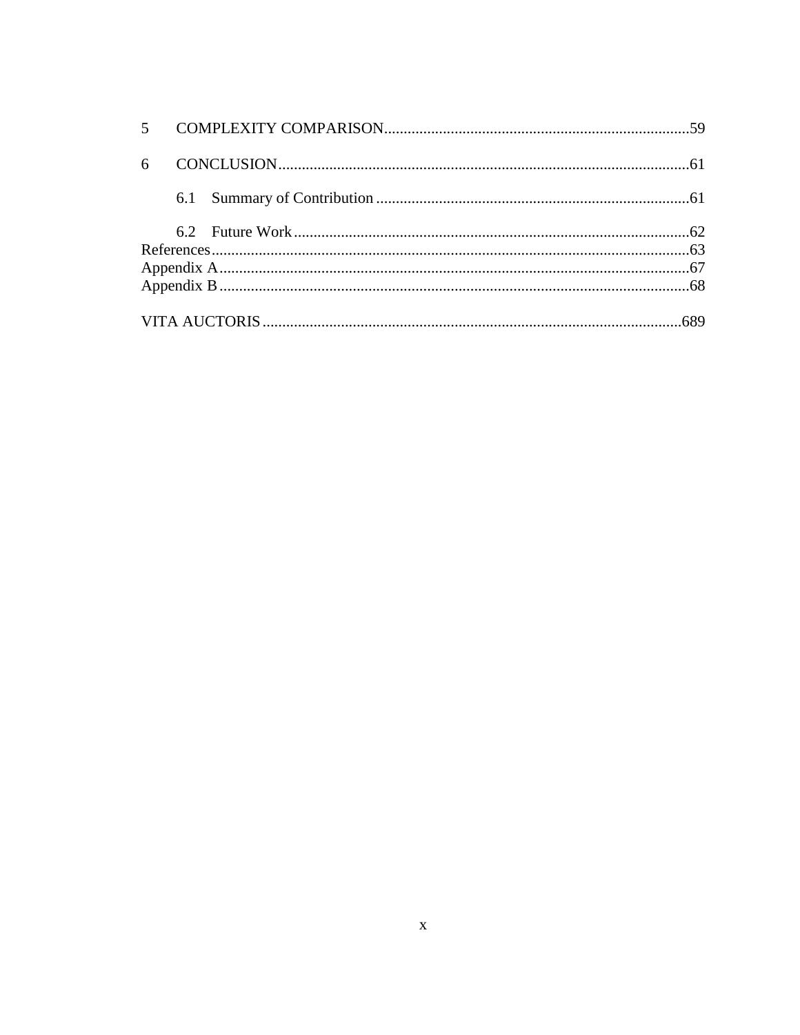5 COMPLEXITY COMPARISON.............................................................................59

6 CONCLUSION........................................................................................................61

6.1 Summary of Contribution ...............................................................................61

6.2 Future Work....................................................................................................62

References.........................................................................................................................63

Appendix A.......................................................................................................................67

Appendix B.......................................................................................................................68

VITA AUCTORIS...........................................................................................................689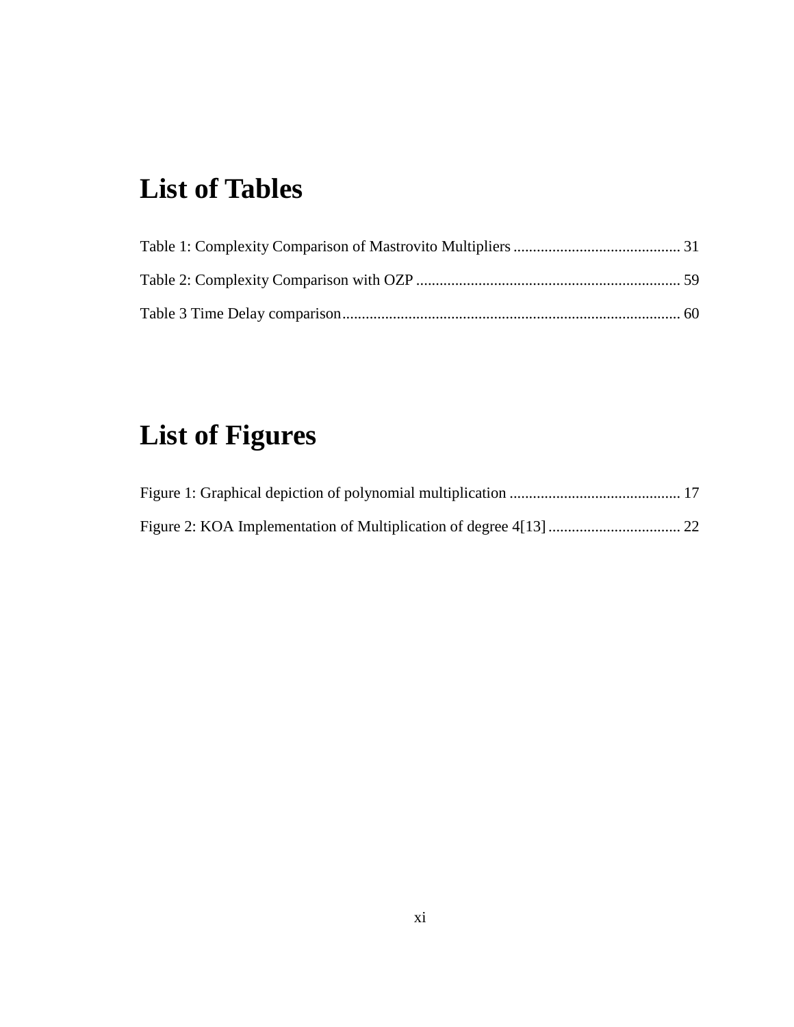# List of Tables

Table 1: Complexity Comparison of Mastrovito Multipliers .......................................... 31

Table 2: Complexity Comparison with OZP .................................................................. 59

Table 3 Time Delay comparison...................................................................................... 60

# List of Figures

Figure 1: Graphical depiction of polynomial multiplication ........................................... 17

Figure 2: KOA Implementation of Multiplication of degree 4[13] .................................. 22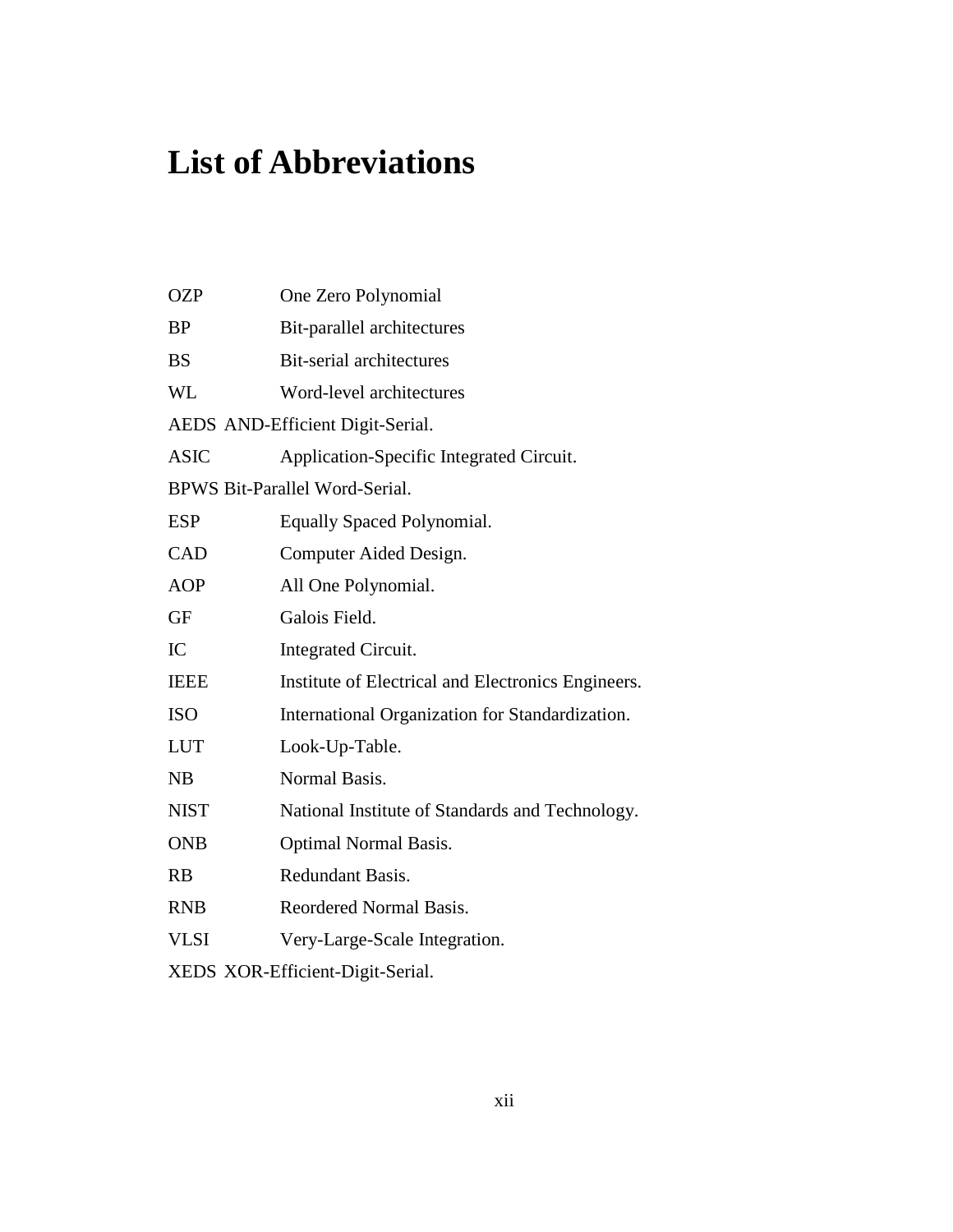# List of Abbreviations

| | |
|---|---|
| OZP | One Zero Polynomial |
| BP | Bit-parallel architectures |
| BS | Bit-serial architectures |
| WL | Word-level architectures |
| AEDS | AND-Efficient Digit-Serial. |
| ASIC | Application-Specific Integrated Circuit. |
| BPWS | Bit-Parallel Word-Serial. |
| ESP | Equally Spaced Polynomial. |
| CAD | Computer Aided Design. |
| AOP | All One Polynomial. |
| GF | Galois Field. |
| IC | Integrated Circuit. |
| IEEE | Institute of Electrical and Electronics Engineers. |
| ISO | International Organization for Standardization. |
| LUT | Look-Up-Table. |
| NB | Normal Basis. |
| NIST | National Institute of Standards and Technology. |
| ONB | Optimal Normal Basis. |
| RB | Redundant Basis. |
| RNB | Reordered Normal Basis. |
| VLSI | Very-Large-Scale Integration. |
| XEDS | XOR-Efficient-Digit-Serial. |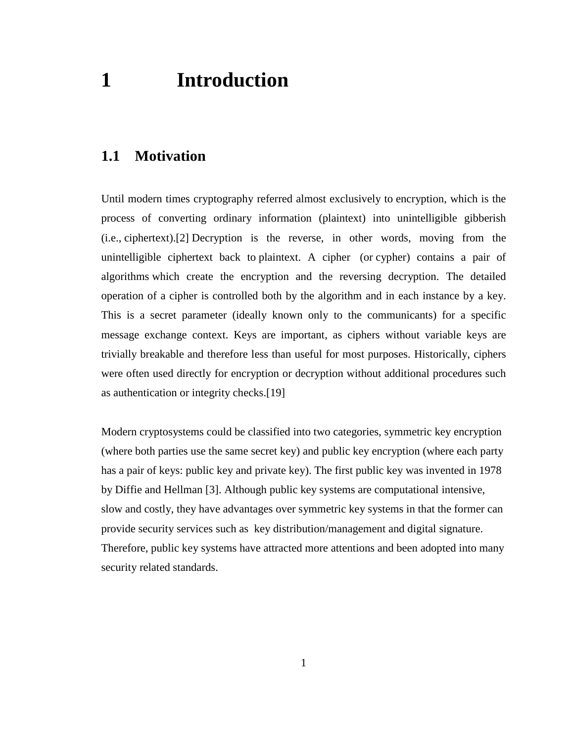# 1 Introduction

## 1.1 Motivation

Until modern times cryptography referred almost exclusively to encryption, which is the process of converting ordinary information (plaintext) into unintelligible gibberish (i.e., ciphertext).[2] Decryption is the reverse, in other words, moving from the unintelligible ciphertext back to plaintext. A cipher (or cypher) contains a pair of algorithms which create the encryption and the reversing decryption. The detailed operation of a cipher is controlled both by the algorithm and in each instance by a key. This is a secret parameter (ideally known only to the communicants) for a specific message exchange context. Keys are important, as ciphers without variable keys are trivially breakable and therefore less than useful for most purposes. Historically, ciphers were often used directly for encryption or decryption without additional procedures such as authentication or integrity checks.[19]

Modern cryptosystems could be classified into two categories, symmetric key encryption (where both parties use the same secret key) and public key encryption (where each party has a pair of keys: public key and private key). The first public key was invented in 1978 by Diffie and Hellman [3]. Although public key systems are computational intensive, slow and costly, they have advantages over symmetric key systems in that the former can provide security services such as key distribution/management and digital signature. Therefore, public key systems have attracted more attentions and been adopted into many security related standards.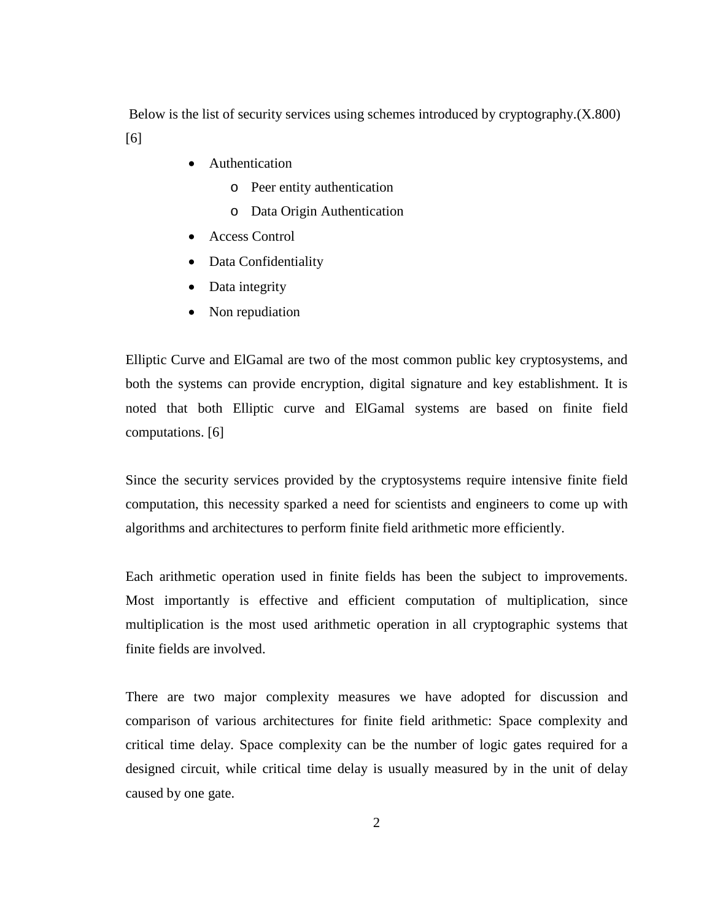Below is the list of security services using schemes introduced by cryptography.(X.800) [6]

- Authentication
    - Peer entity authentication
    - Data Origin Authentication
- Access Control
- Data Confidentiality
- Data integrity
- Non repudiation

Elliptic Curve and ElGamal are two of the most common public key cryptosystems, and both the systems can provide encryption, digital signature and key establishment. It is noted that both Elliptic curve and ElGamal systems are based on finite field computations. [6]

Since the security services provided by the cryptosystems require intensive finite field computation, this necessity sparked a need for scientists and engineers to come up with algorithms and architectures to perform finite field arithmetic more efficiently.

Each arithmetic operation used in finite fields has been the subject to improvements. Most importantly is effective and efficient computation of multiplication, since multiplication is the most used arithmetic operation in all cryptographic systems that finite fields are involved.

There are two major complexity measures we have adopted for discussion and comparison of various architectures for finite field arithmetic: Space complexity and critical time delay. Space complexity can be the number of logic gates required for a designed circuit, while critical time delay is usually measured by in the unit of delay caused by one gate.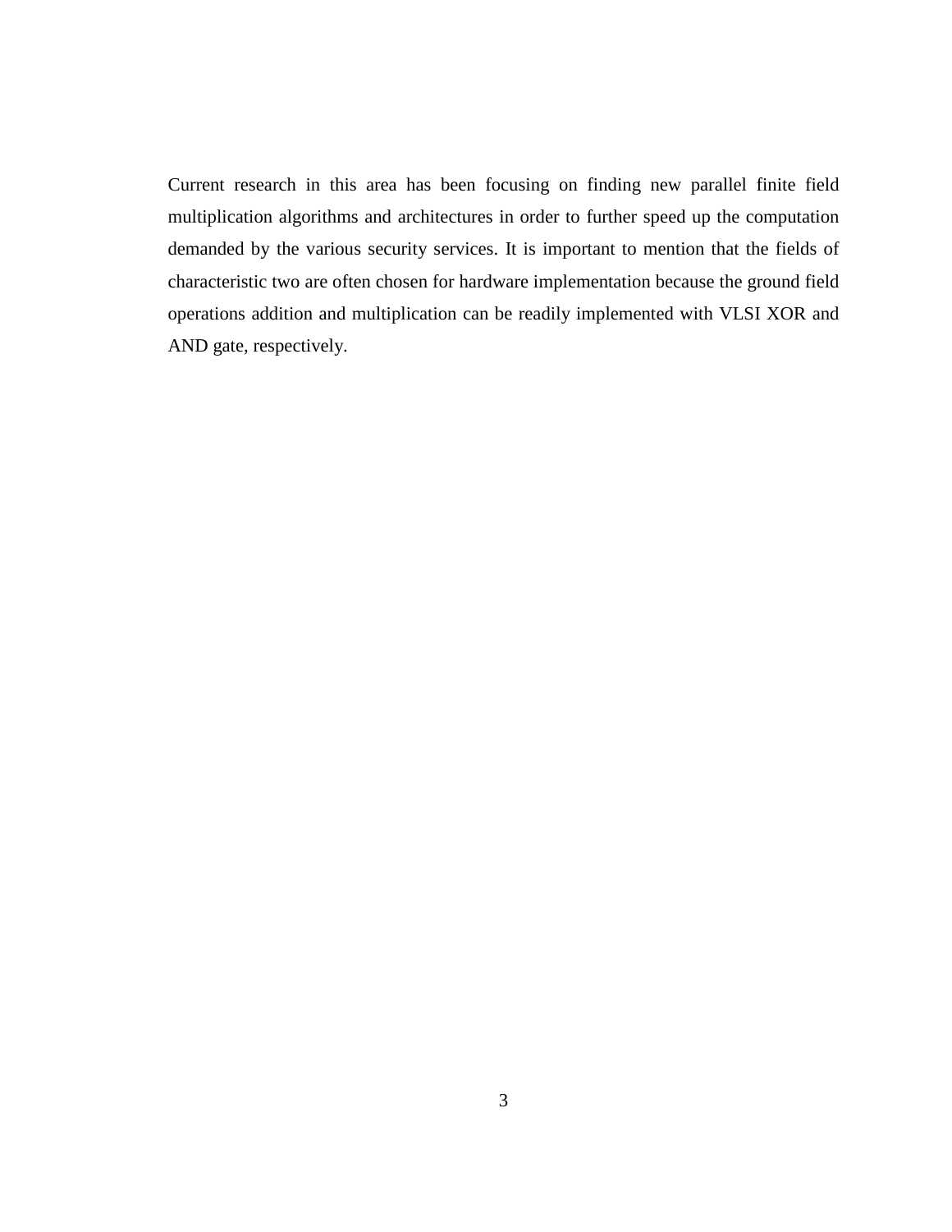Current research in this area has been focusing on finding new parallel finite field multiplication algorithms and architectures in order to further speed up the computation demanded by the various security services. It is important to mention that the fields of characteristic two are often chosen for hardware implementation because the ground field operations addition and multiplication can be readily implemented with VLSI XOR and AND gate, respectively.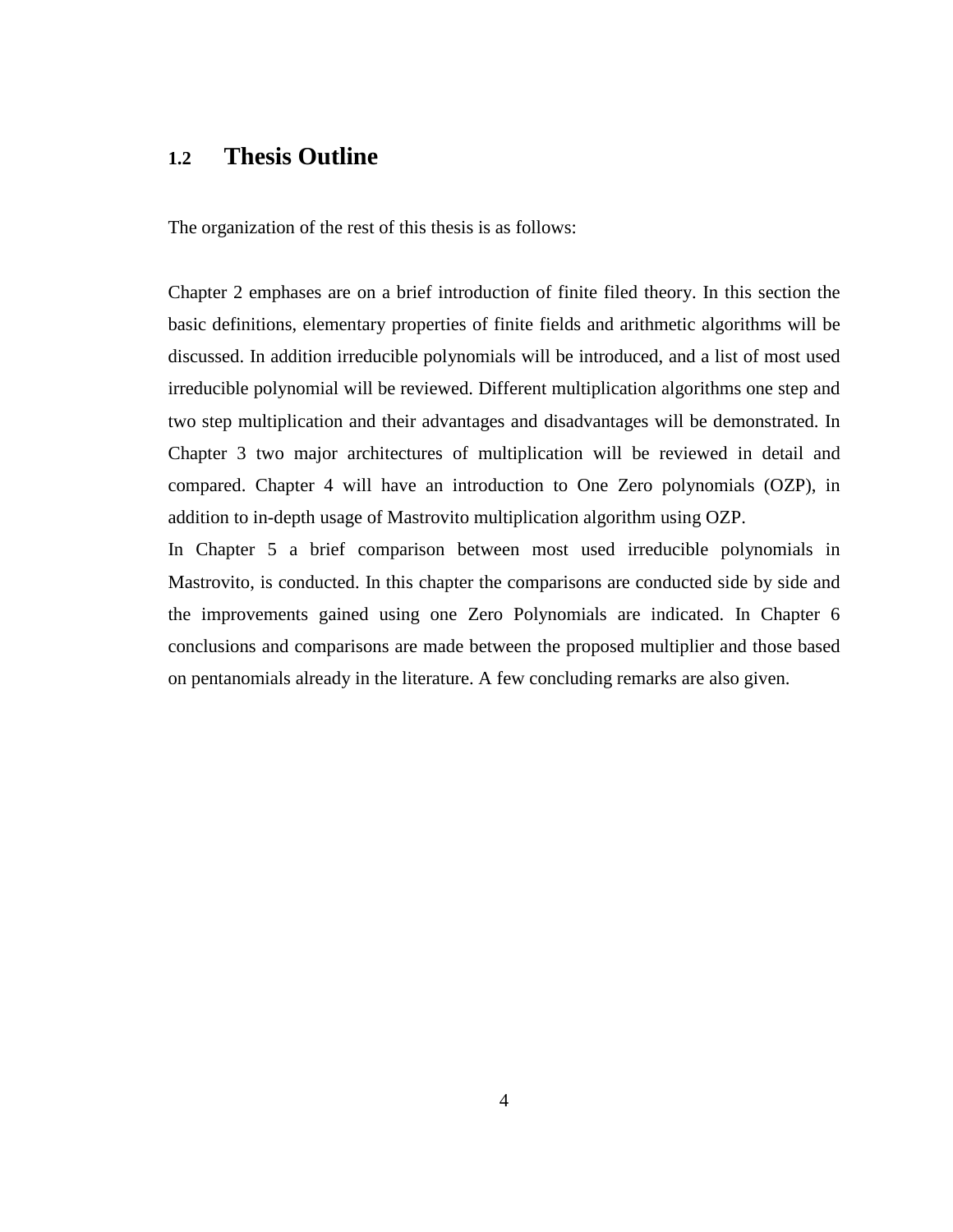## 1.2 Thesis Outline

The organization of the rest of this thesis is as follows:

Chapter 2 emphases are on a brief introduction of finite filed theory. In this section the basic definitions, elementary properties of finite fields and arithmetic algorithms will be discussed. In addition irreducible polynomials will be introduced, and a list of most used irreducible polynomial will be reviewed. Different multiplication algorithms one step and two step multiplication and their advantages and disadvantages will be demonstrated. In Chapter 3 two major architectures of multiplication will be reviewed in detail and compared. Chapter 4 will have an introduction to One Zero polynomials (OZP), in addition to in-depth usage of Mastrovito multiplication algorithm using OZP.

In Chapter 5 a brief comparison between most used irreducible polynomials in Mastrovito, is conducted. In this chapter the comparisons are conducted side by side and the improvements gained using one Zero Polynomials are indicated. In Chapter 6 conclusions and comparisons are made between the proposed multiplier and those based on pentanomials already in the literature. A few concluding remarks are also given.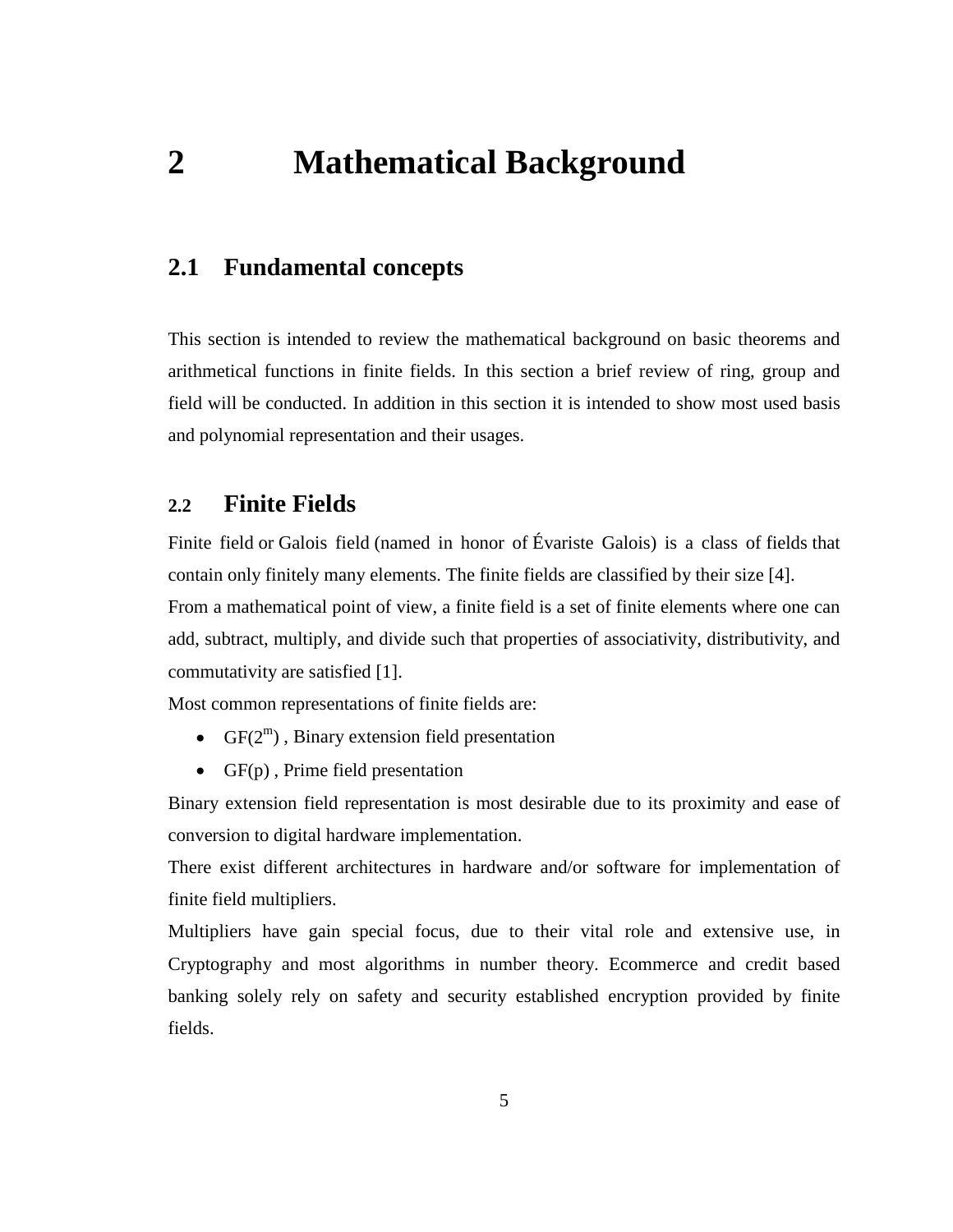# 2 Mathematical Background

## 2.1 Fundamental concepts

This section is intended to review the mathematical background on basic theorems and arithmetical functions in finite fields. In this section a brief review of ring, group and field will be conducted. In addition in this section it is intended to show most used basis and polynomial representation and their usages.

## 2.2 Finite Fields

Finite field or Galois field (named in honor of Évariste Galois) is a class of fields that contain only finitely many elements. The finite fields are classified by their size [4].

From a mathematical point of view, a finite field is a set of finite elements where one can add, subtract, multiply, and divide such that properties of associativity, distributivity, and commutativity are satisfied [1].

Most common representations of finite fields are:

- $GF(2^m)$ , Binary extension field presentation
- $GF(p)$ , Prime field presentation

Binary extension field representation is most desirable due to its proximity and ease of conversion to digital hardware implementation.

There exist different architectures in hardware and/or software for implementation of finite field multipliers.

Multipliers have gain special focus, due to their vital role and extensive use, in Cryptography and most algorithms in number theory. Ecommerce and credit based banking solely rely on safety and security established encryption provided by finite fields.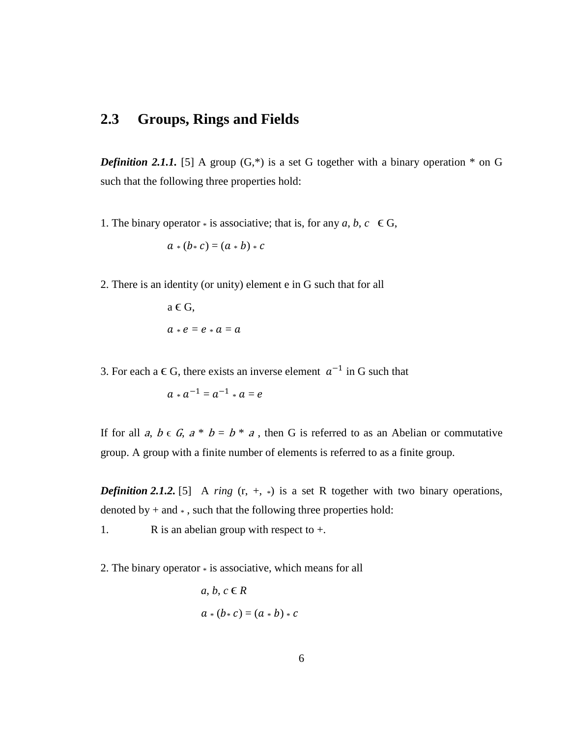## 2.3 Groups, Rings and Fields

***Definition 2.1.1.*** [5] A group (G,*) is a set G together with a binary operation * on G such that the following three properties hold:

1. The binary operator * is associative; that is, for any $a$, $b$, $c$ ∈ G,

$$a * (b * c) = (a * b) * c$$

2. There is an identity (or unity) element e in G such that for all

a ∈ G,

$$a * e = e * a = a$$

3. For each a ∈ G, there exists an inverse element $a^{-1}$ in G such that

$$a * a^{-1} = a^{-1} * a = e$$

If for all $a$, $b \in G$, $a * b = b * a$ , then G is referred to as an Abelian or commutative group. A group with a finite number of elements is referred to as a finite group.

***Definition 2.1.2.*** [5] A *ring* (r, +, *) is a set R together with two binary operations, denoted by + and * , such that the following three properties hold:

1. R is an abelian group with respect to +.

2. The binary operator * is associative, which means for all

$a, b, c \in R$

$$a * (b * c) = (a * b) * c$$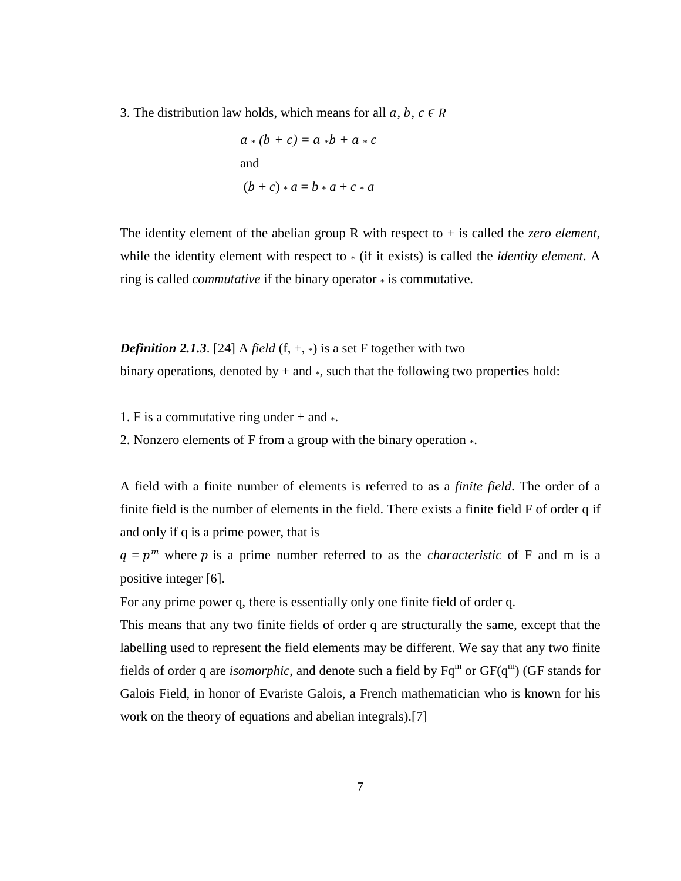3. The distribution law holds, which means for all $a, b, c \in R$

$$a * (b + c) = a * b + a * c$$

and

$$(b + c) * a = b * a + c * a$$

The identity element of the abelian group R with respect to + is called the *zero element*, while the identity element with respect to $*$ (if it exists) is called the *identity element*. A ring is called *commutative* if the binary operator $*$ is commutative.

***Definition 2.1.3***. [24] A *field* (f, +, $*$) is a set F together with two binary operations, denoted by + and $*$, such that the following two properties hold:

1. F is a commutative ring under + and $*$.
2. Nonzero elements of F from a group with the binary operation $*$.

A field with a finite number of elements is referred to as a *finite field*. The order of a finite field is the number of elements in the field. There exists a finite field F of order q if and only if q is a prime power, that is

$q = p^m$ where $p$ is a prime number referred to as the *characteristic* of F and m is a positive integer [6].

For any prime power q, there is essentially only one finite field of order q.

This means that any two finite fields of order q are structurally the same, except that the labelling used to represent the field elements may be different. We say that any two finite fields of order q are *isomorphic*, and denote such a field by $Fq^m$ or $GF(q^m)$ (GF stands for Galois Field, in honor of Evariste Galois, a French mathematician who is known for his work on the theory of equations and abelian integrals).[7]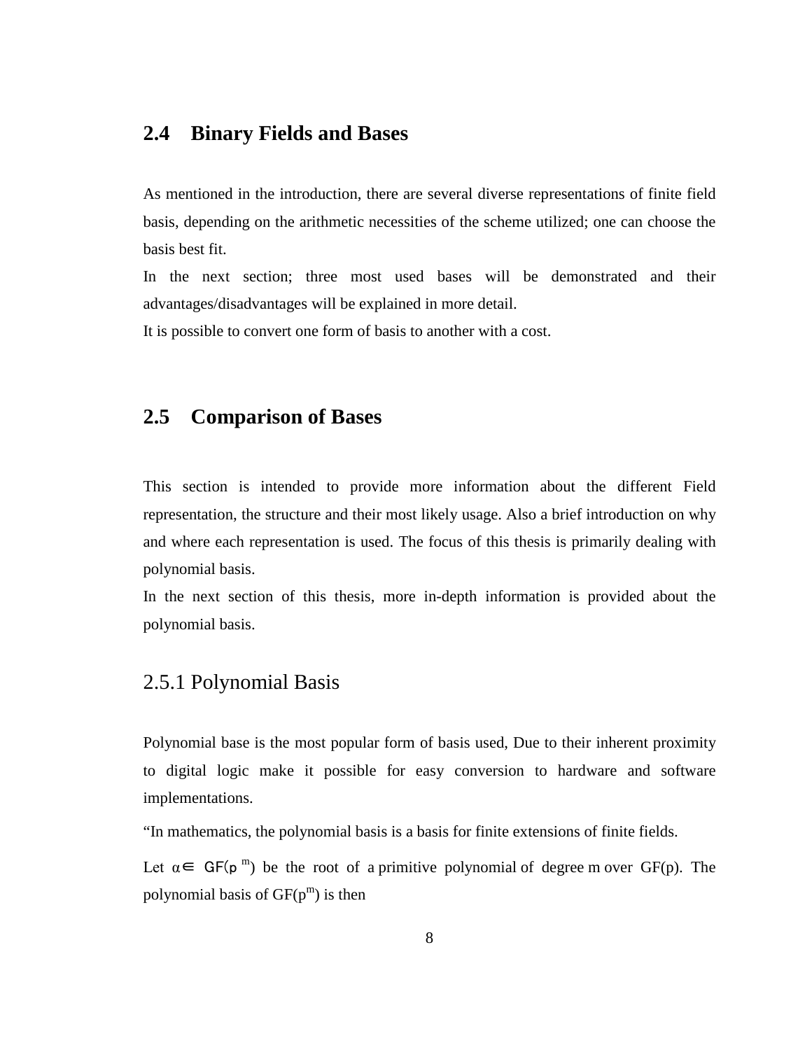## 2.4 Binary Fields and Bases

As mentioned in the introduction, there are several diverse representations of finite field basis, depending on the arithmetic necessities of the scheme utilized; one can choose the basis best fit.

In the next section; three most used bases will be demonstrated and their advantages/disadvantages will be explained in more detail.

It is possible to convert one form of basis to another with a cost.

## 2.5 Comparison of Bases

This section is intended to provide more information about the different Field representation, the structure and their most likely usage. Also a brief introduction on why and where each representation is used. The focus of this thesis is primarily dealing with polynomial basis.

In the next section of this thesis, more in-depth information is provided about the polynomial basis.

### 2.5.1 Polynomial Basis

Polynomial base is the most popular form of basis used, Due to their inherent proximity to digital logic make it possible for easy conversion to hardware and software implementations.

“In mathematics, the polynomial basis is a basis for finite extensions of finite fields.

Let $\alpha \in GF(p^m)$ be the root of a primitive polynomial of degree m over GF(p). The polynomial basis of $GF(p^m)$ is then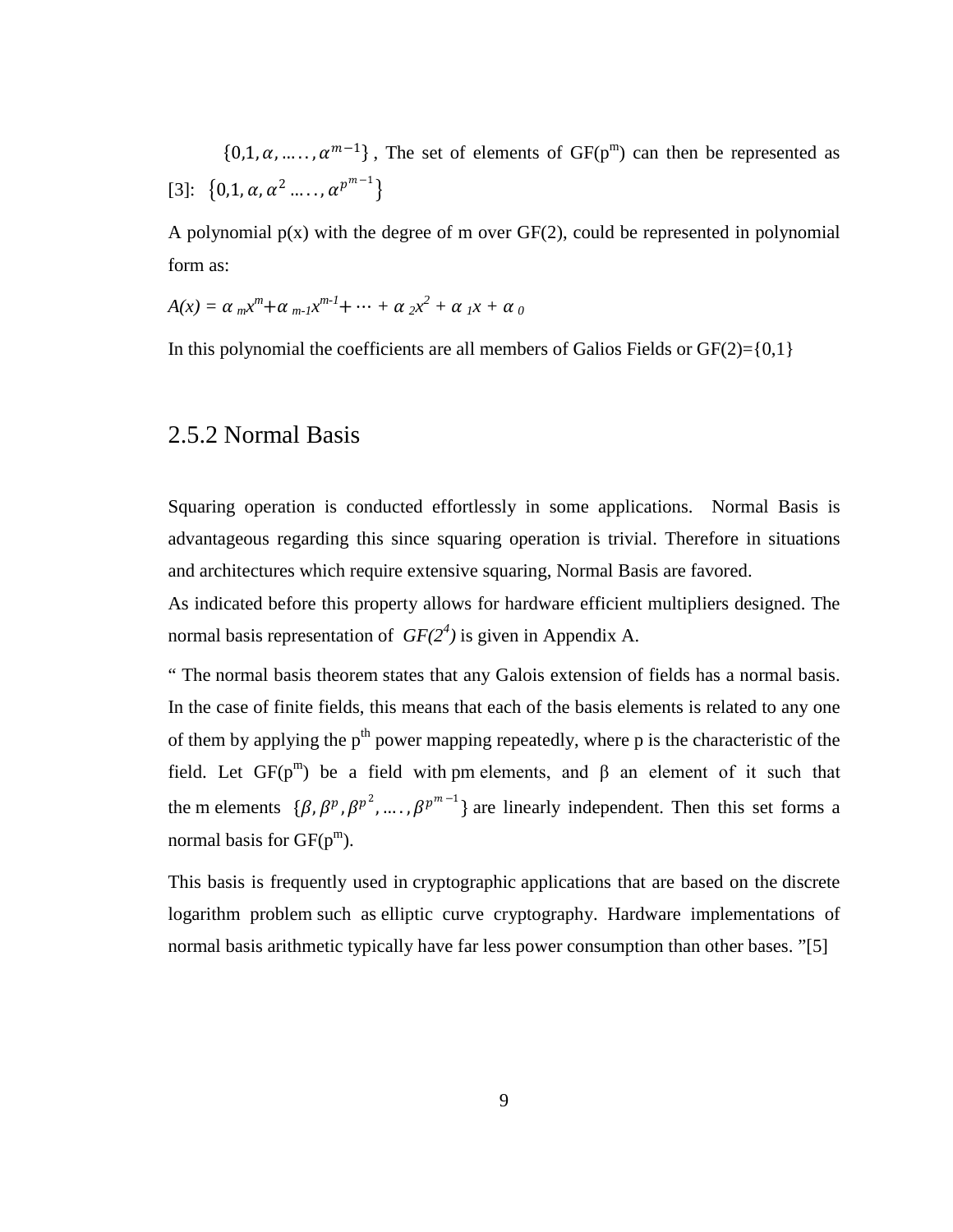$\{0,1,\alpha,\ldots\ldots,\alpha^{m-1}\}$, The set of elements of $GF(p^m)$ can then be represented as [3]: $\{0,1,\alpha,\alpha^2\ldots\ldots,\alpha^{p^m-1}\}$

A polynomial p(x) with the degree of m over GF(2), could be represented in polynomial form as:

$A(x) = \alpha_m x^m + \alpha_{m-1}x^{m-1} + \cdots + \alpha_2 x^2 + \alpha_1 x + \alpha_0$

In this polynomial the coefficients are all members of Galios Fields or GF(2)={0,1}

## 2.5.2 Normal Basis

Squaring operation is conducted effortlessly in some applications. Normal Basis is advantageous regarding this since squaring operation is trivial. Therefore in situations and architectures which require extensive squaring, Normal Basis are favored.
As indicated before this property allows for hardware efficient multipliers designed. The normal basis representation of $GF(2^4)$ is given in Appendix A.

" The normal basis theorem states that any Galois extension of fields has a normal basis. In the case of finite fields, this means that each of the basis elements is related to any one of them by applying the $p^{th}$ power mapping repeatedly, where p is the characteristic of the field. Let $GF(p^m)$ be a field with pm elements, and β an element of it such that the m elements $\{\beta,\beta^p,\beta^{p^2},\ldots\ldots,\beta^{p^{m-1}}\}$ are linearly independent. Then this set forms a normal basis for $GF(p^m)$.

This basis is frequently used in cryptographic applications that are based on the discrete logarithm problem such as elliptic curve cryptography. Hardware implementations of normal basis arithmetic typically have far less power consumption than other bases. "[5]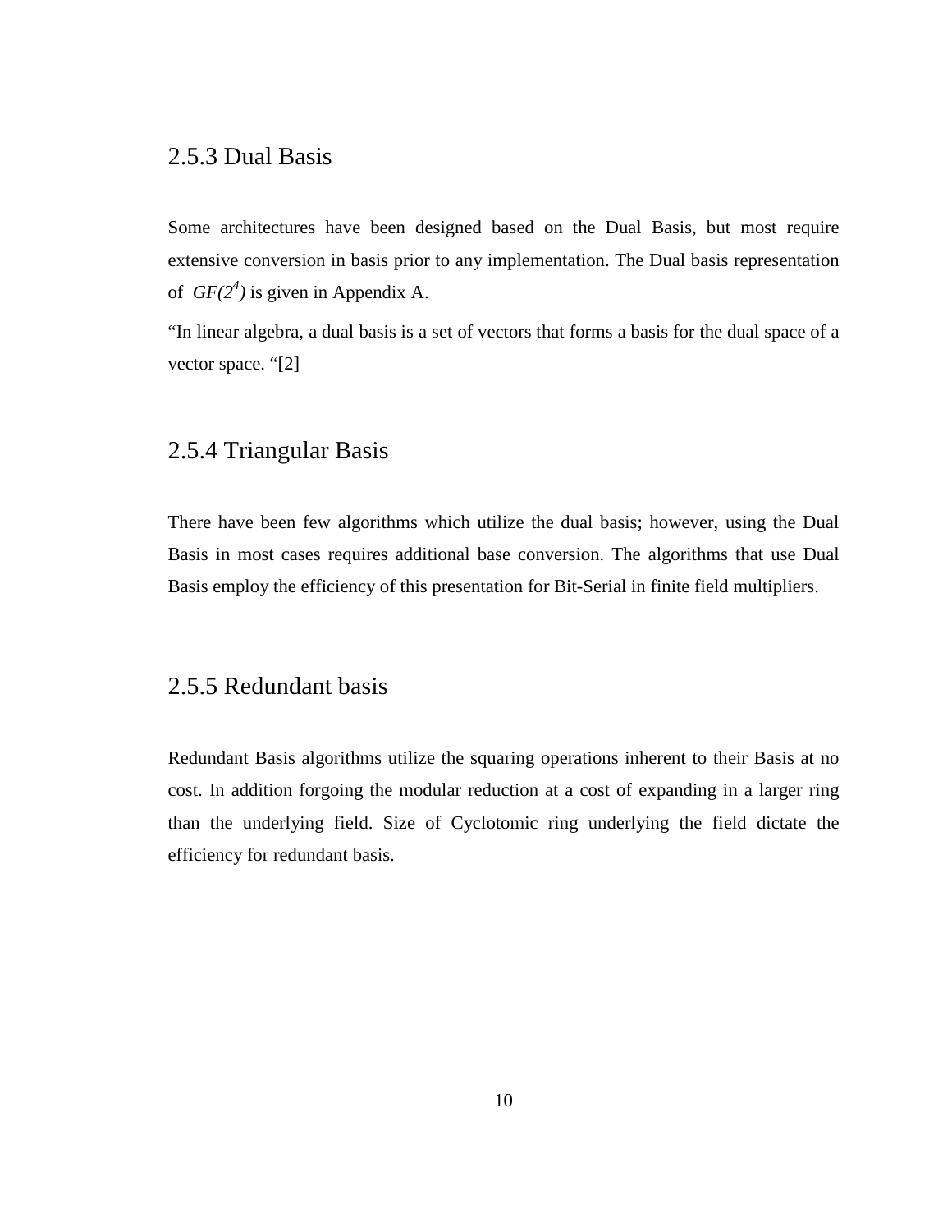### 2.5.3 Dual Basis

Some architectures have been designed based on the Dual Basis, but most require extensive conversion in basis prior to any implementation. The Dual basis representation of $GF(2^4)$ is given in Appendix A.

“In linear algebra, a dual basis is a set of vectors that forms a basis for the dual space of a vector space. “[2]

### 2.5.4 Triangular Basis

There have been few algorithms which utilize the dual basis; however, using the Dual Basis in most cases requires additional base conversion. The algorithms that use Dual Basis employ the efficiency of this presentation for Bit-Serial in finite field multipliers.

### 2.5.5 Redundant basis

Redundant Basis algorithms utilize the squaring operations inherent to their Basis at no cost. In addition forgoing the modular reduction at a cost of expanding in a larger ring than the underlying field. Size of Cyclotomic ring underlying the field dictate the efficiency for redundant basis.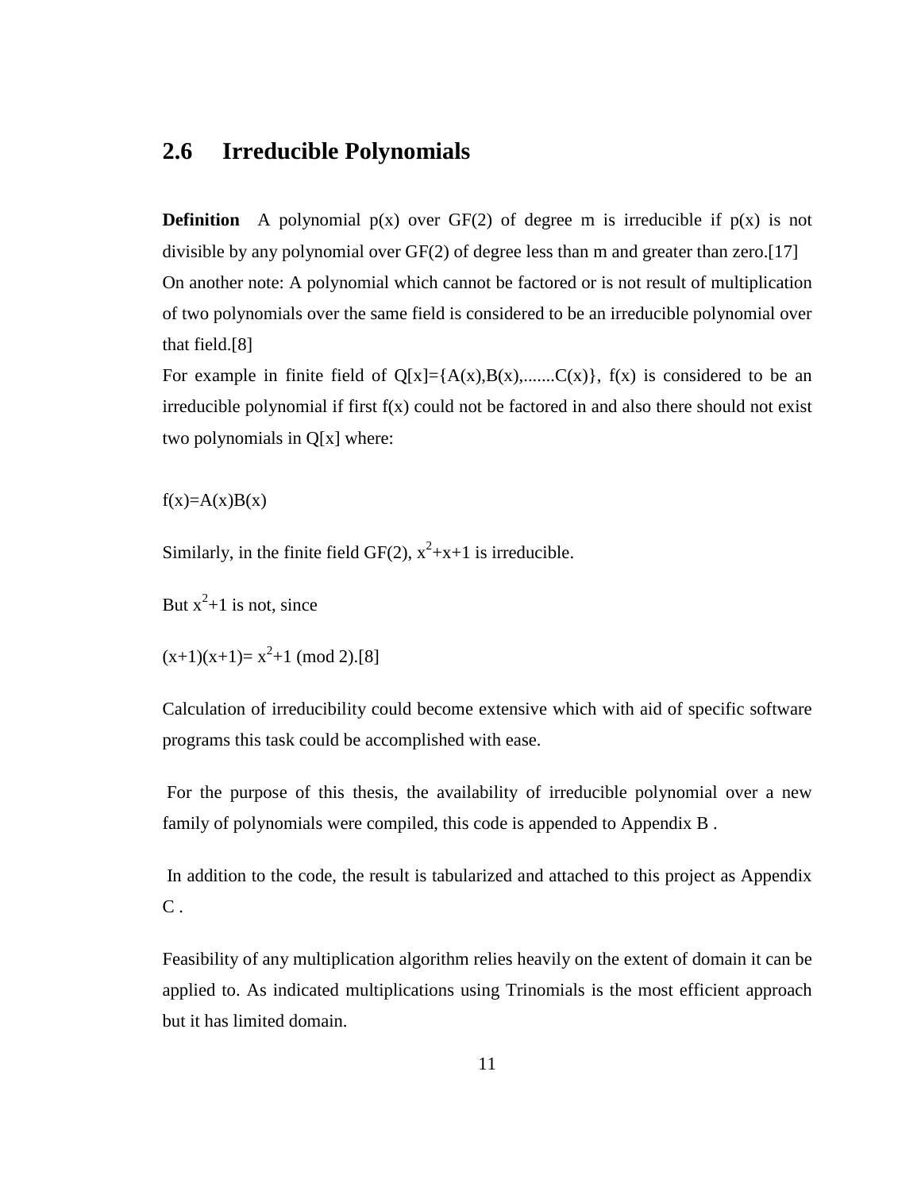## 2.6 Irreducible Polynomials

**Definition** A polynomial $p(x)$ over GF(2) of degree m is irreducible if $p(x)$ is not divisible by any polynomial over GF(2) of degree less than m and greater than zero.[17]
On another note: A polynomial which cannot be factored or is not result of multiplication of two polynomials over the same field is considered to be an irreducible polynomial over that field.[8]
For example in finite field of $Q[x]=\{A(x),B(x),.......C(x)\}$, $f(x)$ is considered to be an irreducible polynomial if first $f(x)$ could not be factored in and also there should not exist two polynomials in $Q[x]$ where:

$f(x)=A(x)B(x)$

Similarly, in the finite field GF(2), $x^2+x+1$ is irreducible.

But $x^2+1$ is not, since

$(x+1)(x+1)= x^2+1 \pmod 2$.[8]

Calculation of irreducibility could become extensive which with aid of specific software programs this task could be accomplished with ease.

For the purpose of this thesis, the availability of irreducible polynomial over a new family of polynomials were compiled, this code is appended to Appendix B .

In addition to the code, the result is tabularized and attached to this project as Appendix C .

Feasibility of any multiplication algorithm relies heavily on the extent of domain it can be applied to. As indicated multiplications using Trinomials is the most efficient approach but it has limited domain.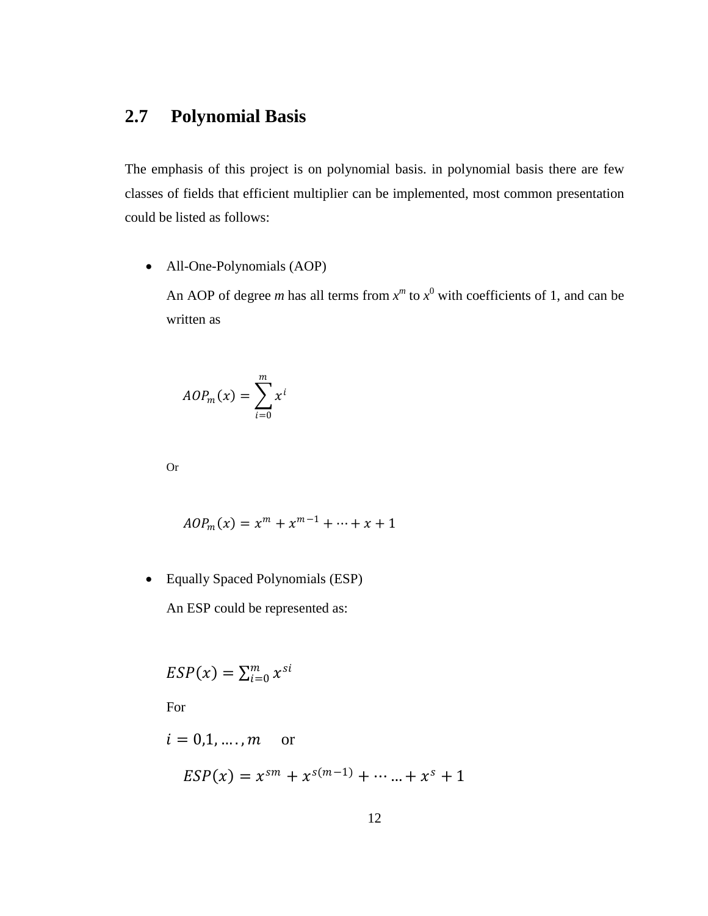## 2.7 Polynomial Basis

The emphasis of this project is on polynomial basis. in polynomial basis there are few classes of fields that efficient multiplier can be implemented, most common presentation could be listed as follows:

- All-One-Polynomials (AOP)

  An AOP of degree *m* has all terms from $x^m$ to $x^0$ with coefficients of 1, and can be written as

$$AOP_m(x) = \sum_{i=0}^{m} x^i$$

Or

$$AOP_m(x) = x^m + x^{m-1} + \cdots + x + 1$$

- Equally Spaced Polynomials (ESP)

  An ESP could be represented as:

$$ESP(x) = \sum_{i=0}^{m} x^{si}$$

For

$i = 0,1, \ldots.., m$ or

$$ESP(x) = x^{sm} + x^{s(m-1)} + \cdots \ldots + x^s + 1$$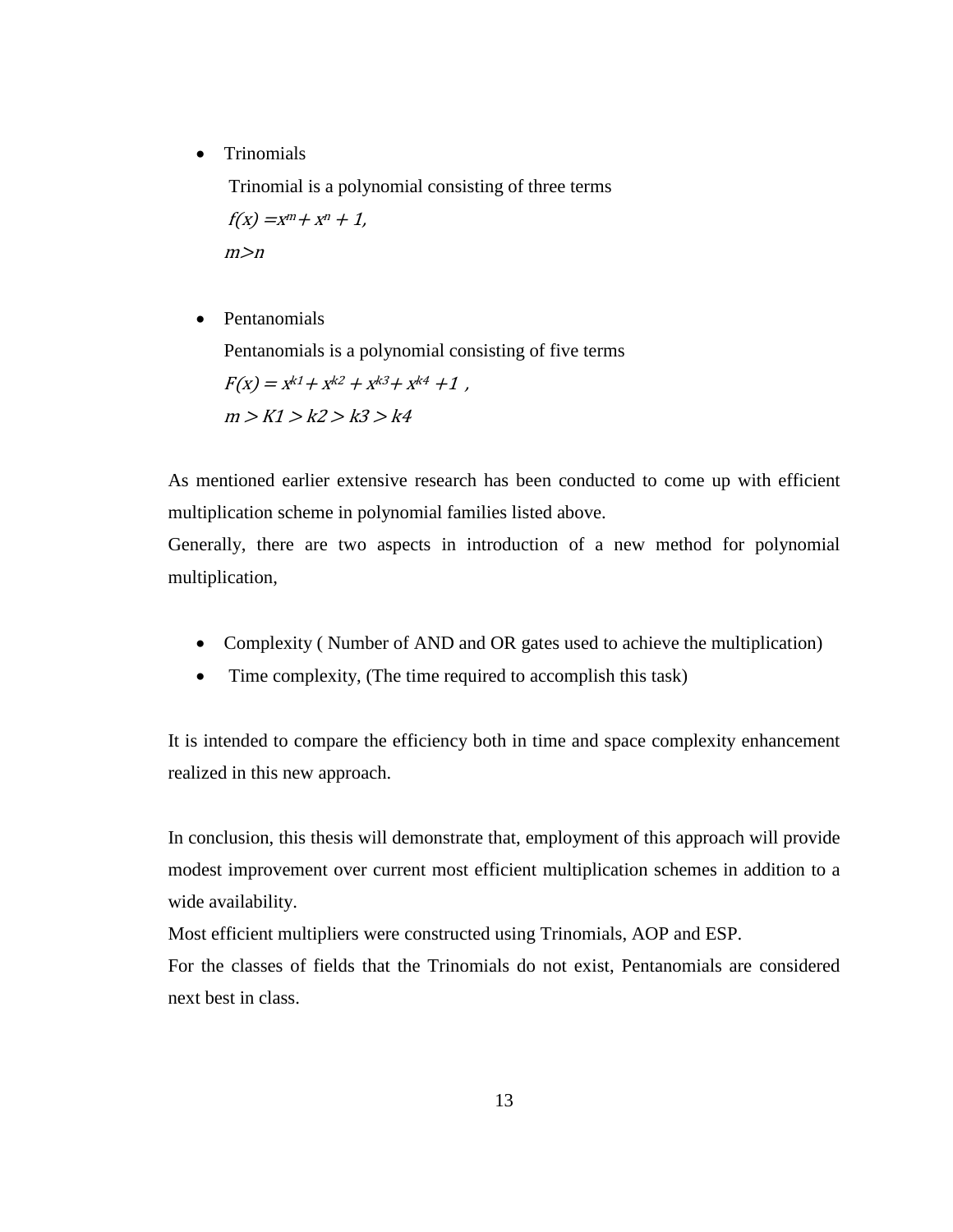- Trinomials

  Trinomial is a polynomial consisting of three terms

  $f(x) = x^m + x^n + 1,$

  $m > n$

- Pentanomials

  Pentanomials is a polynomial consisting of five terms

  $F(x) = x^{k1} + x^{k2} + x^{k3} + x^{k4} + 1$ ,

  $m > K1 > k2 > k3 > k4$

As mentioned earlier extensive research has been conducted to come up with efficient multiplication scheme in polynomial families listed above.

Generally, there are two aspects in introduction of a new method for polynomial multiplication,

- Complexity ( Number of AND and OR gates used to achieve the multiplication)
- Time complexity, (The time required to accomplish this task)

It is intended to compare the efficiency both in time and space complexity enhancement realized in this new approach.

In conclusion, this thesis will demonstrate that, employment of this approach will provide modest improvement over current most efficient multiplication schemes in addition to a wide availability.

Most efficient multipliers were constructed using Trinomials, AOP and ESP.

For the classes of fields that the Trinomials do not exist, Pentanomials are considered next best in class.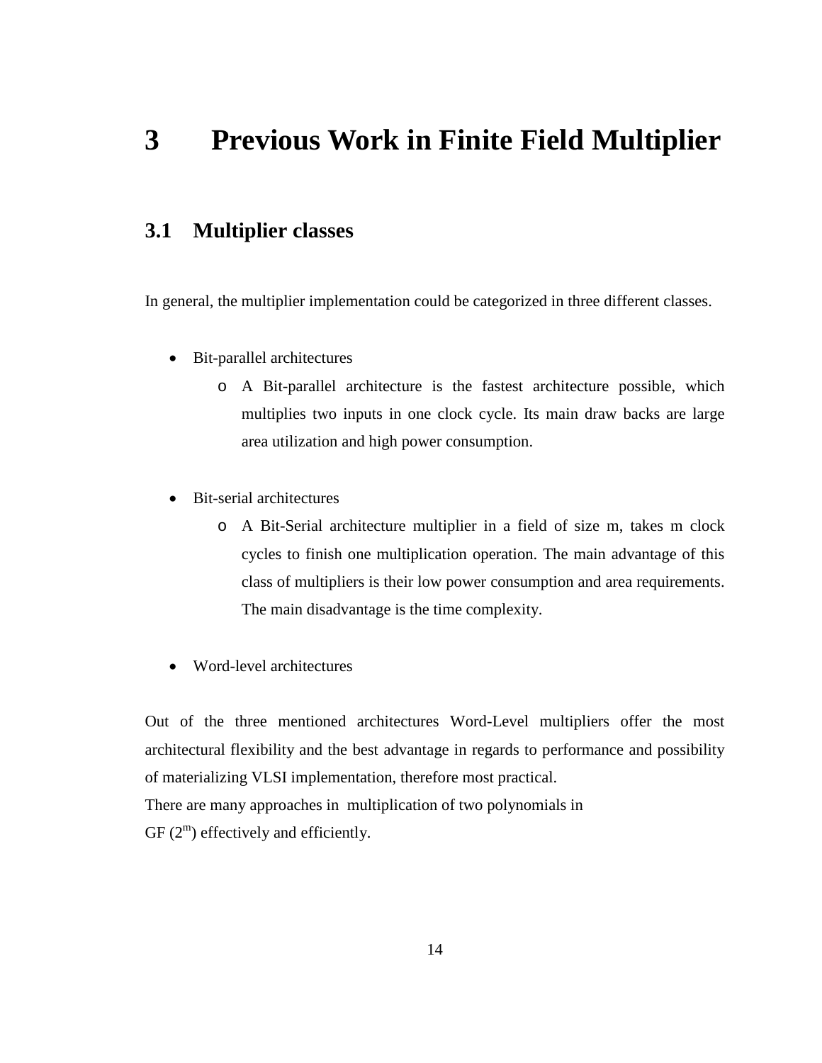# 3 Previous Work in Finite Field Multiplier

## 3.1 Multiplier classes

In general, the multiplier implementation could be categorized in three different classes.

- Bit-parallel architectures
  - A Bit-parallel architecture is the fastest architecture possible, which multiplies two inputs in one clock cycle. Its main draw backs are large area utilization and high power consumption.

- Bit-serial architectures
  - A Bit-Serial architecture multiplier in a field of size m, takes m clock cycles to finish one multiplication operation. The main advantage of this class of multipliers is their low power consumption and area requirements. The main disadvantage is the time complexity.

- Word-level architectures

Out of the three mentioned architectures Word-Level multipliers offer the most architectural flexibility and the best advantage in regards to performance and possibility of materializing VLSI implementation, therefore most practical.
There are many approaches in multiplication of two polynomials in $GF(2^m)$ effectively and efficiently.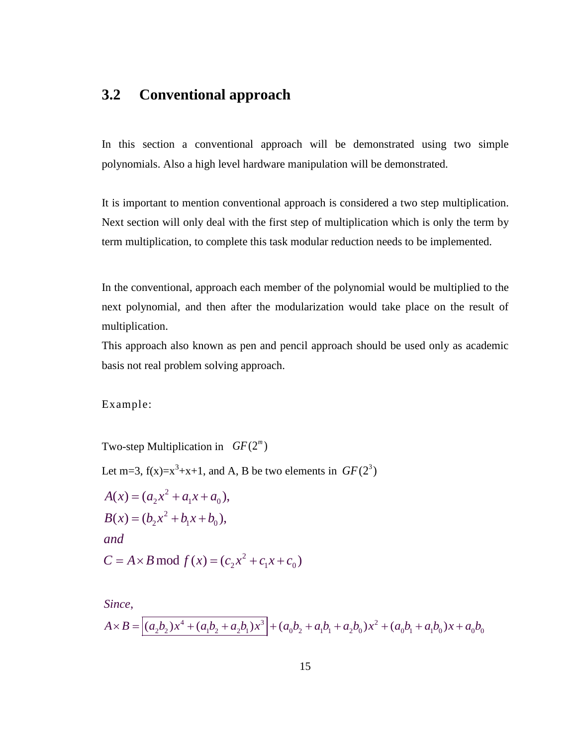## 3.2 Conventional approach

In this section a conventional approach will be demonstrated using two simple polynomials. Also a high level hardware manipulation will be demonstrated.

It is important to mention conventional approach is considered a two step multiplication. Next section will only deal with the first step of multiplication which is only the term by term multiplication, to complete this task modular reduction needs to be implemented.

In the conventional, approach each member of the polynomial would be multiplied to the next polynomial, and then after the modularization would take place on the result of multiplication.

This approach also known as pen and pencil approach should be used only as academic basis not real problem solving approach.

Example:

Two-step Multiplication in $GF(2^m)$

Let m=3, f(x)=$x^3$+x+1, and A, B be two elements in $GF(2^3)$

$$
\begin{aligned}
&A(x) = (a_2x^2 + a_1x + a_0),\\
&B(x) = (b_2x^2 + b_1x + b_0),\\
&and\\
&C = A \times B \bmod f(x) = (c_2x^2 + c_1x + c_0)
\end{aligned}
$$

*Since*,

$$
A \times B = \boxed{(a_2b_2)x^4 + (a_1b_2 + a_2b_1)x^3} + (a_0b_2 + a_1b_1 + a_2b_0)x^2 + (a_0b_1 + a_1b_0)x + a_0b_0
$$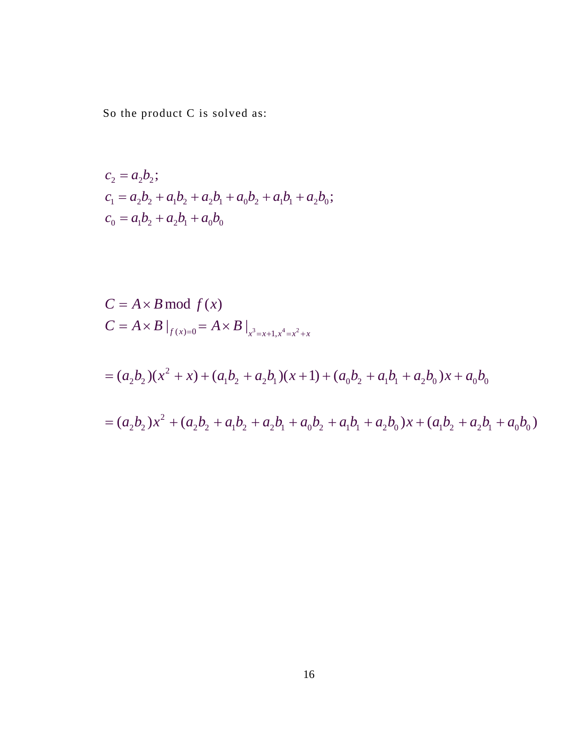So the product C is solved as:

$$
\begin{aligned}
c_2 &= a_2 b_2; \\
c_1 &= a_2 b_2 + a_1 b_2 + a_2 b_1 + a_0 b_2 + a_1 b_1 + a_2 b_0; \\
c_0 &= a_1 b_2 + a_2 b_1 + a_0 b_0
\end{aligned}
$$

$$
\begin{aligned}
C &= A \times B \bmod f(x) \\
C &= A \times B \,|_{f(x)=0} = A \times B \,|_{x^3 = x+1,\, x^4 = x^2 + x}
\end{aligned}
$$

$$
= (a_2 b_2)(x^2 + x) + (a_1 b_2 + a_2 b_1)(x+1) + (a_0 b_2 + a_1 b_1 + a_2 b_0)x + a_0 b_0
$$

$$
= (a_2 b_2)x^2 + (a_2 b_2 + a_1 b_2 + a_2 b_1 + a_0 b_2 + a_1 b_1 + a_2 b_0)x + (a_1 b_2 + a_2 b_1 + a_0 b_0)
$$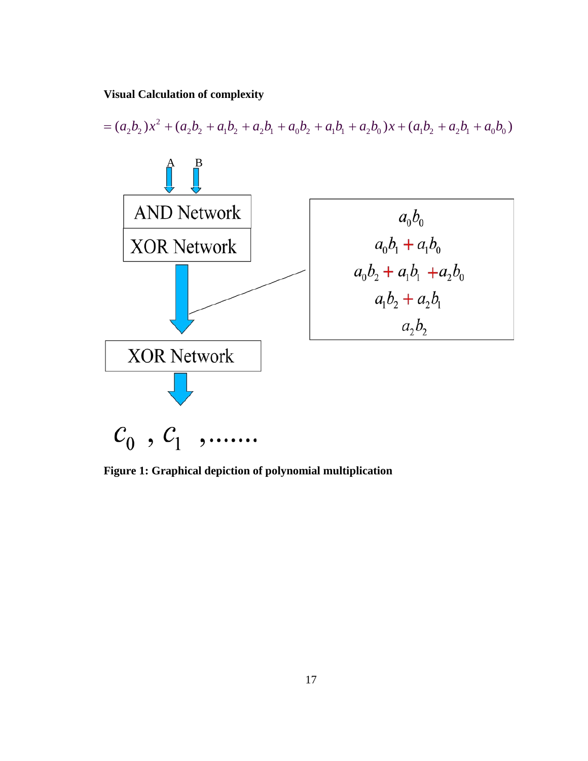**Visual Calculation of complexity**

$$= (a_2b_2)x^2 + (a_2b_2 + a_1b_2 + a_2b_1 + a_0b_2 + a_1b_1 + a_2b_0)x + (a_1b_2 + a_2b_1 + a_0b_0)$$

A
B
AND Network
XOR Network
XOR Network
$c_0$ , $c_1$ ,.......

$a_0b_0$
$a_0b_1 + a_1b_0$
$a_0b_2 + a_1b_1 + a_2b_0$
$a_1b_2 + a_2b_1$
$a_2b_2$

**Figure 1: Graphical depiction of polynomial multiplication**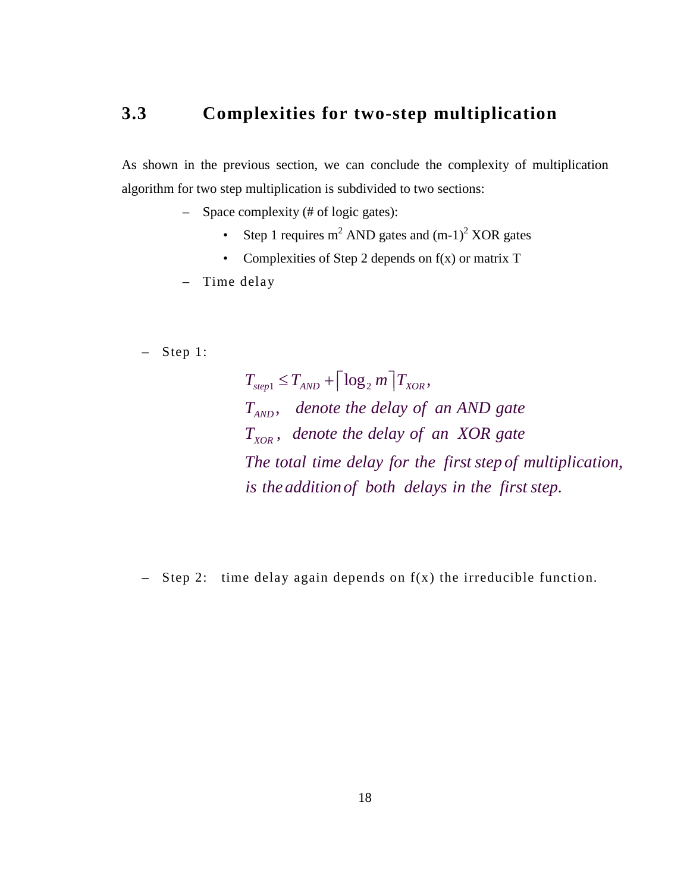## 3.3 Complexities for two-step multiplication

As shown in the previous section, we can conclude the complexity of multiplication algorithm for two step multiplication is subdivided to two sections:

- Space complexity (# of logic gates):
  - Step 1 requires $m^2$ AND gates and $(m-1)^2$ XOR gates
  - Complexities of Step 2 depends on f(x) or matrix T
- Time delay

- Step 1:

$$T_{step1} \leq T_{AND} + \lceil \log_2 m \rceil T_{XOR},$$

$T_{AND}$, *denote the delay of an AND gate*

$T_{XOR}$, *denote the delay of an XOR gate*

*The total time delay for the first step of multiplication, is the addition of both delays in the first step.*

- Step 2: time delay again depends on f(x) the irreducible function.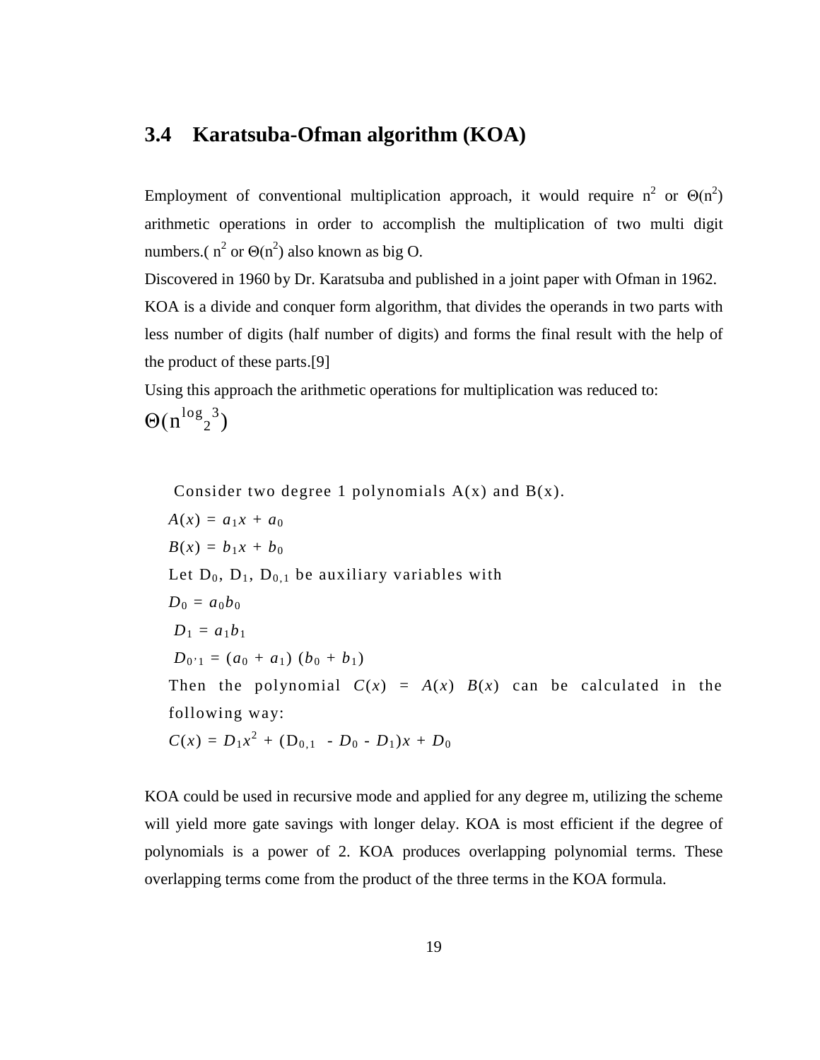## 3.4 Karatsuba-Ofman algorithm (KOA)

Employment of conventional multiplication approach, it would require $n^2$ or $\Theta(n^2)$ arithmetic operations in order to accomplish the multiplication of two multi digit numbers.( $n^2$ or $\Theta(n^2)$ also known as big O.

Discovered in 1960 by Dr. Karatsuba and published in a joint paper with Ofman in 1962.

KOA is a divide and conquer form algorithm, that divides the operands in two parts with less number of digits (half number of digits) and forms the final result with the help of the product of these parts.[9]

Using this approach the arithmetic operations for multiplication was reduced to:

$$\Theta(n^{\log_2 3})$$

Consider two degree 1 polynomials A(x) and B(x).

$A(x) = a_1x + a_0$

$B(x) = b_1x + b_0$

Let $D_0$, $D_1$, $D_{0,1}$ be auxiliary variables with

$D_0 = a_0b_0$

$D_1 = a_1b_1$

$D_{0,1} = (a_0 + a_1)(b_0 + b_1)$

Then the polynomial $C(x) = A(x)\ B(x)$ can be calculated in the following way:

$C(x) = D_1x^2 + (D_{0,1} - D_0 - D_1)x + D_0$

KOA could be used in recursive mode and applied for any degree m, utilizing the scheme will yield more gate savings with longer delay. KOA is most efficient if the degree of polynomials is a power of 2. KOA produces overlapping polynomial terms. These overlapping terms come from the product of the three terms in the KOA formula.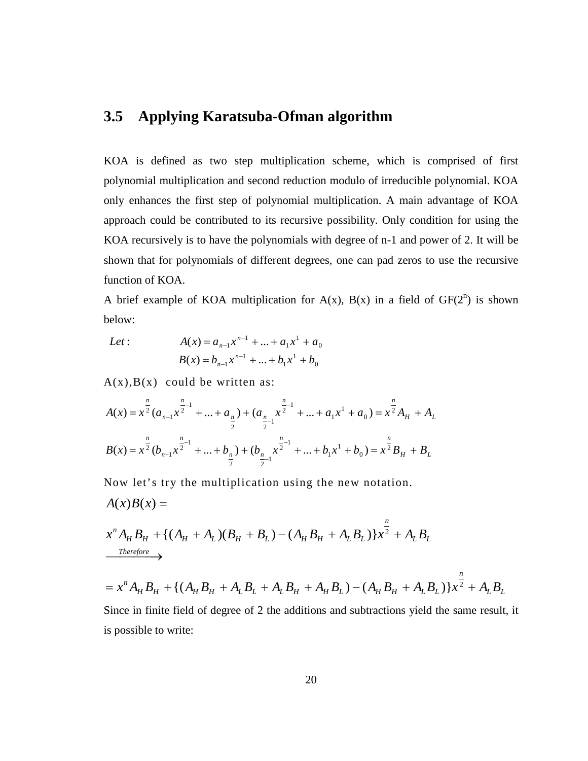## 3.5 Applying Karatsuba-Ofman algorithm

KOA is defined as two step multiplication scheme, which is comprised of first polynomial multiplication and second reduction modulo of irreducible polynomial. KOA only enhances the first step of polynomial multiplication. A main advantage of KOA approach could be contributed to its recursive possibility. Only condition for using the KOA recursively is to have the polynomials with degree of n-1 and power of 2. It will be shown that for polynomials of different degrees, one can pad zeros to use the recursive function of KOA.

A brief example of KOA multiplication for A(x), B(x) in a field of GF($2^n$) is shown below:

$$\begin{aligned} Let: \qquad & A(x) = a_{n-1}x^{n-1} + ... + a_1x^1 + a_0 \\ & B(x) = b_{n-1}x^{n-1} + ... + b_1x^1 + b_0 \end{aligned}$$

A(x),B(x) could be written as:

$$A(x) = x^{\frac{n}{2}}(a_{n-1}x^{\frac{n}{2}-1} + ... + a_{\frac{n}{2}}) + (a_{\frac{n}{2}-1}x^{\frac{n}{2}-1} + ... + a_1x^1 + a_0) = x^{\frac{n}{2}}A_H + A_L$$

$$B(x) = x^{\frac{n}{2}}(b_{n-1}x^{\frac{n}{2}-1} + ... + b_{\frac{n}{2}}) + (b_{\frac{n}{2}-1}x^{\frac{n}{2}-1} + ... + b_1x^1 + b_0) = x^{\frac{n}{2}}B_H + B_L$$

Now let's try the multiplication using the new notation.

$$A(x)B(x) =$$

$$x^n A_H B_H + \{(A_H + A_L)(B_H + B_L) - (A_H B_H + A_L B_L)\}x^{\frac{n}{2}} + A_L B_L$$

$$\xrightarrow{Therefore}$$

$$= x^n A_H B_H + \{(A_H B_H + A_L B_L + A_L B_H + A_H B_L) - (A_H B_H + A_L B_L)\}x^{\frac{n}{2}} + A_L B_L$$

Since in finite field of degree of 2 the additions and subtractions yield the same result, it is possible to write: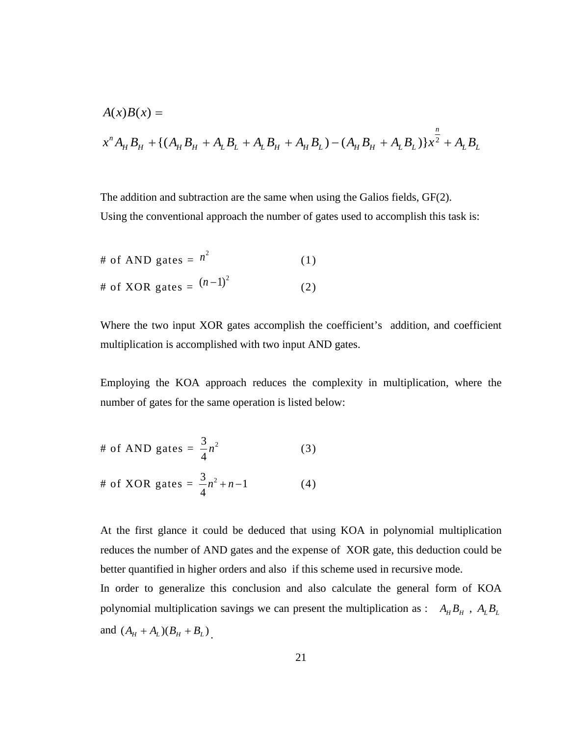$$A(x)B(x) =$$

$$x^n A_H B_H + \{(A_H B_H + A_L B_L + A_L B_H + A_H B_L) - (A_H B_H + A_L B_L)\}x^{\frac{n}{2}} + A_L B_L$$

The addition and subtraction are the same when using the Galios fields, GF(2).
Using the conventional approach the number of gates used to accomplish this task is:

# of AND gates = $n^2$ (1)

# of XOR gates = $(n-1)^2$ (2)

Where the two input XOR gates accomplish the coefficient's addition, and coefficient multiplication is accomplished with two input AND gates.

Employing the KOA approach reduces the complexity in multiplication, where the number of gates for the same operation is listed below:

# of AND gates = $\frac{3}{4}n^2$ (3)

# of XOR gates = $\frac{3}{4}n^2 + n - 1$ (4)

At the first glance it could be deduced that using KOA in polynomial multiplication reduces the number of AND gates and the expense of XOR gate, this deduction could be better quantified in higher orders and also if this scheme used in recursive mode.
In order to generalize this conclusion and also calculate the general form of KOA polynomial multiplication savings we can present the multiplication as : $A_H B_H$ , $A_L B_L$ and $(A_H + A_L)(B_H + B_L)$ .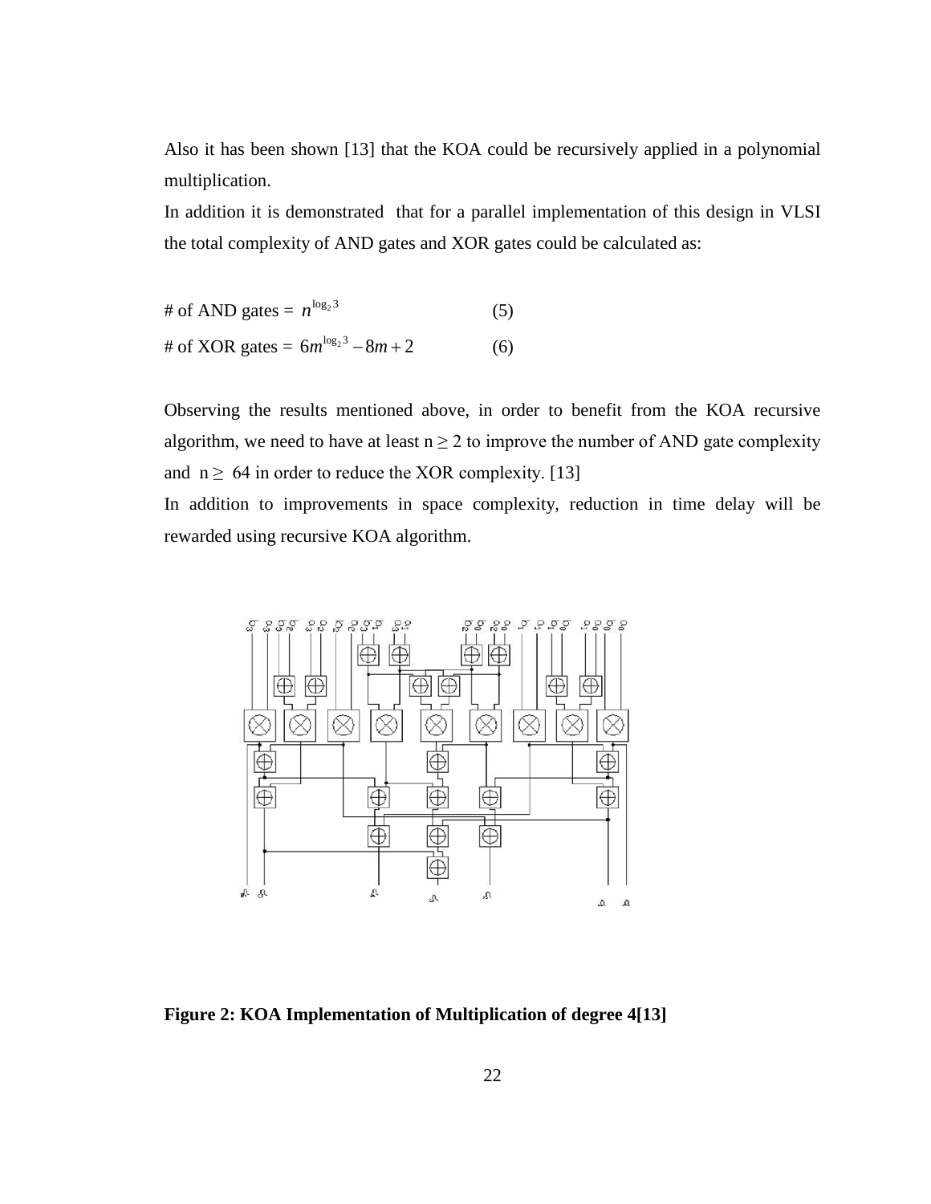Also it has been shown [13] that the KOA could be recursively applied in a polynomial multiplication.

In addition it is demonstrated that for a parallel implementation of this design in VLSI the total complexity of AND gates and XOR gates could be calculated as:

# of AND gates = $n^{\log_2 3}$ (5)

# of XOR gates = $6m^{\log_2 3} - 8m + 2$ (6)

Observing the results mentioned above, in order to benefit from the KOA recursive algorithm, we need to have at least $n \geq 2$ to improve the number of AND gate complexity and $n \geq 64$ in order to reduce the XOR complexity. [13]

In addition to improvements in space complexity, reduction in time delay will be rewarded using recursive KOA algorithm.

**Figure 2: KOA Implementation of Multiplication of degree 4[13]**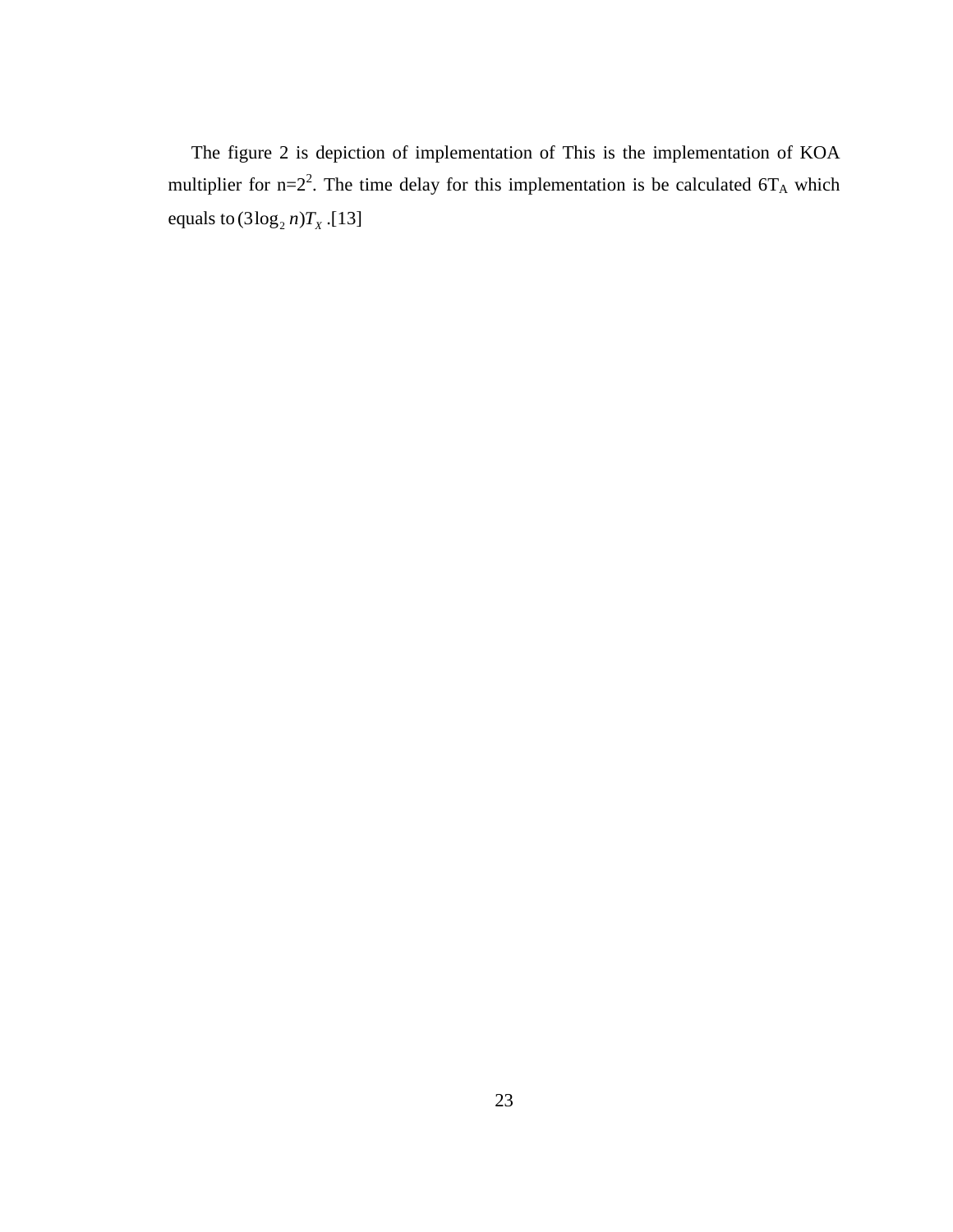The figure 2 is depiction of implementation of This is the implementation of KOA multiplier for $n=2^2$. The time delay for this implementation is be calculated $6T_A$ which equals to $(3\log_2 n)T_X$ .[13]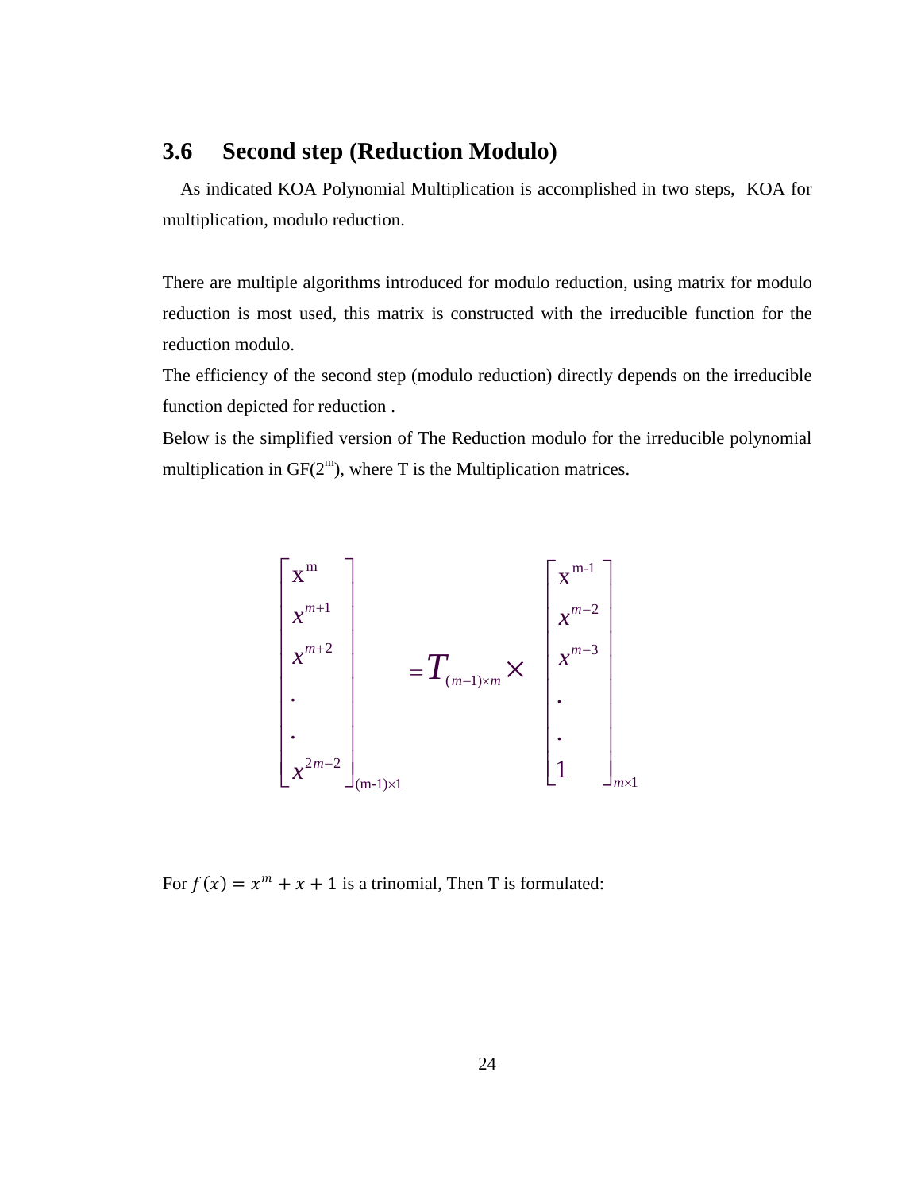## 3.6 Second step (Reduction Modulo)

As indicated KOA Polynomial Multiplication is accomplished in two steps, KOA for multiplication, modulo reduction.

There are multiple algorithms introduced for modulo reduction, using matrix for modulo reduction is most used, this matrix is constructed with the irreducible function for the reduction modulo.

The efficiency of the second step (modulo reduction) directly depends on the irreducible function depicted for reduction .

Below is the simplified version of The Reduction modulo for the irreducible polynomial multiplication in GF($2^m$), where T is the Multiplication matrices.

$$\begin{bmatrix} x^{m} \\ x^{m+1} \\ x^{m+2} \\ . \\ . \\ x^{2m-2} \end{bmatrix}_{(m-1)\times 1} = T_{(m-1)\times m} \times \begin{bmatrix} x^{m-1} \\ x^{m-2} \\ x^{m-3} \\ . \\ . \\ 1 \end{bmatrix}_{m\times 1}$$

For $f(x) = x^m + x + 1$ is a trinomial, Then T is formulated: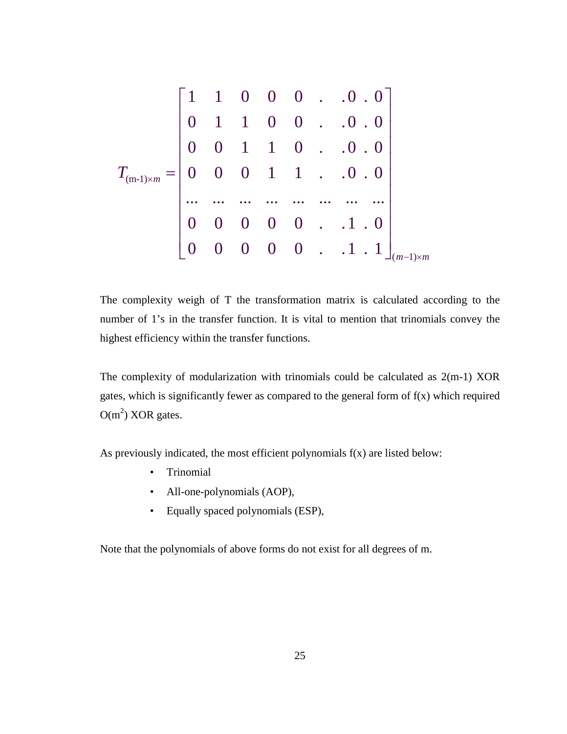$$
T_{(\text{m-1})\times m} = \begin{bmatrix} 1 & 1 & 0 & 0 & 0 & . & .0 & .\ 0 \\ 0 & 1 & 1 & 0 & 0 & . & .0 & .\ 0 \\ 0 & 0 & 1 & 1 & 0 & . & .0 & .\ 0 \\ 0 & 0 & 0 & 1 & 1 & . & .0 & .\ 0 \\ \cdots & \cdots & \cdots & \cdots & \cdots & \cdots & \cdots & \cdots \\ 0 & 0 & 0 & 0 & 0 & . & .1 & .\ 0 \\ 0 & 0 & 0 & 0 & 0 & . & .1 & .\ 1 \end{bmatrix}_{(m-1)\times m}
$$

The complexity weigh of T the transformation matrix is calculated according to the number of 1's in the transfer function. It is vital to mention that trinomials convey the highest efficiency within the transfer functions.

The complexity of modularization with trinomials could be calculated as 2(m-1) XOR gates, which is significantly fewer as compared to the general form of f(x) which required $O(m^2)$ XOR gates.

As previously indicated, the most efficient polynomials f(x) are listed below:

- Trinomial
- All-one-polynomials (AOP),
- Equally spaced polynomials (ESP),

Note that the polynomials of above forms do not exist for all degrees of m.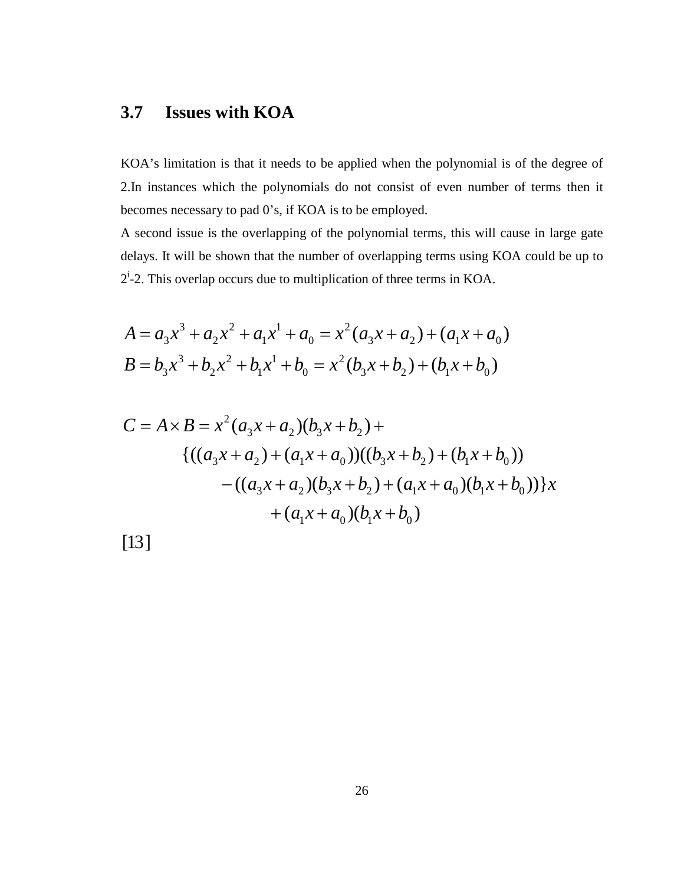## 3.7 Issues with KOA

KOA's limitation is that it needs to be applied when the polynomial is of the degree of 2.In instances which the polynomials do not consist of even number of terms then it becomes necessary to pad 0's, if KOA is to be employed.

A second issue is the overlapping of the polynomial terms, this will cause in large gate delays. It will be shown that the number of overlapping terms using KOA could be up to $2^i$-2. This overlap occurs due to multiplication of three terms in KOA.

$$A = a_3x^3 + a_2x^2 + a_1x^1 + a_0 = x^2(a_3x + a_2) + (a_1x + a_0)$$
$$B = b_3x^3 + b_2x^2 + b_1x^1 + b_0 = x^2(b_3x + b_2) + (b_1x + b_0)$$

$$\begin{aligned} C = A \times B = {} & x^2(a_3x + a_2)(b_3x + b_2) + \\ & \{((a_3x + a_2) + (a_1x + a_0))((b_3x + b_2) + (b_1x + b_0)) \\ & - ((a_3x + a_2)(b_3x + b_2) + (a_1x + a_0)(b_1x + b_0))\}x \\ & + (a_1x + a_0)(b_1x + b_0) \end{aligned}$$

[13]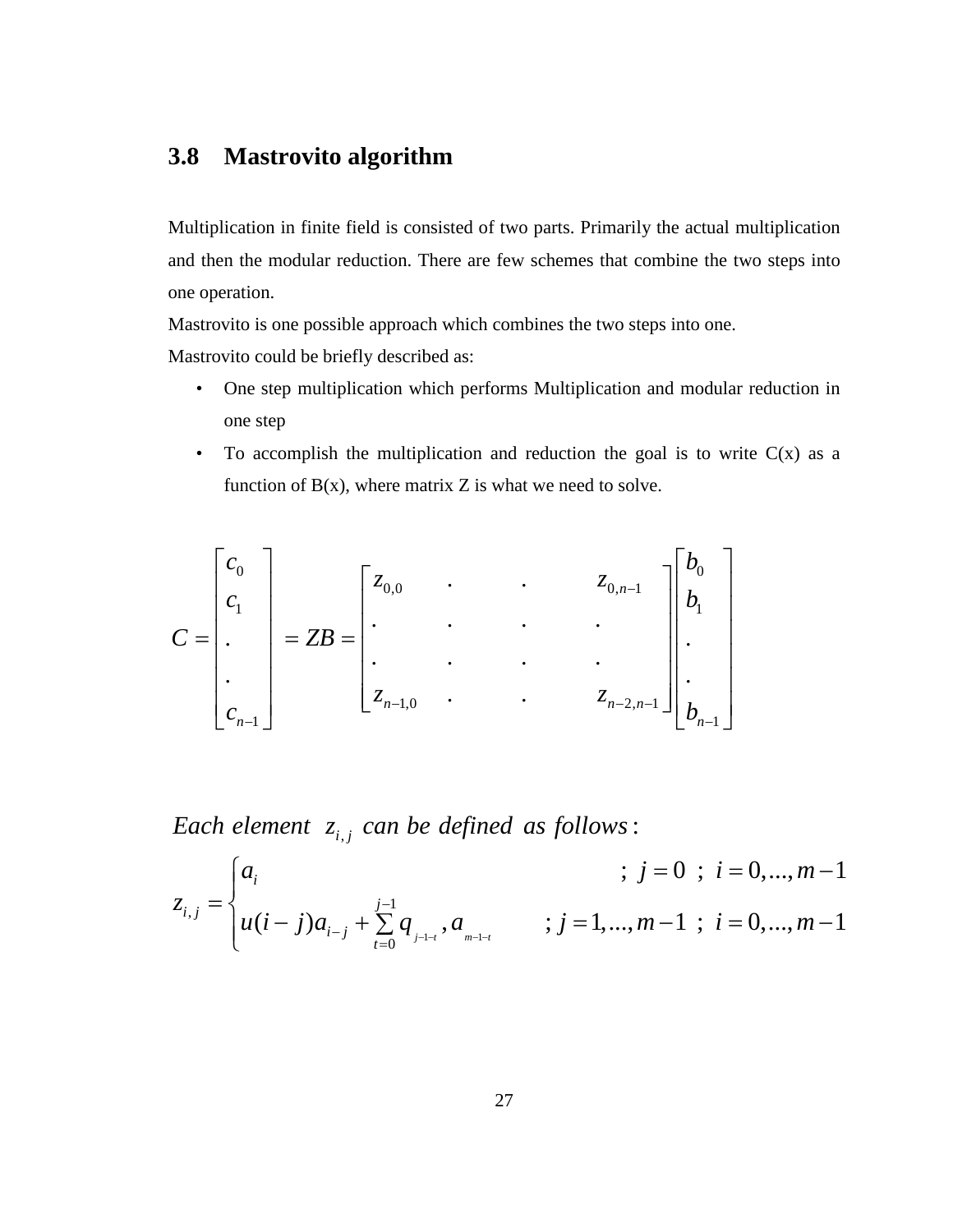## 3.8 Mastrovito algorithm

Multiplication in finite field is consisted of two parts. Primarily the actual multiplication and then the modular reduction. There are few schemes that combine the two steps into one operation.

Mastrovito is one possible approach which combines the two steps into one.

Mastrovito could be briefly described as:

- One step multiplication which performs Multiplication and modular reduction in one step
- To accomplish the multiplication and reduction the goal is to write C(x) as a function of B(x), where matrix Z is what we need to solve.

$$C = \begin{bmatrix} c_0 \\ c_1 \\ . \\ . \\ c_{n-1} \end{bmatrix} = ZB = \begin{bmatrix} z_{0,0} & . & . & z_{0,n-1} \\ . & . & . & . \\ . & . & . & . \\ z_{n-1,0} & . & . & z_{n-2,n-1} \end{bmatrix} \begin{bmatrix} b_0 \\ b_1 \\ . \\ . \\ b_{n-1} \end{bmatrix}$$

$$\textit{Each element } z_{i,j} \textit{ can be defined as follows:}$$

$$z_{i,j} = \begin{cases} a_i & ;\ j = 0\ ;\ i = 0,...,m-1 \\ u(i-j)a_{i-j} + \sum\limits_{t=0}^{j-1} q_{j-1-t}, a_{m-1-t} & ;\ j = 1,...,m-1\ ;\ i = 0,...,m-1 \end{cases}$$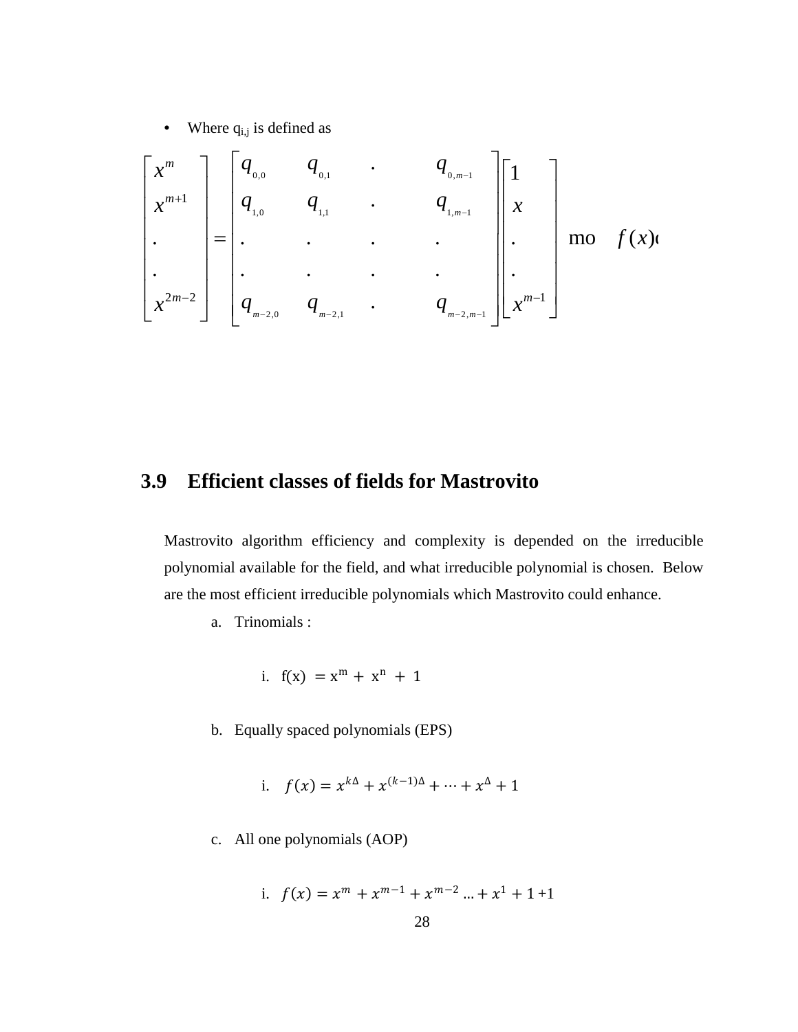- Where $q_{i,j}$ is defined as

$$\begin{bmatrix} x^m \\ x^{m+1} \\ . \\ . \\ x^{2m-2} \end{bmatrix} = \begin{bmatrix} q_{0,0} & q_{0,1} & . & q_{0,m-1} \\ q_{1,0} & q_{1,1} & . & q_{1,m-1} \\ . & . & . & . \\ . & . & . & . \\ q_{m-2,0} & q_{m-2,1} & . & q_{m-2,m-1} \end{bmatrix} \begin{bmatrix} 1 \\ x \\ . \\ . \\ x^{m-1} \end{bmatrix} \bmod f(x)$$

## 3.9 Efficient classes of fields for Mastrovito

Mastrovito algorithm efficiency and complexity is depended on the irreducible polynomial available for the field, and what irreducible polynomial is chosen. Below are the most efficient irreducible polynomials which Mastrovito could enhance.

a. Trinomials :

   i. $f(x) = x^m + x^n + 1$

b. Equally spaced polynomials (EPS)

   i. $f(x) = x^{k\Delta} + x^{(k-1)\Delta} + \cdots + x^{\Delta} + 1$

c. All one polynomials (AOP)

   i. $f(x) = x^m + x^{m-1} + x^{m-2} \ldots + x^1 + 1 + 1$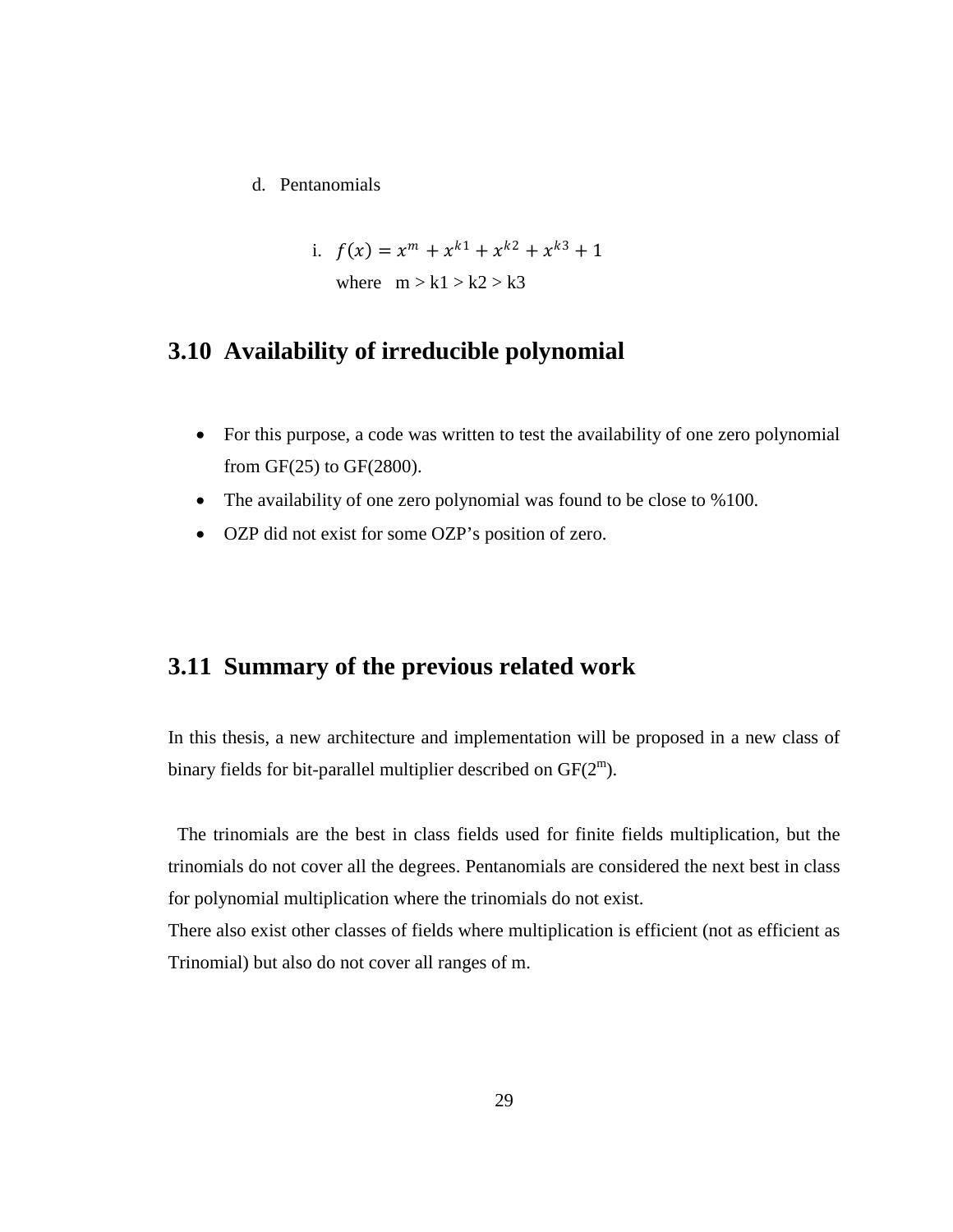d. Pentanomials

i. $f(x) = x^m + x^{k1} + x^{k2} + x^{k3} + 1$
   where m > k1 > k2 > k3

## 3.10 Availability of irreducible polynomial

- For this purpose, a code was written to test the availability of one zero polynomial from GF(25) to GF(2800).
- The availability of one zero polynomial was found to be close to %100.
- OZP did not exist for some OZP's position of zero.

## 3.11 Summary of the previous related work

In this thesis, a new architecture and implementation will be proposed in a new class of binary fields for bit-parallel multiplier described on GF($2^m$).

The trinomials are the best in class fields used for finite fields multiplication, but the trinomials do not cover all the degrees. Pentanomials are considered the next best in class for polynomial multiplication where the trinomials do not exist.
There also exist other classes of fields where multiplication is efficient (not as efficient as Trinomial) but also do not cover all ranges of m.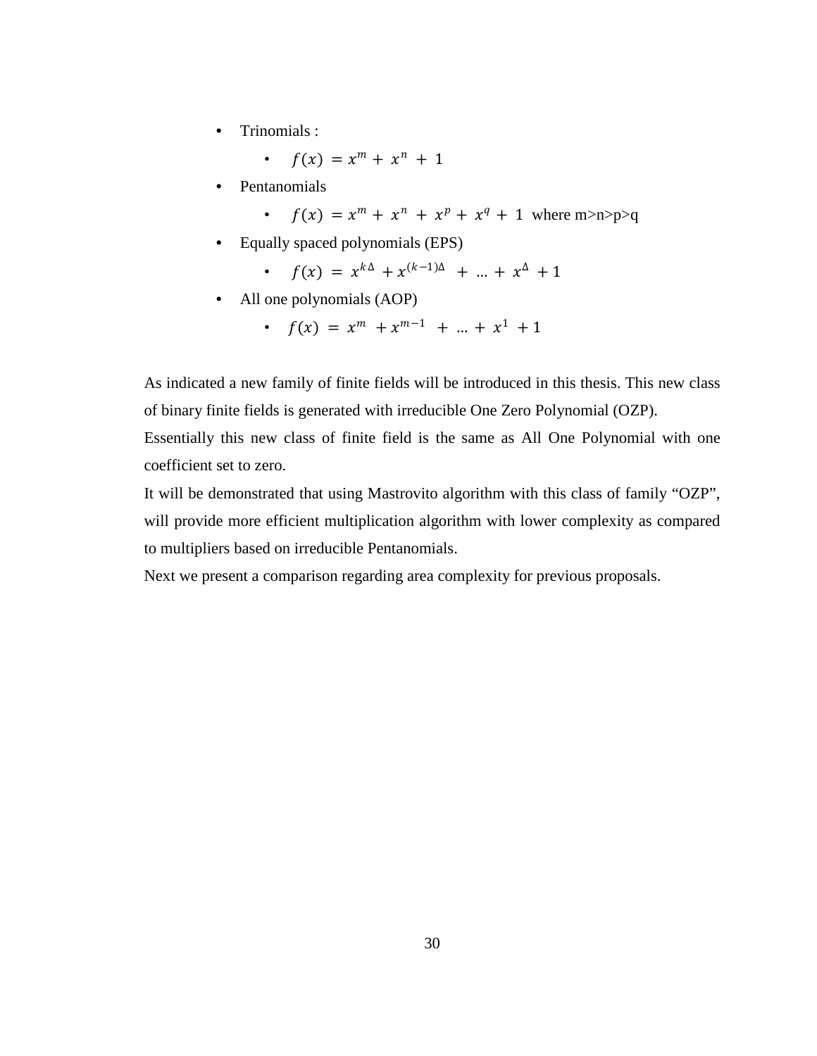- Trinomials :
  - $f(x) = x^m + x^n + 1$
- Pentanomials
  - $f(x) = x^m + x^n + x^p + x^q + 1$ where m>n>p>q
- Equally spaced polynomials (EPS)
  - $f(x) = x^{k\Delta} + x^{(k-1)\Delta} + \ldots + x^{\Delta} + 1$
- All one polynomials (AOP)
  - $f(x) = x^m + x^{m-1} + \ldots + x^1 + 1$

As indicated a new family of finite fields will be introduced in this thesis. This new class of binary finite fields is generated with irreducible One Zero Polynomial (OZP).

Essentially this new class of finite field is the same as All One Polynomial with one coefficient set to zero.

It will be demonstrated that using Mastrovito algorithm with this class of family "OZP", will provide more efficient multiplication algorithm with lower complexity as compared to multipliers based on irreducible Pentanomials.

Next we present a comparison regarding area complexity for previous proposals.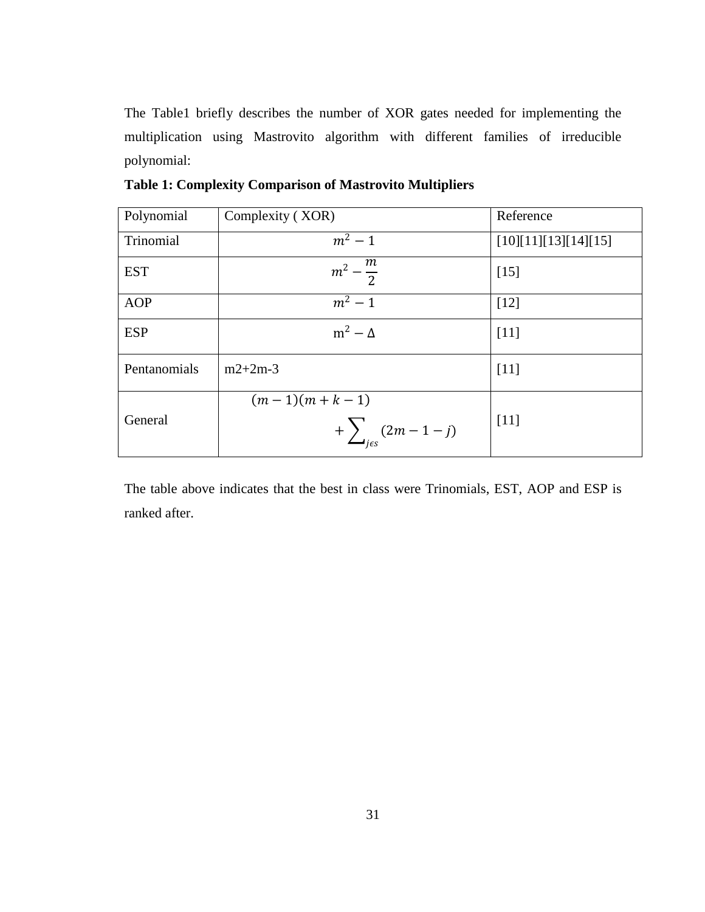The Table1 briefly describes the number of XOR gates needed for implementing the multiplication using Mastrovito algorithm with different families of irreducible polynomial:

**Table 1: Complexity Comparison of Mastrovito Multipliers**

| Polynomial | Complexity ( XOR) | Reference |
| --- | --- | --- |
| Trinomial | $m^2 - 1$ | [10][11][13][14][15] |
| EST | $m^2 - \frac{m}{2}$ | [15] |
| AOP | $m^2 - 1$ | [12] |
| ESP | $\mathrm{m}^2 - \Delta$ | [11] |
| Pentanomials | m2+2m-3 | [11] |
| General | $(m-1)(m+k-1) + \sum_{j \epsilon s} (2m-1-j)$ | [11] |

The table above indicates that the best in class were Trinomials, EST, AOP and ESP is ranked after.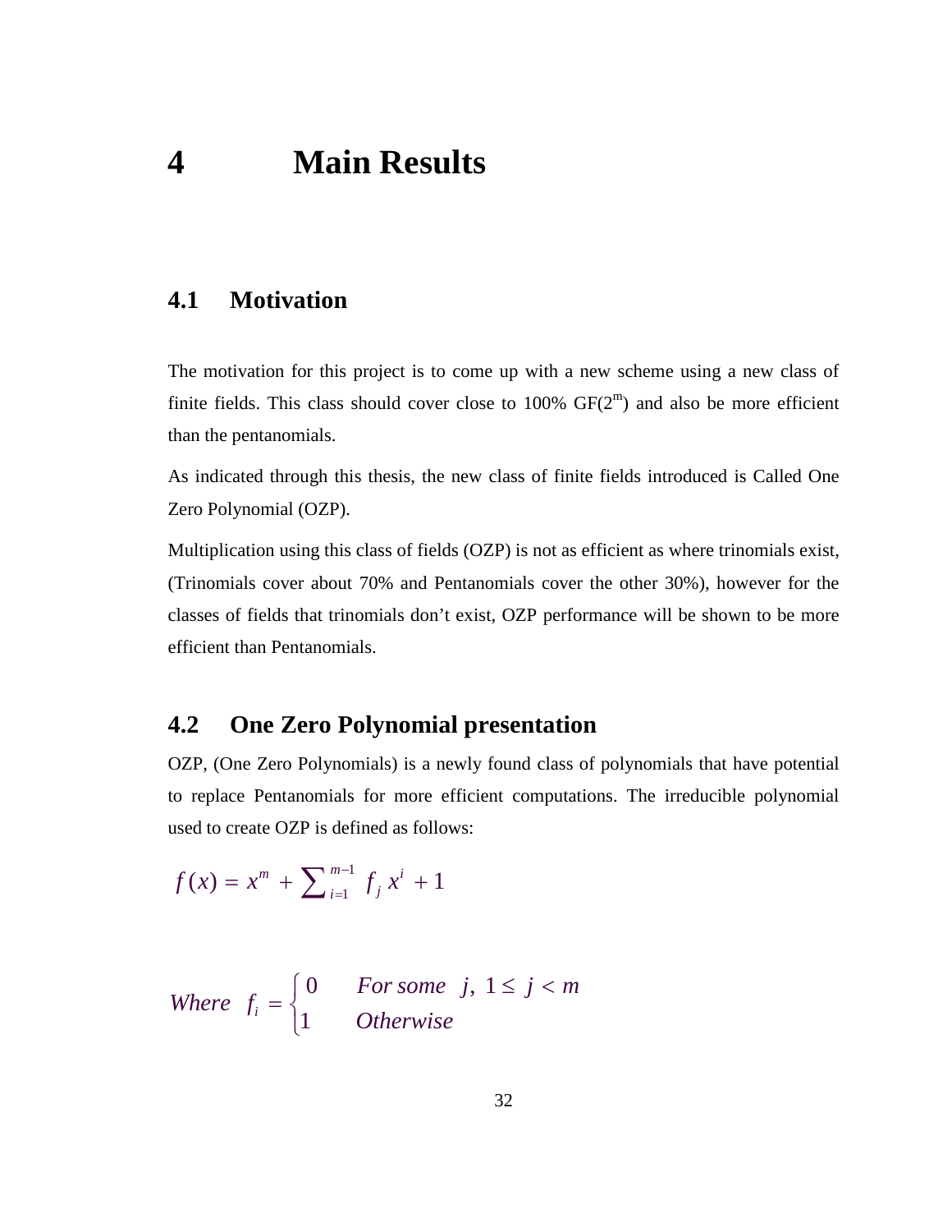# 4 Main Results

## 4.1 Motivation

The motivation for this project is to come up with a new scheme using a new class of finite fields. This class should cover close to 100% GF($2^m$) and also be more efficient than the pentanomials.

As indicated through this thesis, the new class of finite fields introduced is Called One Zero Polynomial (OZP).

Multiplication using this class of fields (OZP) is not as efficient as where trinomials exist, (Trinomials cover about 70% and Pentanomials cover the other 30%), however for the classes of fields that trinomials don't exist, OZP performance will be shown to be more efficient than Pentanomials.

## 4.2 One Zero Polynomial presentation

OZP, (One Zero Polynomials) is a newly found class of polynomials that have potential to replace Pentanomials for more efficient computations. The irreducible polynomial used to create OZP is defined as follows:

$$f(x) = x^m + \sum_{i=1}^{m-1} f_j x^i + 1$$

$$Where \;\; f_i = \begin{cases} 0 & For\ some \;\; j,\ 1 \le j < m \\ 1 & Otherwise \end{cases}$$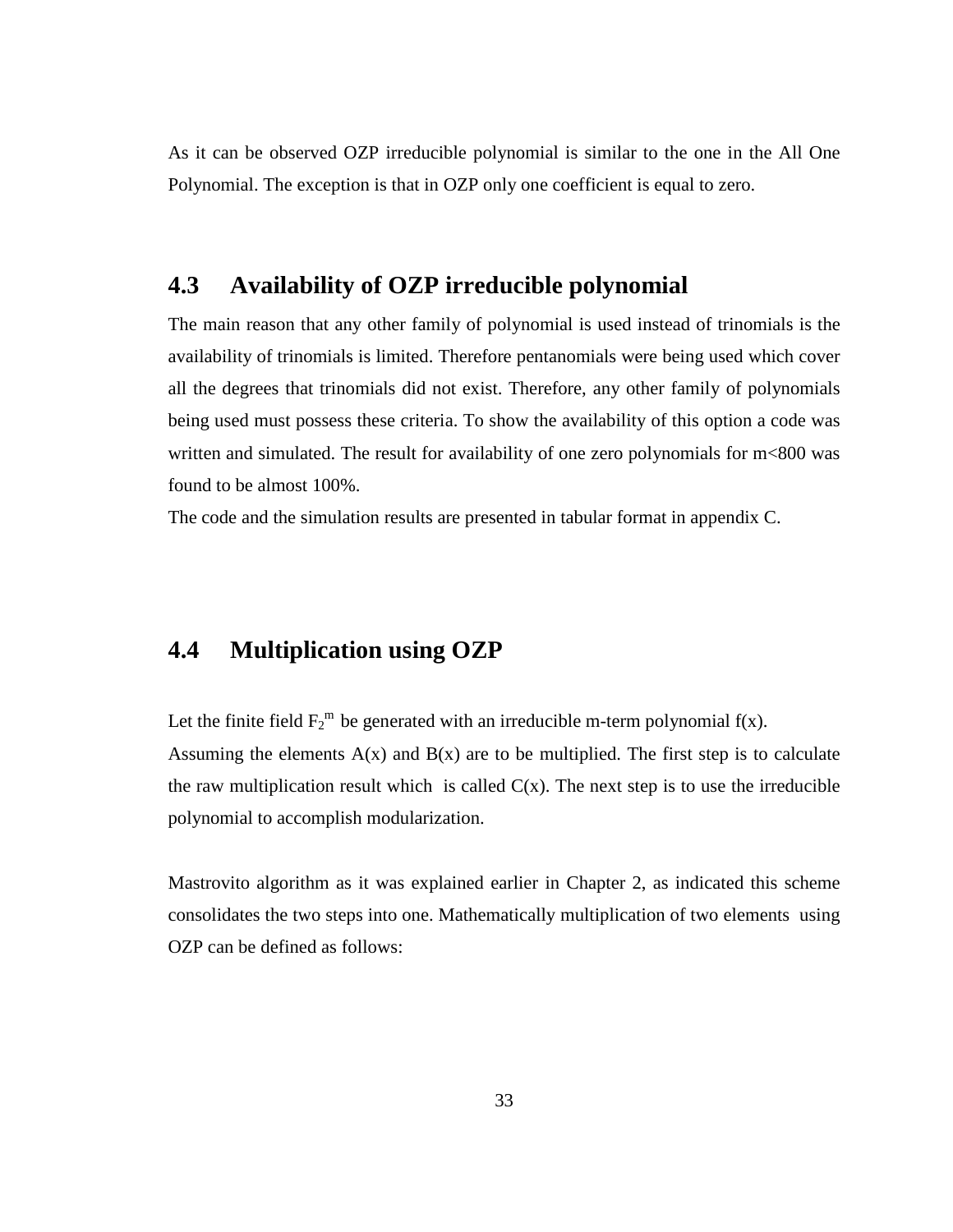As it can be observed OZP irreducible polynomial is similar to the one in the All One Polynomial. The exception is that in OZP only one coefficient is equal to zero.

## 4.3 Availability of OZP irreducible polynomial

The main reason that any other family of polynomial is used instead of trinomials is the availability of trinomials is limited. Therefore pentanomials were being used which cover all the degrees that trinomials did not exist. Therefore, any other family of polynomials being used must possess these criteria. To show the availability of this option a code was written and simulated. The result for availability of one zero polynomials for m<800 was found to be almost 100%.

The code and the simulation results are presented in tabular format in appendix C.

## 4.4 Multiplication using OZP

Let the finite field $F_2^m$ be generated with an irreducible m-term polynomial f(x).

Assuming the elements A(x) and B(x) are to be multiplied. The first step is to calculate the raw multiplication result which is called C(x). The next step is to use the irreducible polynomial to accomplish modularization.

Mastrovito algorithm as it was explained earlier in Chapter 2, as indicated this scheme consolidates the two steps into one. Mathematically multiplication of two elements using OZP can be defined as follows: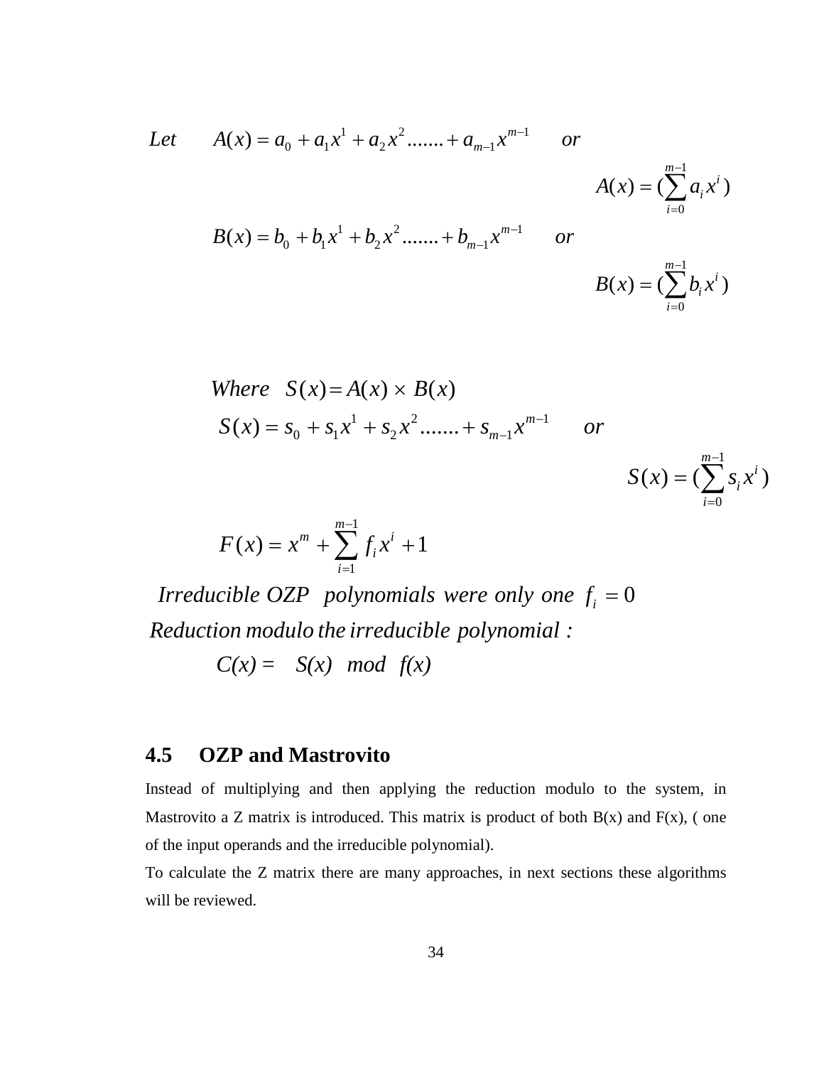$$Let \quad A(x) = a_0 + a_1 x^1 + a_2 x^2 ....... + a_{m-1} x^{m-1} \quad or$$

$$A(x) = (\sum_{i=0}^{m-1} a_i x^i)$$

$$B(x) = b_0 + b_1 x^1 + b_2 x^2 ....... + b_{m-1} x^{m-1} \quad or$$

$$B(x) = (\sum_{i=0}^{m-1} b_i x^i)$$

$$Where \quad S(x) = A(x) \times B(x)$$

$$S(x) = s_0 + s_1 x^1 + s_2 x^2 ....... + s_{m-1} x^{m-1} \quad or$$

$$S(x) = (\sum_{i=0}^{m-1} s_i x^i)$$

$$F(x) = x^m + \sum_{i=1}^{m-1} f_i x^i + 1$$

*Irreducible OZP polynomials were only one* $f_i = 0$

*Reduction modulo the irreducible polynomial :*

*C(x) = S(x) mod f(x)*

## 4.5 OZP and Mastrovito

Instead of multiplying and then applying the reduction modulo to the system, in Mastrovito a Z matrix is introduced. This matrix is product of both B(x) and F(x), ( one of the input operands and the irreducible polynomial).

To calculate the Z matrix there are many approaches, in next sections these algorithms will be reviewed.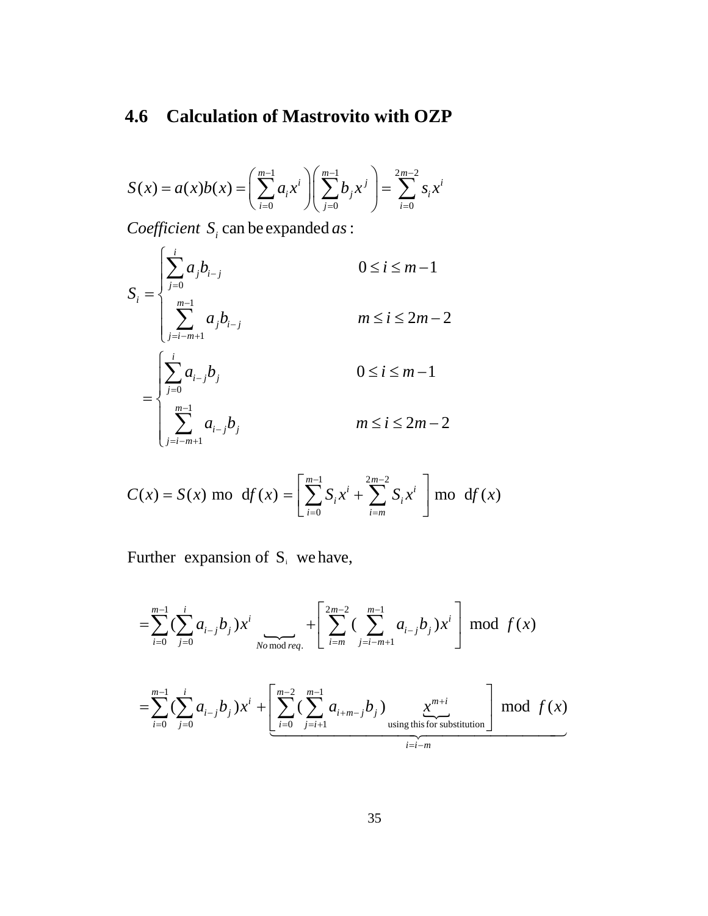## 4.6 Calculation of Mastrovito with OZP

$$S(x) = a(x)b(x) = \left(\sum_{i=0}^{m-1} a_i x^i\right)\left(\sum_{j=0}^{m-1} b_j x^j\right) = \sum_{i=0}^{2m-2} s_i x^i$$

*Coefficient* $S_i$ can be expanded *as*:

$$S_i = \begin{cases} \sum_{j=0}^{i} a_j b_{i-j} & 0 \le i \le m-1 \\ \sum_{j=i-m+1}^{m-1} a_j b_{i-j} & m \le i \le 2m-2 \end{cases}$$

$$= \begin{cases} \sum_{j=0}^{i} a_{i-j} b_j & 0 \le i \le m-1 \\ \sum_{j=i-m+1}^{m-1} a_{i-j} b_j & m \le i \le 2m-2 \end{cases}$$

$$C(x) = S(x) \text{ mod } f(x) = \left[\sum_{i=0}^{m-1} S_i x^i + \sum_{i=m}^{2m-2} S_i x^i\right] \text{mod } f(x)$$

Further expansion of $S_i$ we have,

$$= \underbrace{\sum_{i=0}^{m-1} (\sum_{j=0}^{i} a_{i-j} b_j) x^i}_{No \bmod req.} + \left[\sum_{i=m}^{2m-2} (\sum_{j=i-m+1}^{m-1} a_{i-j} b_j) x^i\right] \text{ mod } f(x)$$

$$= \sum_{i=0}^{m-1} (\sum_{j=0}^{i} a_{i-j} b_j) x^i + \underbrace{\left[\sum_{i=0}^{m-2} (\sum_{j=i+1}^{m-1} a_{i+m-j} b_j) \underbrace{x^{m+i}}_{\text{using this for substitution}}\right] \text{ mod } f(x)}_{i=i-m}$$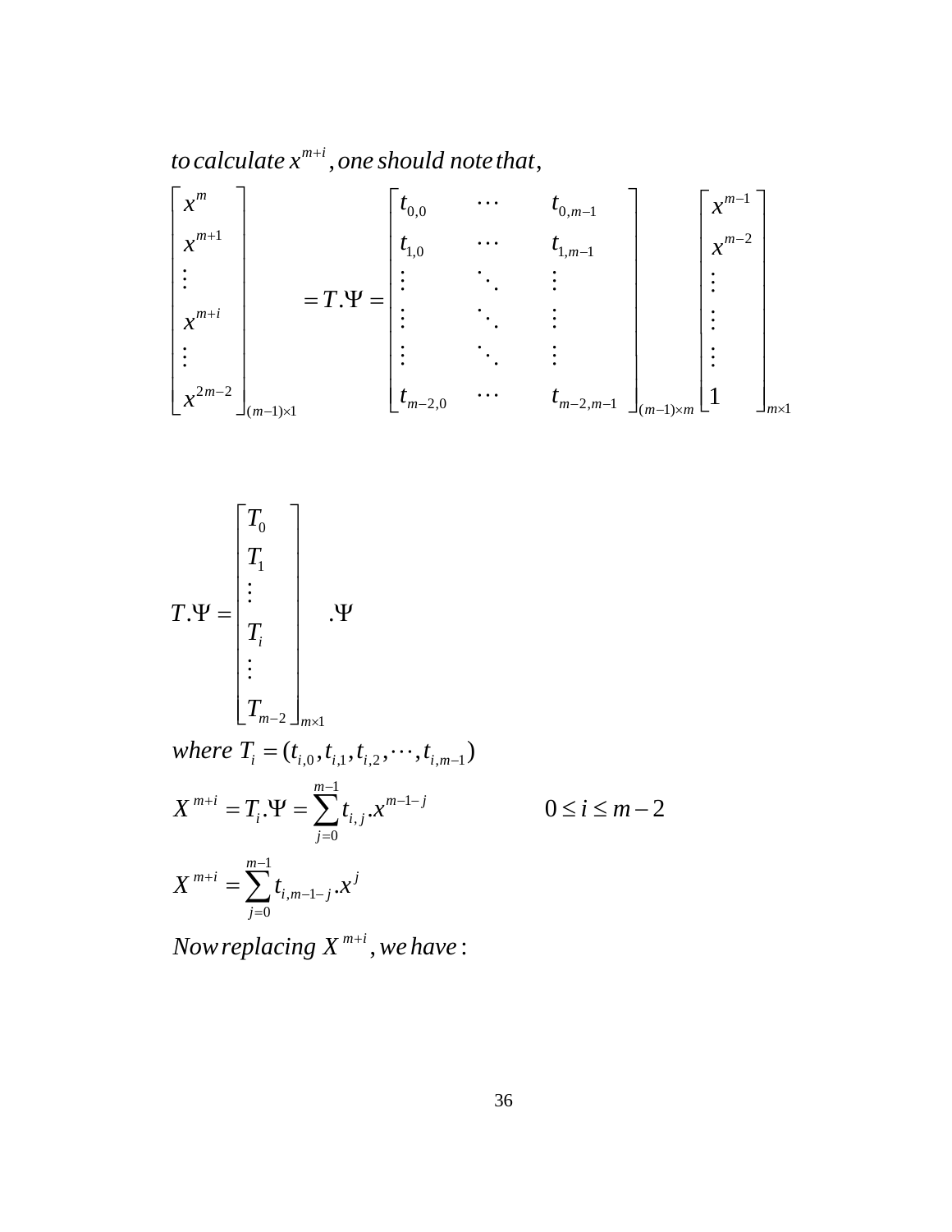*to calculate* $x^{m+i}$*, one should note that,*

$$
\begin{bmatrix} x^{m} \\ x^{m+1} \\ \vdots \\ x^{m+i} \\ \vdots \\ x^{2m-2} \end{bmatrix}_{(m-1)\times 1} = T.\Psi = \begin{bmatrix} t_{0,0} & \cdots & t_{0,m-1} \\ t_{1,0} & \cdots & t_{1,m-1} \\ \vdots & \ddots & \vdots \\ \vdots & \ddots & \vdots \\ \vdots & \ddots & \vdots \\ t_{m-2,0} & \cdots & t_{m-2,m-1} \end{bmatrix}_{(m-1)\times m} \begin{bmatrix} x^{m-1} \\ x^{m-2} \\ \vdots \\ \vdots \\ \vdots \\ 1 \end{bmatrix}_{m\times 1}
$$

$$
T.\Psi = \begin{bmatrix} T_0 \\ T_1 \\ \vdots \\ T_i \\ \vdots \\ T_{m-2} \end{bmatrix}_{m\times 1} .\Psi
$$

*where* $T_i = (t_{i,0}, t_{i,1}, t_{i,2}, \cdots, t_{i,m-1})$

$$
X^{m+i} = T_i.\Psi = \sum_{j=0}^{m-1} t_{i,j}.x^{m-1-j} \qquad 0 \le i \le m-2
$$

$$
X^{m+i} = \sum_{j=0}^{m-1} t_{i,m-1-j}.x^{j}
$$

*Now replacing* $X^{m+i}$*, we have:*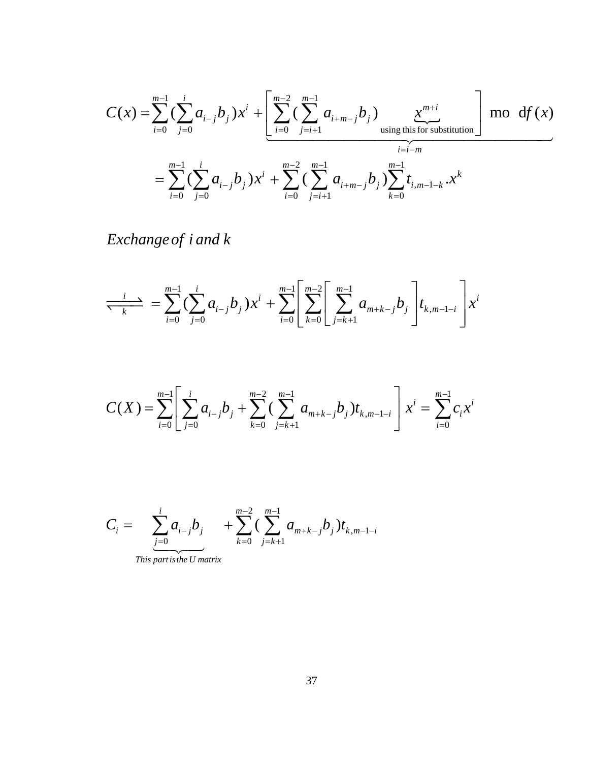$$C(x) = \sum_{i=0}^{m-1} (\sum_{j=0}^{i} a_{i-j} b_j) x^i + \underbrace{\left[ \sum_{i=0}^{m-2} ( \sum_{j=i+1}^{m-1} a_{i+m-j} b_j ) \underbrace{x^{m+i}}_{\text{using this for substitution}} \right] \bmod f(x)}_{i=i-m}$$

$$= \sum_{i=0}^{m-1} (\sum_{j=0}^{i} a_{i-j} b_j) x^i + \sum_{i=0}^{m-2} ( \sum_{j=i+1}^{m-1} a_{i+m-j} b_j ) \sum_{k=0}^{m-1} t_{i,m-1-k} . x^k$$

*Exchange of i and k*

$$\underset{k}{\overset{i}{\rightleftharpoons}} = \sum_{i=0}^{m-1} (\sum_{j=0}^{i} a_{i-j} b_j) x^i + \sum_{i=0}^{m-1} \left[ \sum_{k=0}^{m-2} \left[ \sum_{j=k+1}^{m-1} a_{m+k-j} b_j \right] t_{k,m-1-i} \right] x^i$$

$$C(X) = \sum_{i=0}^{m-1} \left[ \sum_{j=0}^{i} a_{i-j} b_j + \sum_{k=0}^{m-2} ( \sum_{j=k+1}^{m-1} a_{m+k-j} b_j ) t_{k,m-1-i} \right] x^i = \sum_{i=0}^{m-1} c_i x^i$$

$$C_i = \underbrace{\sum_{j=0}^{i} a_{i-j} b_j}_{\textit{This part is the U matrix}} + \sum_{k=0}^{m-2} ( \sum_{j=k+1}^{m-1} a_{m+k-j} b_j ) t_{k,m-1-i}$$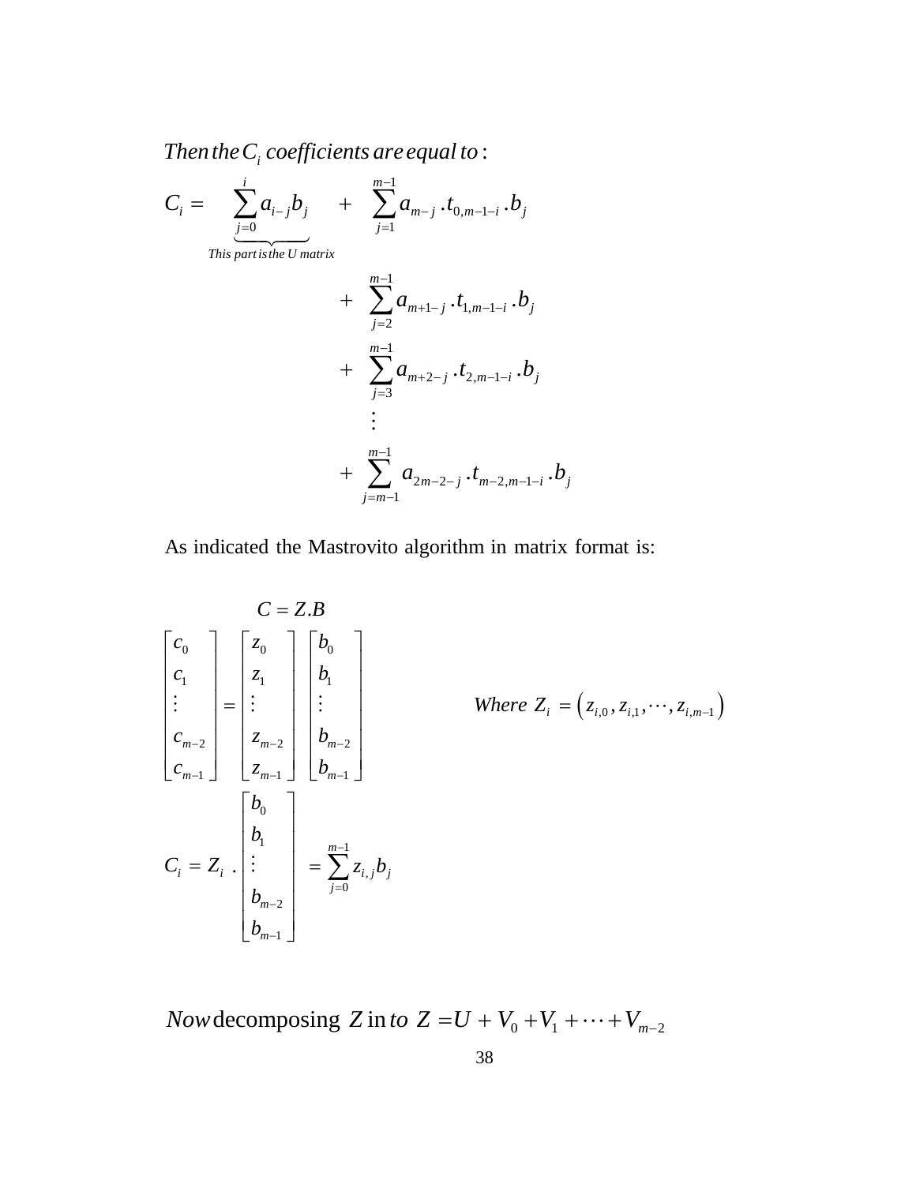*Then the* $C_i$ *coefficients are equal to* :

$$
\begin{aligned}
C_i = \underbrace{\sum_{j=0}^{i} a_{i-j} b_j}_{\text{This part is the } U \text{ matrix}} &+ \sum_{j=1}^{m-1} a_{m-j} . t_{0,m-1-i} . b_j \\
&+ \sum_{j=2}^{m-1} a_{m+1-j} . t_{1,m-1-i} . b_j \\
&+ \sum_{j=3}^{m-1} a_{m+2-j} . t_{2,m-1-i} . b_j \\
&\;\vdots \\
&+ \sum_{j=m-1}^{m-1} a_{2m-2-j} . t_{m-2,m-1-i} . b_j
\end{aligned}
$$

As indicated the Mastrovito algorithm in matrix format is:

$$C = Z.B$$

$$
\begin{bmatrix} c_0 \\ c_1 \\ \vdots \\ c_{m-2} \\ c_{m-1} \end{bmatrix} = \begin{bmatrix} z_0 \\ z_1 \\ \vdots \\ z_{m-2} \\ z_{m-1} \end{bmatrix} \begin{bmatrix} b_0 \\ b_1 \\ \vdots \\ b_{m-2} \\ b_{m-1} \end{bmatrix} \qquad \text{Where } Z_i = \left( z_{i,0}, z_{i,1}, \cdots, z_{i,m-1} \right)
$$

$$
C_i = Z_i . \begin{bmatrix} b_0 \\ b_1 \\ \vdots \\ b_{m-2} \\ b_{m-1} \end{bmatrix} = \sum_{j=0}^{m-1} z_{i,j} b_j
$$

*Now* decomposing $Z$ in *to* $Z = U + V_0 + V_1 + \cdots + V_{m-2}$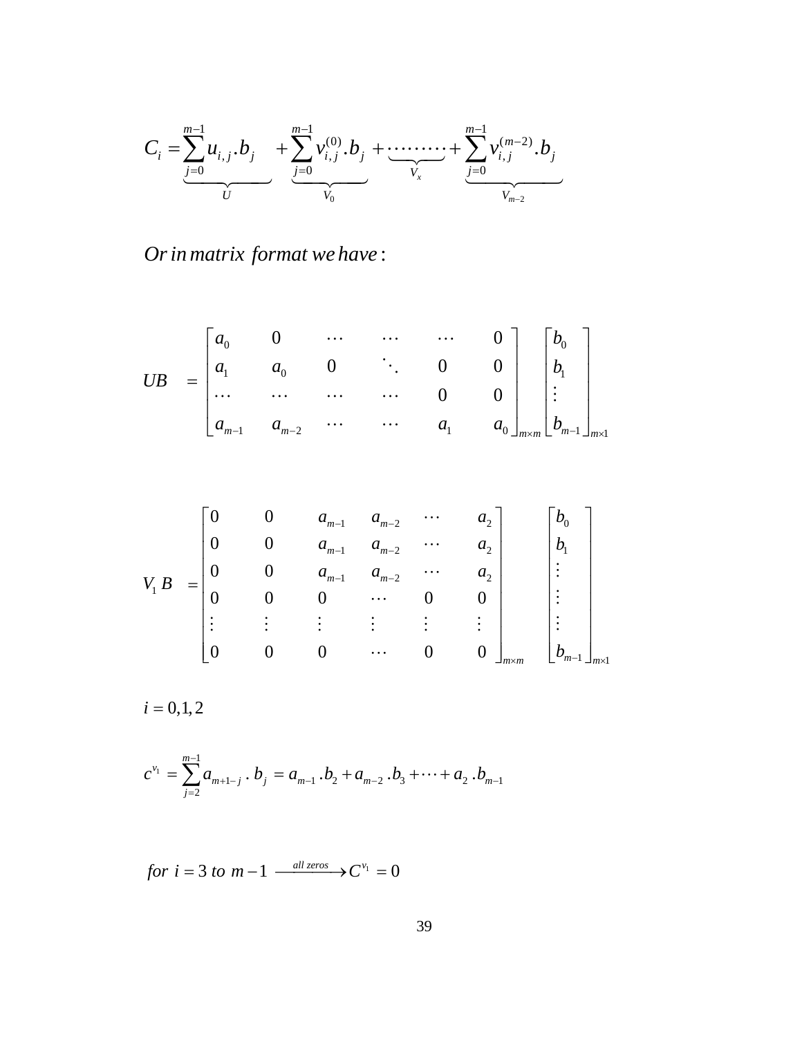$$C_i = \underbrace{\sum_{j=0}^{m-1} u_{i,j}.b_j}_{U} \quad + \underbrace{\sum_{j=0}^{m-1} v_{i,j}^{(0)}.b_j}_{V_0} + \underbrace{\cdots\cdots\cdots}_{V_x} + \underbrace{\sum_{j=0}^{m-1} v_{i,j}^{(m-2)}.b_j}_{V_{m-2}}$$

*Or in matrix format we have:*

$$UB \quad = \begin{bmatrix} a_0 & 0 & \cdots & \cdots & \cdots & 0 \\ a_1 & a_0 & 0 & \ddots & 0 & 0 \\ \cdots & \cdots & \cdots & \cdots & 0 & 0 \\ a_{m-1} & a_{m-2} & \cdots & \cdots & a_1 & a_0 \end{bmatrix}_{m\times m} \begin{bmatrix} b_0 \\ b_1 \\ \vdots \\ b_{m-1} \end{bmatrix}_{m\times 1}$$

$$V_1\,B \quad = \begin{bmatrix} 0 & 0 & a_{m-1} & a_{m-2} & \cdots & a_2 \\ 0 & 0 & a_{m-1} & a_{m-2} & \cdots & a_2 \\ 0 & 0 & a_{m-1} & a_{m-2} & \cdots & a_2 \\ 0 & 0 & 0 & \cdots & 0 & 0 \\ \vdots & \vdots & \vdots & \vdots & \vdots & \vdots \\ 0 & 0 & 0 & \cdots & 0 & 0 \end{bmatrix}_{m\times m} \begin{bmatrix} b_0 \\ b_1 \\ \vdots \\ \vdots \\ \vdots \\ b_{m-1} \end{bmatrix}_{m\times 1}$$

$i = 0,1,2$

$$c^{v_1} = \sum_{j=2}^{m-1} a_{m+1-j}\,.\,b_j = a_{m-1}\,.b_2 + a_{m-2}\,.b_3 + \cdots + a_2\,.b_{m-1}$$

$$for\ i = 3\ to\ m-1 \xrightarrow{all\ zeros} C^{v_1} = 0$$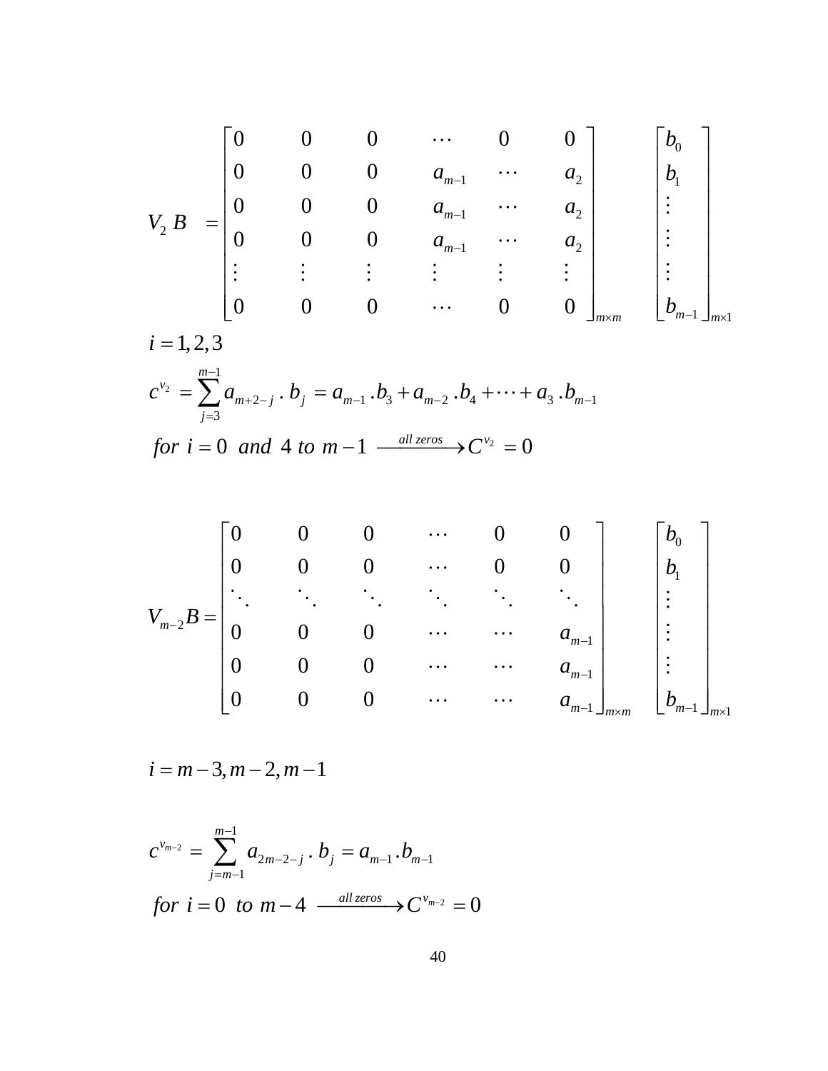$$V_2\ B \ = \begin{bmatrix} 0 & 0 & 0 & \cdots & 0 & 0 \\ 0 & 0 & 0 & a_{m-1} & \cdots & a_2 \\ 0 & 0 & 0 & a_{m-1} & \cdots & a_2 \\ 0 & 0 & 0 & a_{m-1} & \cdots & a_2 \\ \vdots & \vdots & \vdots & \vdots & \vdots & \vdots \\ 0 & 0 & 0 & \cdots & 0 & 0 \end{bmatrix}_{m\times m} \begin{bmatrix} b_0 \\ b_1 \\ \vdots \\ \vdots \\ \vdots \\ b_{m-1} \end{bmatrix}_{m\times 1}$$

$i = 1, 2, 3$

$$c^{v_2} = \sum_{j=3}^{m-1} a_{m+2-j} \,.\, b_j = a_{m-1} \,.b_3 + a_{m-2} \,.b_4 + \cdots + a_3 \,.b_{m-1}$$

$$for\ i = 0\ \ and\ \ 4\ to\ m-1 \xrightarrow{all\ zeros} C^{v_2} = 0$$

$$V_{m-2}B = \begin{bmatrix} 0 & 0 & 0 & \cdots & 0 & 0 \\ 0 & 0 & 0 & \cdots & 0 & 0 \\ \ddots & \ddots & \ddots & \ddots & \ddots & \ddots \\ 0 & 0 & 0 & \cdots & \cdots & a_{m-1} \\ 0 & 0 & 0 & \cdots & \cdots & a_{m-1} \\ 0 & 0 & 0 & \cdots & \cdots & a_{m-1} \end{bmatrix}_{m\times m} \begin{bmatrix} b_0 \\ b_1 \\ \vdots \\ \vdots \\ \vdots \\ b_{m-1} \end{bmatrix}_{m\times 1}$$

$i = m-3, m-2, m-1$

$$c^{v_{m-2}} = \sum_{j=m-1}^{m-1} a_{2m-2-j} \,.\, b_j = a_{m-1} \,.b_{m-1}$$

$$for\ i = 0\ \ to\ m-4 \xrightarrow{all\ zeros} C^{v_{m-2}} = 0$$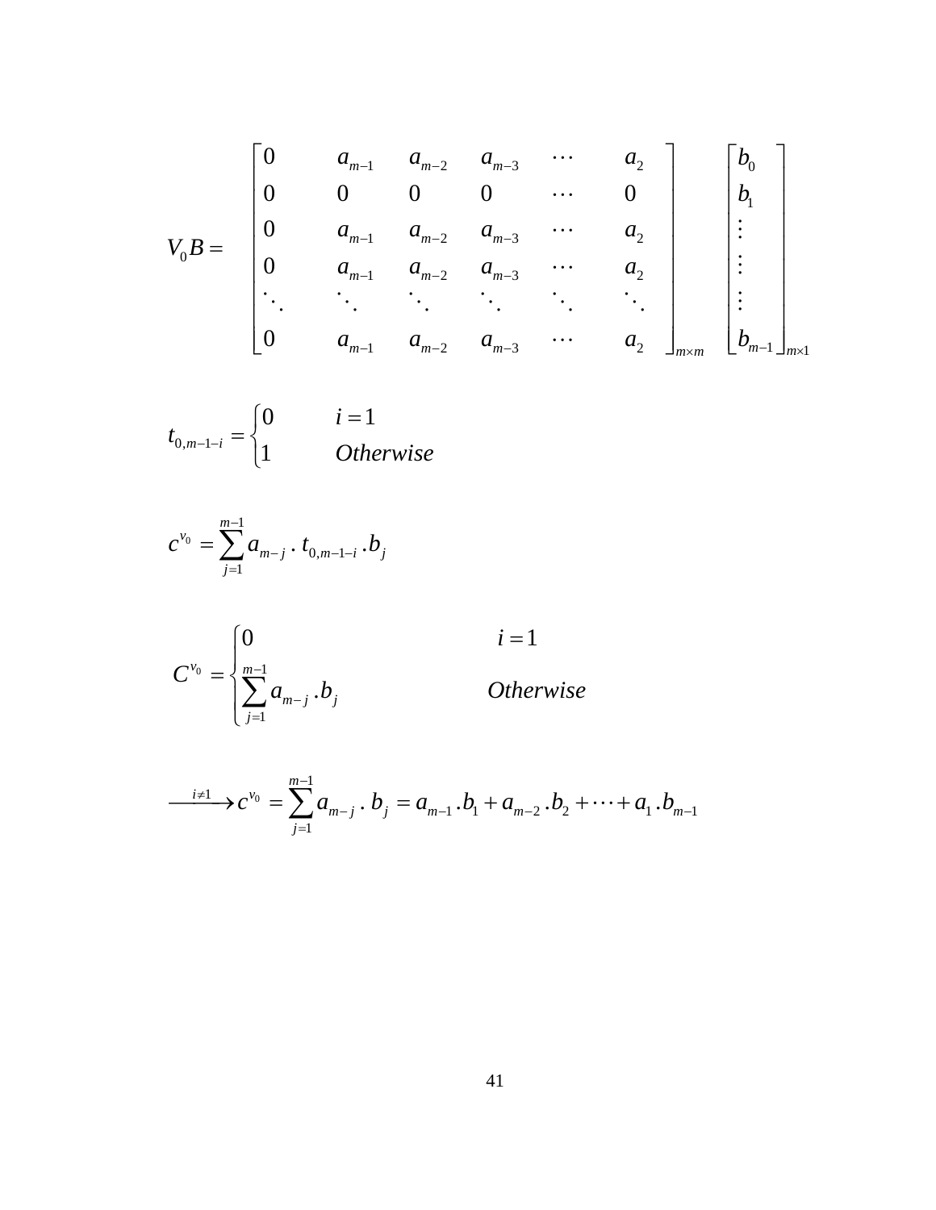$$V_0 B = \begin{bmatrix} 0 & a_{m-1} & a_{m-2} & a_{m-3} & \cdots & a_2 \\ 0 & 0 & 0 & 0 & \cdots & 0 \\ 0 & a_{m-1} & a_{m-2} & a_{m-3} & \cdots & a_2 \\ 0 & a_{m-1} & a_{m-2} & a_{m-3} & \cdots & a_2 \\ \ddots & \ddots & \ddots & \ddots & \ddots & \ddots \\ 0 & a_{m-1} & a_{m-2} & a_{m-3} & \cdots & a_2 \end{bmatrix}_{m\times m} \begin{bmatrix} b_0 \\ b_1 \\ \vdots \\ \vdots \\ \vdots \\ b_{m-1} \end{bmatrix}_{m\times 1}$$

$$t_{0,m-1-i} = \begin{cases} 0 & i = 1 \\ 1 & Otherwise \end{cases}$$

$$c^{v_0} = \sum_{j=1}^{m-1} a_{m-j} \, . \, t_{0,m-1-i} \, .b_j$$

$$C^{v_0} = \begin{cases} 0 & i = 1 \\ \sum_{j=1}^{m-1} a_{m-j} \, .b_j & Otherwise \end{cases}$$

$$\xrightarrow{i \neq 1} c^{v_0} = \sum_{j=1}^{m-1} a_{m-j} \, . \, b_j = a_{m-1} \, .b_1 + a_{m-2} \, .b_2 + \cdots + a_1 \, .b_{m-1}$$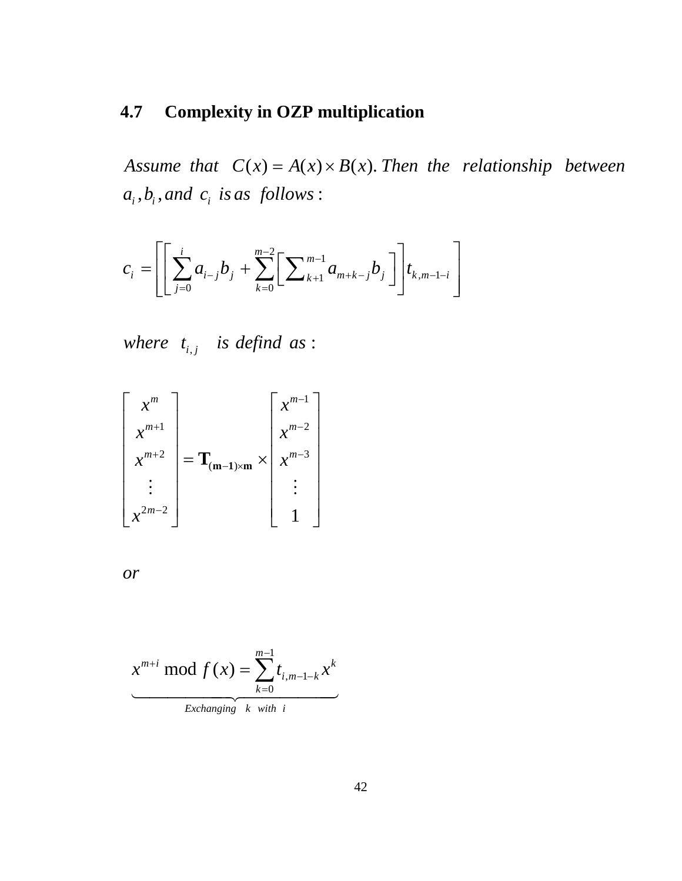### 4.7 Complexity in OZP multiplication

*Assume that* $C(x) = A(x) \times B(x)$. *Then the relationship between* $a_i, b_i$, *and* $c_i$ *is as follows*:

$$c_i = \left[ \left[ \sum_{j=0}^{i} a_{i-j} b_j + \sum_{k=0}^{m-2} \left[ \sum\nolimits_{k+1}^{m-1} a_{m+k-j} b_j \right] \right] t_{k,m-1-i} \right]$$

*where* $t_{i,j}$ *is defind as*:

$$\begin{bmatrix} x^m \\ x^{m+1} \\ x^{m+2} \\ \vdots \\ x^{2m-2} \end{bmatrix} = \mathbf{T}_{(\mathbf{m-1})\times\mathbf{m}} \times \begin{bmatrix} x^{m-1} \\ x^{m-2} \\ x^{m-3} \\ \vdots \\ 1 \end{bmatrix}$$

*or*

$$\underbrace{x^{m+i} \bmod f(x) = \sum_{k=0}^{m-1} t_{i,m-1-k} x^k}_{Exchanging\ \ k\ \ with\ \ i}$$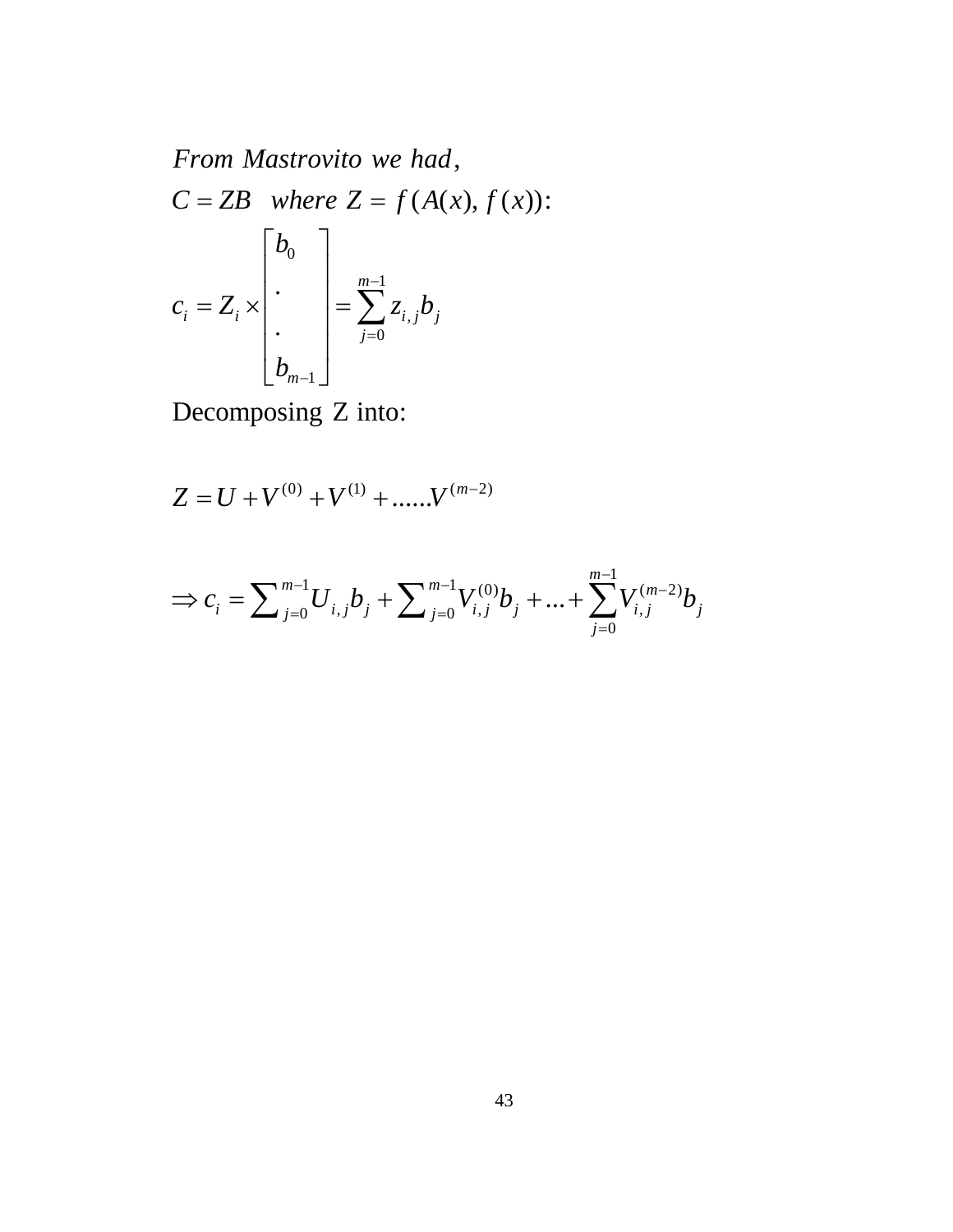*From Mastrovito we had,*

$C = ZB$ *where* $Z = f(A(x), f(x))$:

$$c_i = Z_i \times \begin{bmatrix} b_0 \\ . \\ . \\ b_{m-1} \end{bmatrix} = \sum_{j=0}^{m-1} z_{i,j} b_j$$

Decomposing Z into:

$$Z = U + V^{(0)} + V^{(1)} + ......V^{(m-2)}$$

$$\Rightarrow c_i = \sum_{j=0}^{m-1} U_{i,j} b_j + \sum_{j=0}^{m-1} V_{i,j}^{(0)} b_j + ... + \sum_{j=0}^{m-1} V_{i,j}^{(m-2)} b_j$$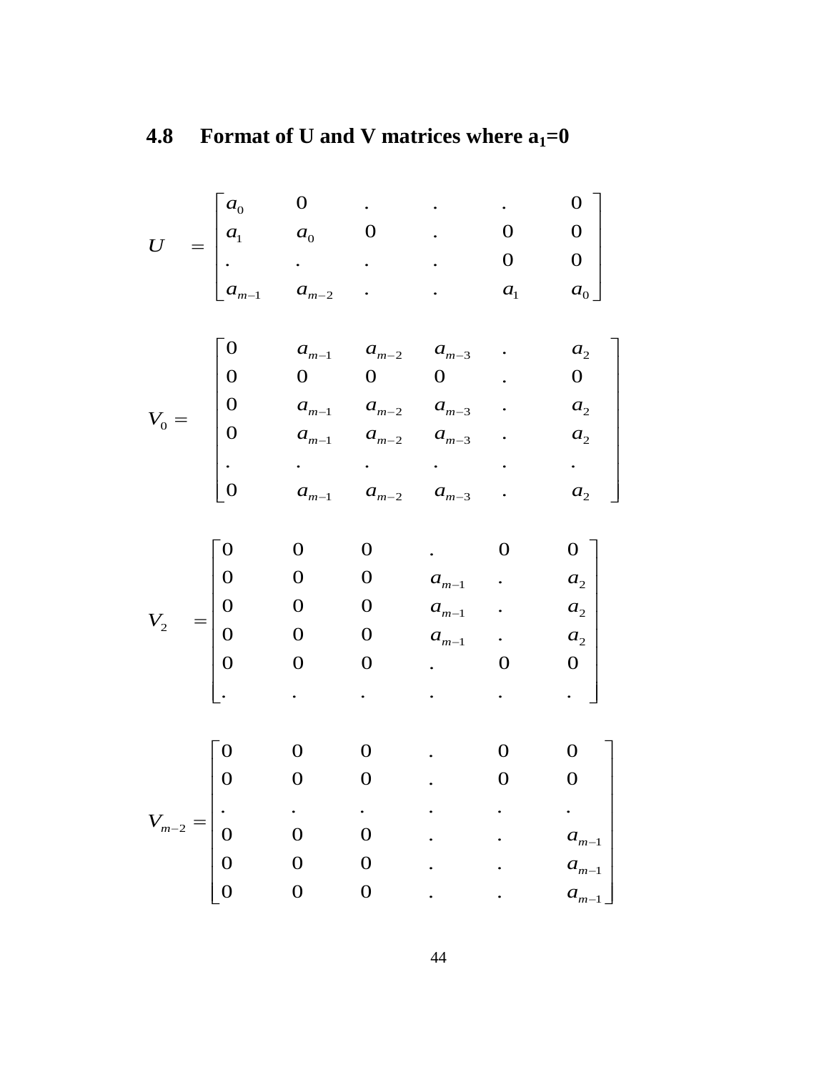### 4.8 Format of U and V matrices where $a_1$=0

$$
U = \begin{bmatrix}
a_0 & 0 & . & . & . & 0 \\
a_1 & a_0 & 0 & . & 0 & 0 \\
. & . & . & . & 0 & 0 \\
a_{m-1} & a_{m-2} & . & . & a_1 & a_0
\end{bmatrix}
$$

$$
V_0 = \begin{bmatrix}
0 & a_{m-1} & a_{m-2} & a_{m-3} & . & a_2 \\
0 & 0 & 0 & 0 & . & 0 \\
0 & a_{m-1} & a_{m-2} & a_{m-3} & . & a_2 \\
0 & a_{m-1} & a_{m-2} & a_{m-3} & . & a_2 \\
. & . & . & . & . & . \\
0 & a_{m-1} & a_{m-2} & a_{m-3} & . & a_2
\end{bmatrix}
$$

$$
V_2 = \begin{bmatrix}
0 & 0 & 0 & . & 0 & 0 \\
0 & 0 & 0 & a_{m-1} & . & a_2 \\
0 & 0 & 0 & a_{m-1} & . & a_2 \\
0 & 0 & 0 & a_{m-1} & . & a_2 \\
0 & 0 & 0 & . & 0 & 0 \\
. & . & . & . & . & .
\end{bmatrix}
$$

$$
V_{m-2} = \begin{bmatrix}
0 & 0 & 0 & . & 0 & 0 \\
0 & 0 & 0 & . & 0 & 0 \\
. & . & . & . & . & . \\
0 & 0 & 0 & . & . & a_{m-1} \\
0 & 0 & 0 & . & . & a_{m-1} \\
0 & 0 & 0 & . & . & a_{m-1}
\end{bmatrix}
$$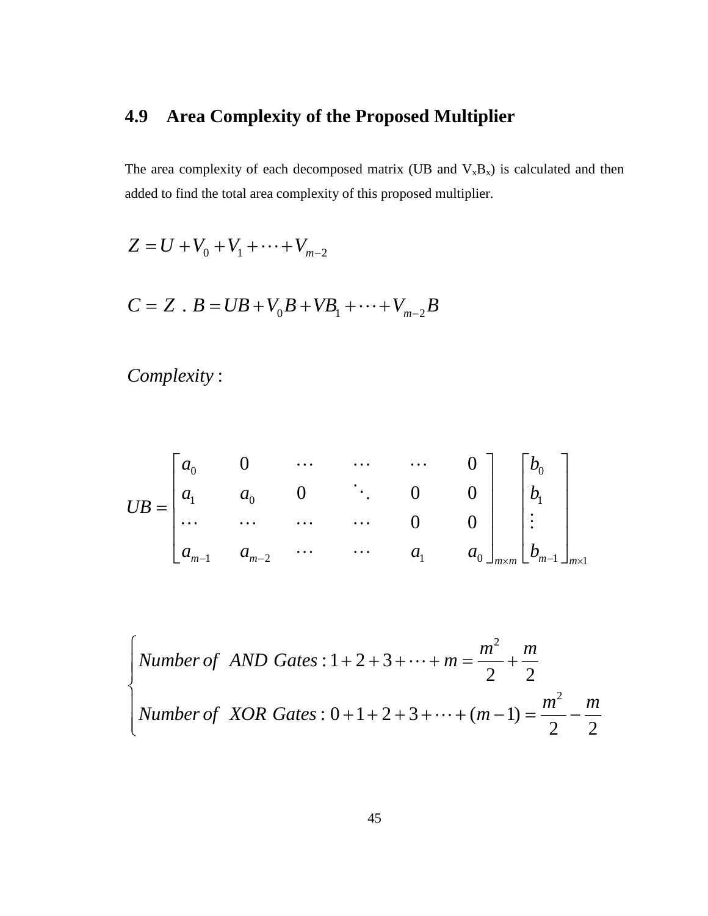## 4.9 Area Complexity of the Proposed Multiplier

The area complexity of each decomposed matrix (UB and $V_xB_x$) is calculated and then added to find the total area complexity of this proposed multiplier.

$$Z = U + V_0 + V_1 + \cdots + V_{m-2}$$

$$C = Z \; . \; B = UB + V_0B + VB_1 + \cdots + V_{m-2}B$$

$$Complexity:$$

$$UB = \begin{bmatrix} a_0 & 0 & \cdots & \cdots & \cdots & 0 \\ a_1 & a_0 & 0 & \ddots & 0 & 0 \\ \cdots & \cdots & \cdots & \cdots & 0 & 0 \\ a_{m-1} & a_{m-2} & \cdots & \cdots & a_1 & a_0 \end{bmatrix}_{m\times m} \begin{bmatrix} b_0 \\ b_1 \\ \vdots \\ b_{m-1} \end{bmatrix}_{m\times 1}$$

$$\begin{cases} Number\,of\;\; AND\;Gates: 1+2+3+\cdots+m = \dfrac{m^2}{2}+\dfrac{m}{2} \\ Number\,of\;\; XOR\;Gates: 0+1+2+3+\cdots+(m-1) = \dfrac{m^2}{2}-\dfrac{m}{2} \end{cases}$$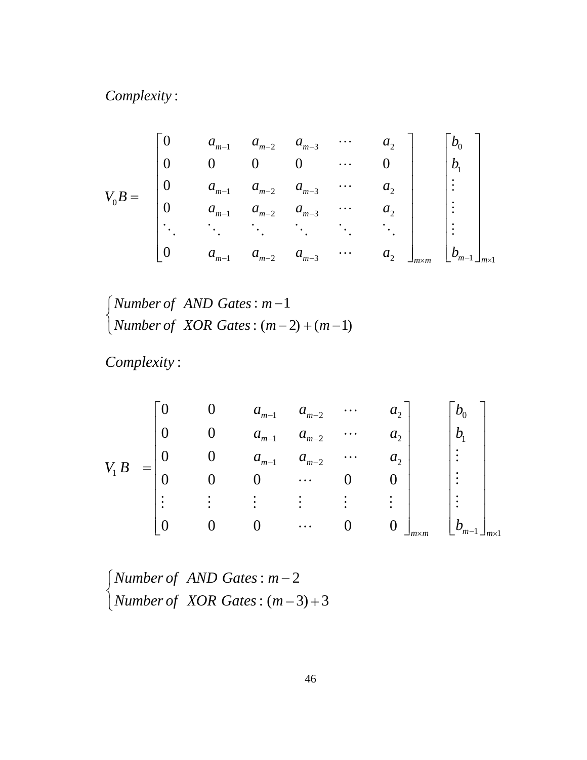$Complexity:$

$$
V_0 B = \begin{bmatrix} 0 & a_{m-1} & a_{m-2} & a_{m-3} & \cdots & a_2 \\ 0 & 0 & 0 & 0 & \cdots & 0 \\ 0 & a_{m-1} & a_{m-2} & a_{m-3} & \cdots & a_2 \\ 0 & a_{m-1} & a_{m-2} & a_{m-3} & \cdots & a_2 \\ \ddots & \ddots & \ddots & \ddots & \ddots & \ddots \\ 0 & a_{m-1} & a_{m-2} & a_{m-3} & \cdots & a_2 \end{bmatrix}_{m\times m} \begin{bmatrix} b_0 \\ b_1 \\ \vdots \\ \vdots \\ \vdots \\ b_{m-1} \end{bmatrix}_{m\times 1}
$$

$$
\begin{cases} Number\ of\ \ AND\ Gates: m-1 \\ Number\ of\ \ XOR\ Gates: (m-2)+(m-1) \end{cases}
$$

$Complexity:$

$$
V_1\, B = \begin{bmatrix} 0 & 0 & a_{m-1} & a_{m-2} & \cdots & a_2 \\ 0 & 0 & a_{m-1} & a_{m-2} & \cdots & a_2 \\ 0 & 0 & a_{m-1} & a_{m-2} & \cdots & a_2 \\ 0 & 0 & 0 & \cdots & 0 & 0 \\ \vdots & \vdots & \vdots & \vdots & \vdots & \vdots \\ 0 & 0 & 0 & \cdots & 0 & 0 \end{bmatrix}_{m\times m} \begin{bmatrix} b_0 \\ b_1 \\ \vdots \\ \vdots \\ \vdots \\ b_{m-1} \end{bmatrix}_{m\times 1}
$$

$$
\begin{cases} Number\ of\ \ AND\ Gates: m-2 \\ Number\ of\ \ XOR\ Gates: (m-3)+3 \end{cases}
$$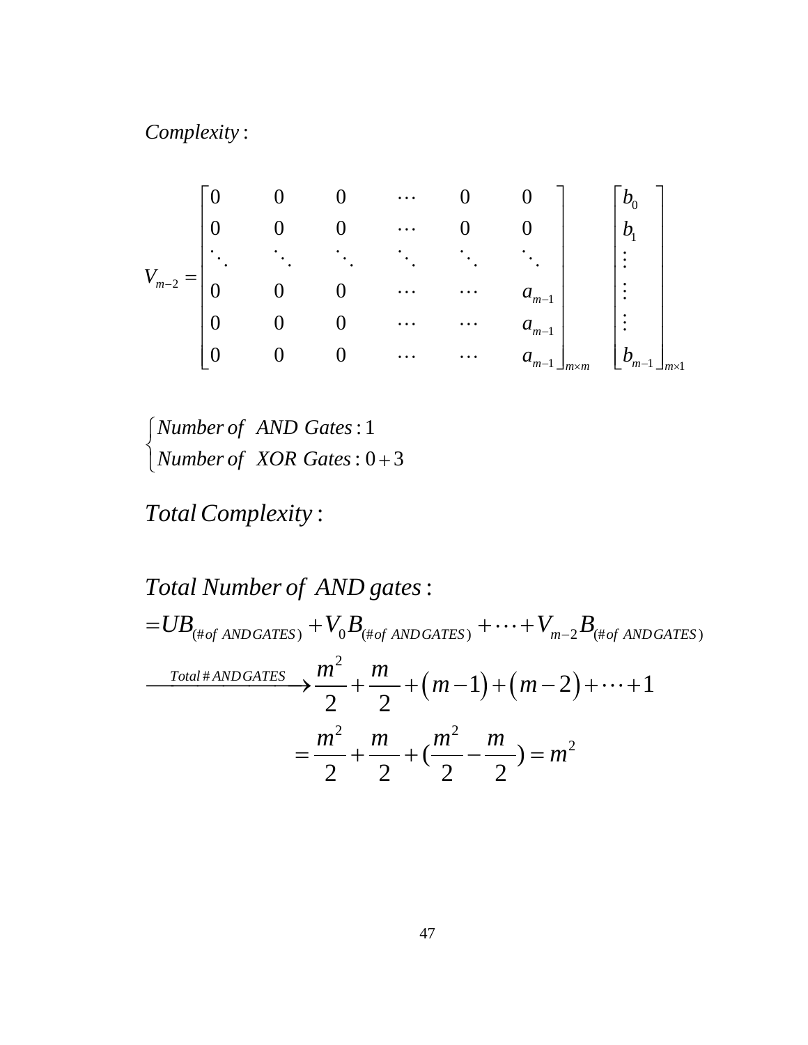*Complexity* :

$$
V_{m-2} = \begin{bmatrix} 0 & 0 & 0 & \cdots & 0 & 0 \\ 0 & 0 & 0 & \cdots & 0 & 0 \\ \ddots & \ddots & \ddots & \ddots & \ddots & \ddots \\ 0 & 0 & 0 & \cdots & \cdots & a_{m-1} \\ 0 & 0 & 0 & \cdots & \cdots & a_{m-1} \\ 0 & 0 & 0 & \cdots & \cdots & a_{m-1} \end{bmatrix}_{m\times m} \begin{bmatrix} b_0 \\ b_1 \\ \vdots \\ \vdots \\ \vdots \\ b_{m-1} \end{bmatrix}_{m\times 1}
$$

$$
\begin{cases} \text{Number of AND Gates} : 1 \\ \text{Number of XOR Gates} : 0+3 \end{cases}
$$

*Total Complexity* :

*Total Number of AND gates* :

$$
= UB_{(\# of\ AND GATES)} + V_0 B_{(\# of\ AND GATES)} + \cdots + V_{m-2} B_{(\# of\ AND GATES)}
$$

$$
\xrightarrow{Total\ \# AND GATES} \frac{m^2}{2} + \frac{m}{2} + (m-1) + (m-2) + \cdots + 1
$$

$$
= \frac{m^2}{2} + \frac{m}{2} + \left(\frac{m^2}{2} - \frac{m}{2}\right) = m^2
$$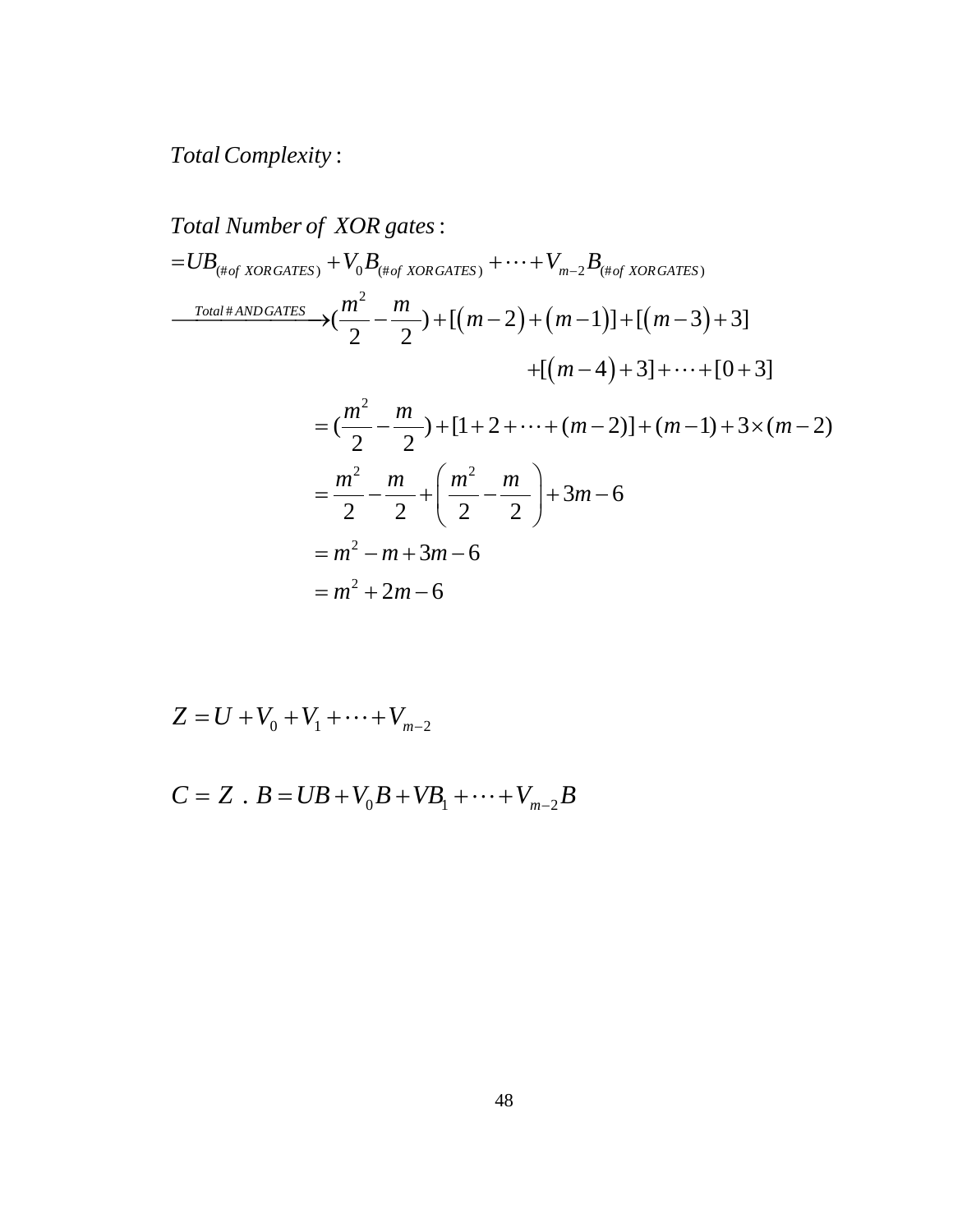*Total Complexity* :

*Total Number of XOR gates* :

$$
\begin{aligned}
&= UB_{(\#of\ XOR GATES)} + V_0 B_{(\#of\ XOR GATES)} + \cdots + V_{m-2} B_{(\#of\ XOR GATES)} \\
&\xrightarrow{Total\,\#\,AND GATES} \left(\frac{m^2}{2} - \frac{m}{2}\right) + [(m-2) + (m-1)] + [(m-3) + 3] \\
&\qquad\qquad + [(m-4) + 3] + \cdots + [0 + 3] \\
&= \left(\frac{m^2}{2} - \frac{m}{2}\right) + [1 + 2 + \cdots + (m-2)] + (m-1) + 3 \times (m-2) \\
&= \frac{m^2}{2} - \frac{m}{2} + \left(\frac{m^2}{2} - \frac{m}{2}\right) + 3m - 6 \\
&= m^2 - m + 3m - 6 \\
&= m^2 + 2m - 6
\end{aligned}
$$

$$Z = U + V_0 + V_1 + \cdots + V_{m-2}$$

$$C = Z \;.\; B = UB + V_0 B + VB_1 + \cdots + V_{m-2} B$$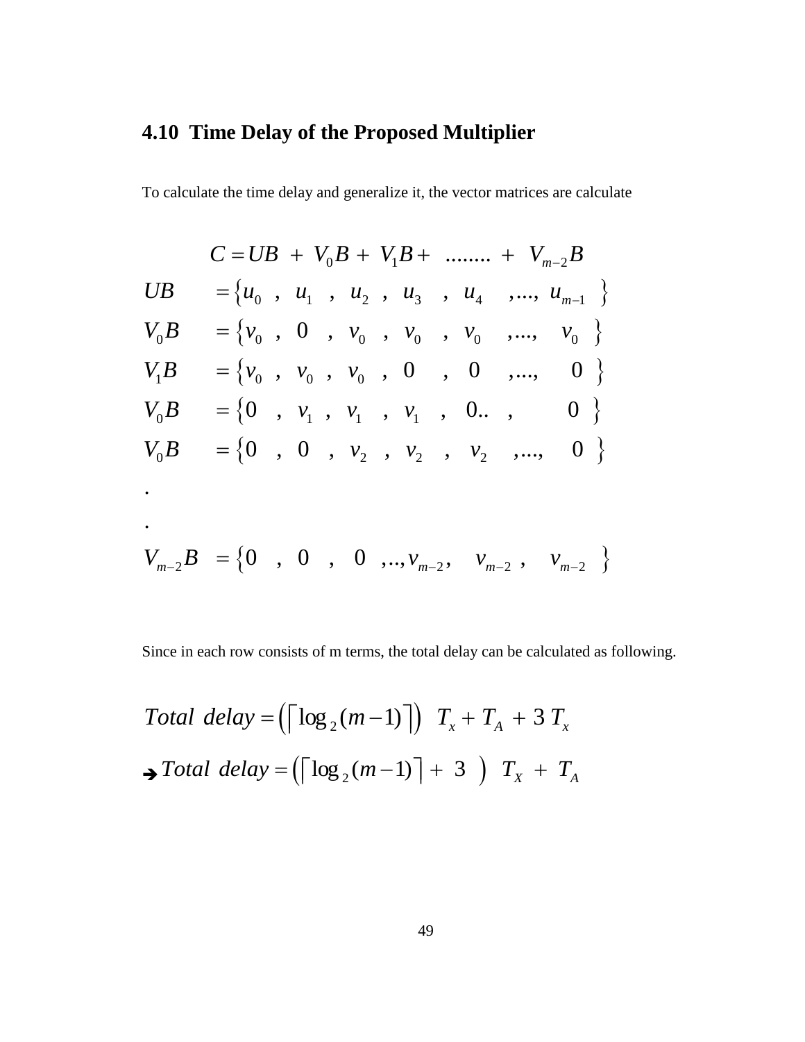## 4.10 Time Delay of the Proposed Multiplier

To calculate the time delay and generalize it, the vector matrices are calculate

$$C = UB \; + \; V_0B + \; V_1B + \; ........ \; + \; V_{m-2}B$$

$$\begin{array}{ll}
UB & = \{u_0 \;,\; u_1 \;,\; u_2 \;,\; u_3 \;,\; u_4 \;,...,\; u_{m-1} \} \\
V_0B & = \{v_0 \;,\; 0 \;,\; v_0 \;,\; v_0 \;,\; v_0 \;,...,\; v_0 \} \\
V_1B & = \{v_0 \;,\; v_0 \;,\; v_0 \;,\; 0 \;,\; 0 \;,...,\; 0 \} \\
V_0B & = \{0 \;,\; v_1 \;,\; v_1 \;,\; v_1 \;,\; 0.. \;,\; 0 \} \\
V_0B & = \{0 \;,\; 0 \;,\; v_2 \;,\; v_2 \;,\; v_2 \;,...,\; 0 \} \\
. & \\
. & \\
V_{m-2}B & = \{0 \;,\; 0 \;,\; 0 \;,..., v_{m-2}, \; v_{m-2} \;,\; v_{m-2} \}
\end{array}$$

Since in each row consists of m terms, the total delay can be calculated as following.

$$Total \;\; delay = \left( \lceil \log_2(m-1) \rceil \right) \;\; T_x + T_A \; + 3 \; T_x$$

$$\Rightarrow Total \;\; delay = \left( \lceil \log_2(m-1) \rceil + \; 3 \;\; \right) \;\; T_X \; + \; T_A$$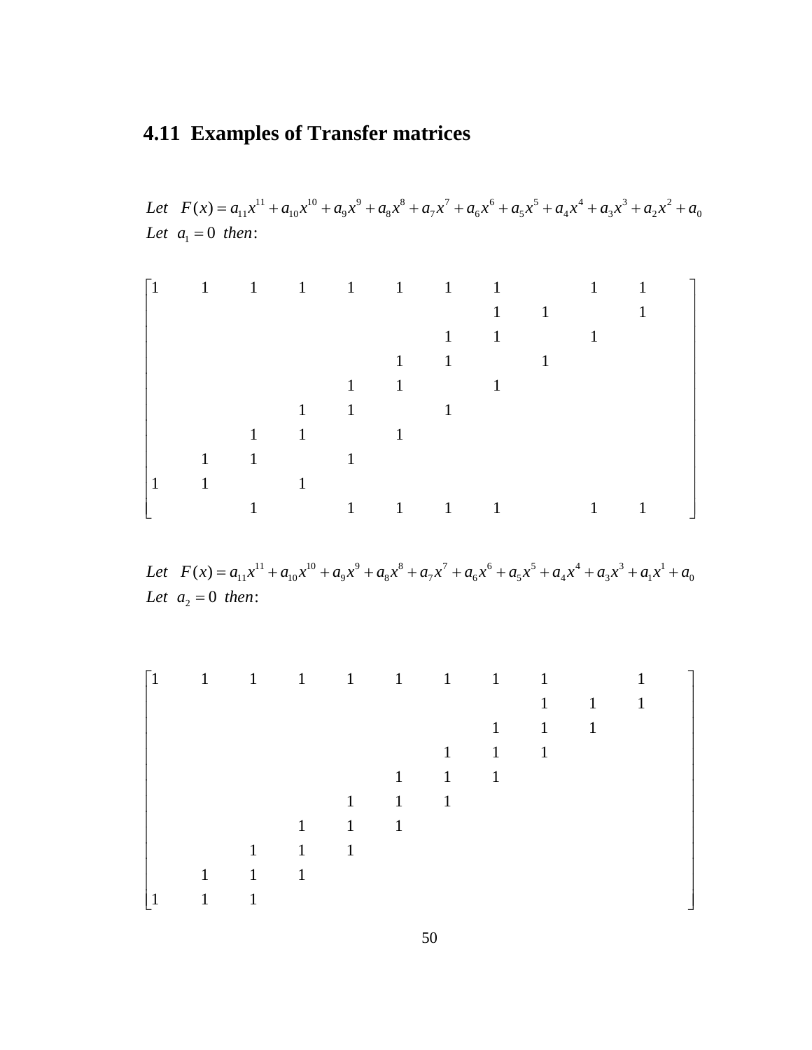## 4.11 Examples of Transfer matrices

$$Let \quad F(x) = a_{11}x^{11} + a_{10}x^{10} + a_9x^9 + a_8x^8 + a_7x^7 + a_6x^6 + a_5x^5 + a_4x^4 + a_3x^3 + a_2x^2 + a_0$$

$$Let \;\; a_1 = 0 \;\; then:$$

$$\begin{bmatrix}
1 & 1 & 1 & 1 & 1 & 1 & 1 & 1 & & 1 & 1 \\
 & & & & & & & 1 & 1 & & 1 \\
 & & & & & & 1 & 1 & & 1 & \\
 & & & & & 1 & 1 & & 1 & & \\
 & & & & 1 & 1 & & 1 & & & \\
 & & & 1 & 1 & & 1 & & & & \\
 & & 1 & 1 & & 1 & & & & & \\
 & 1 & 1 & & 1 & & & & & & \\
1 & 1 & & 1 & & & & & & & \\
 & & 1 & & 1 & 1 & 1 & 1 & & 1 & 1
\end{bmatrix}$$

$$Let \quad F(x) = a_{11}x^{11} + a_{10}x^{10} + a_9x^9 + a_8x^8 + a_7x^7 + a_6x^6 + a_5x^5 + a_4x^4 + a_3x^3 + a_1x^1 + a_0$$

$$Let \;\; a_2 = 0 \;\; then:$$

$$\begin{bmatrix}
1 & 1 & 1 & 1 & 1 & 1 & 1 & 1 & 1 & & 1 \\
 & & & & & & & & 1 & 1 & 1 \\
 & & & & & & & 1 & 1 & 1 & \\
 & & & & & & 1 & 1 & 1 & & \\
 & & & & & 1 & 1 & 1 & & & \\
 & & & & 1 & 1 & 1 & & & & \\
 & & & 1 & 1 & 1 & & & & & \\
 & & 1 & 1 & 1 & & & & & & \\
 & 1 & 1 & 1 & & & & & & & \\
1 & 1 & 1 & & & & & & & &
\end{bmatrix}$$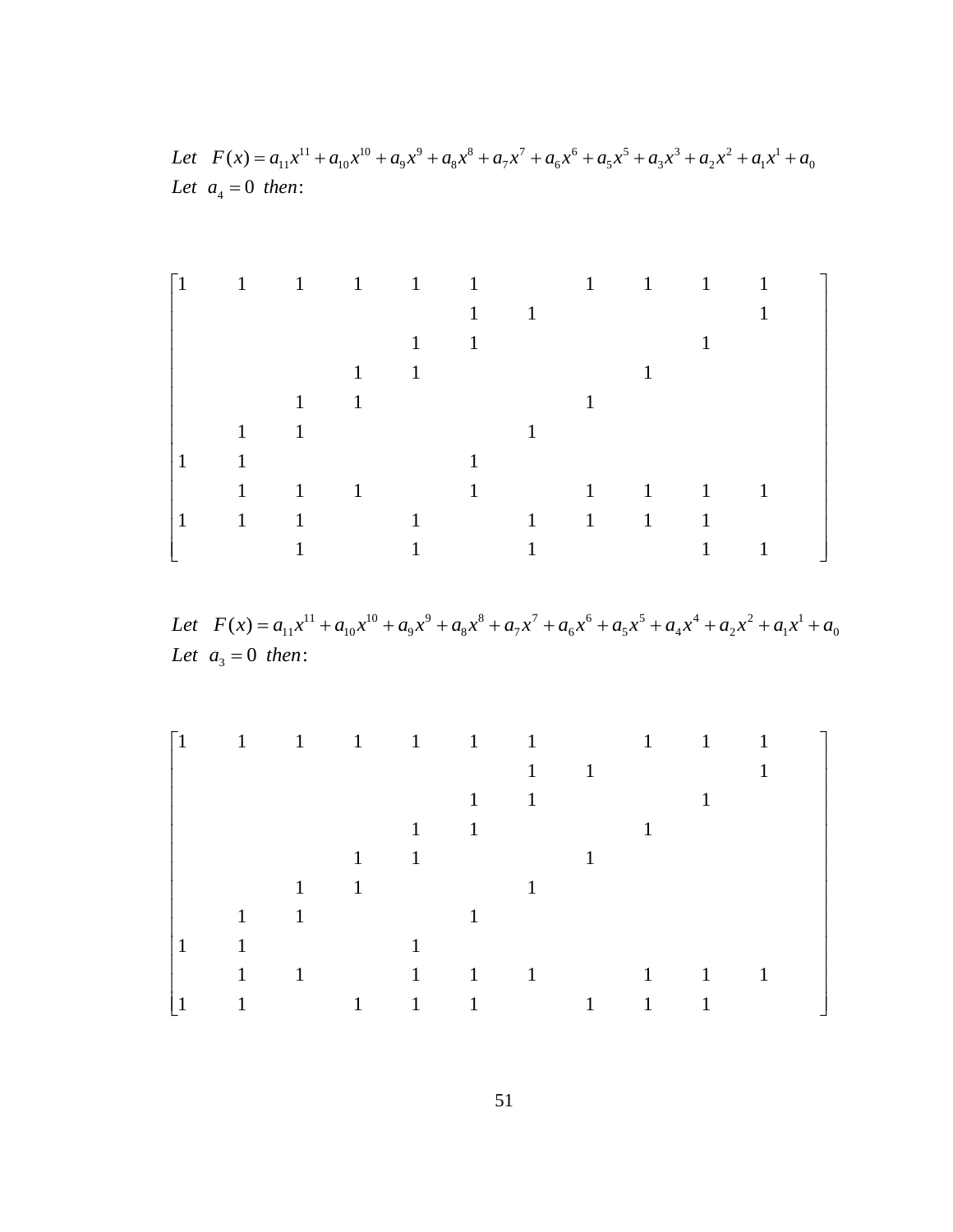$$\text{Let} \quad F(x) = a_{11}x^{11} + a_{10}x^{10} + a_9x^9 + a_8x^8 + a_7x^7 + a_6x^6 + a_5x^5 + a_3x^3 + a_2x^2 + a_1x^1 + a_0$$

$$\text{Let } \ a_4 = 0 \ \text{ then:}$$

$$\begin{bmatrix}
1 & 1 & 1 & 1 & 1 & 1 &   & 1 & 1 & 1 & 1 \\
  &   &   &   &   & 1 & 1 &   &   &   & 1 \\
  &   &   &   & 1 & 1 &   &   &   & 1 &   \\
  &   &   & 1 & 1 &   &   &   & 1 &   &   \\
  &   & 1 & 1 &   &   &   & 1 &   &   &   \\
  & 1 & 1 &   &   &   & 1 &   &   &   &   \\
1 & 1 &   &   &   & 1 &   &   &   &   &   \\
  & 1 & 1 & 1 &   & 1 &   & 1 & 1 & 1 & 1 \\
1 & 1 & 1 &   & 1 &   & 1 & 1 & 1 & 1 &   \\
  &   & 1 &   & 1 &   & 1 &   &   & 1 & 1
\end{bmatrix}$$

$$\text{Let} \quad F(x) = a_{11}x^{11} + a_{10}x^{10} + a_9x^9 + a_8x^8 + a_7x^7 + a_6x^6 + a_5x^5 + a_4x^4 + a_2x^2 + a_1x^1 + a_0$$

$$\text{Let } \ a_3 = 0 \ \text{ then:}$$

$$\begin{bmatrix}
1 & 1 & 1 & 1 & 1 & 1 & 1 &   & 1 & 1 & 1 \\
  &   &   &   &   &   & 1 & 1 &   &   & 1 \\
  &   &   &   &   & 1 & 1 &   &   & 1 &   \\
  &   &   &   & 1 & 1 &   &   & 1 &   &   \\
  &   &   & 1 & 1 &   &   & 1 &   &   &   \\
  &   & 1 & 1 &   &   & 1 &   &   &   &   \\
  & 1 & 1 &   &   & 1 &   &   &   &   &   \\
1 & 1 &   &   & 1 &   &   &   &   &   &   \\
  & 1 & 1 &   & 1 & 1 & 1 &   & 1 & 1 & 1 \\
1 & 1 &   & 1 & 1 & 1 &   & 1 & 1 & 1 &  
\end{bmatrix}$$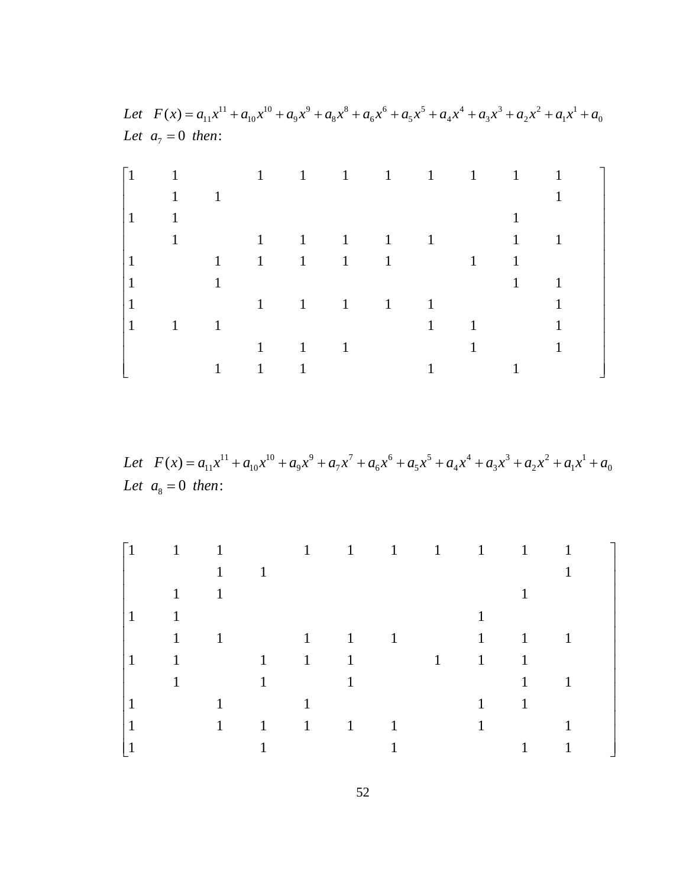$Let \quad F(x) = a_{11}x^{11} + a_{10}x^{10} + a_9x^9 + a_8x^8 + a_6x^6 + a_5x^5 + a_4x^4 + a_3x^3 + a_2x^2 + a_1x^1 + a_0$

$Let \;\; a_7 = 0 \;\; then:$

$$
\begin{bmatrix}
1 & 1 &   & 1 & 1 & 1 & 1 & 1 & 1 & 1 & 1 \\
  & 1 & 1 &   &   &   &   &   &   &   & 1 \\
1 & 1 &   &   &   &   &   &   &   & 1 &   \\
  & 1 &   & 1 & 1 & 1 & 1 & 1 &   & 1 & 1 \\
1 &   & 1 & 1 & 1 & 1 & 1 &   & 1 & 1 &   \\
1 &   & 1 &   &   &   &   &   &   & 1 & 1 \\
1 &   &   & 1 & 1 & 1 & 1 & 1 &   &   & 1 \\
1 & 1 & 1 &   &   &   &   & 1 & 1 &   & 1 \\
  &   &   & 1 & 1 & 1 &   &   & 1 &   & 1 \\
  &   & 1 & 1 & 1 &   &   & 1 &   & 1 &  
\end{bmatrix}
$$

$Let \quad F(x) = a_{11}x^{11} + a_{10}x^{10} + a_9x^9 + a_7x^7 + a_6x^6 + a_5x^5 + a_4x^4 + a_3x^3 + a_2x^2 + a_1x^1 + a_0$

$Let \;\; a_8 = 0 \;\; then:$

$$
\begin{bmatrix}
1 & 1 & 1 &   & 1 & 1 & 1 & 1 & 1 & 1 & 1 \\
  &   & 1 & 1 &   &   &   &   &   &   & 1 \\
  & 1 & 1 &   &   &   &   &   &   & 1 &   \\
1 & 1 &   &   &   &   &   &   & 1 &   &   \\
  & 1 & 1 &   & 1 & 1 & 1 &   & 1 & 1 & 1 \\
1 & 1 &   & 1 & 1 & 1 &   & 1 & 1 & 1 &   \\
  & 1 &   & 1 &   & 1 &   &   &   & 1 & 1 \\
1 &   & 1 &   & 1 &   &   &   & 1 & 1 &   \\
1 &   & 1 & 1 & 1 & 1 & 1 &   & 1 &   & 1 \\
1 &   &   & 1 &   &   & 1 &   &   & 1 & 1
\end{bmatrix}
$$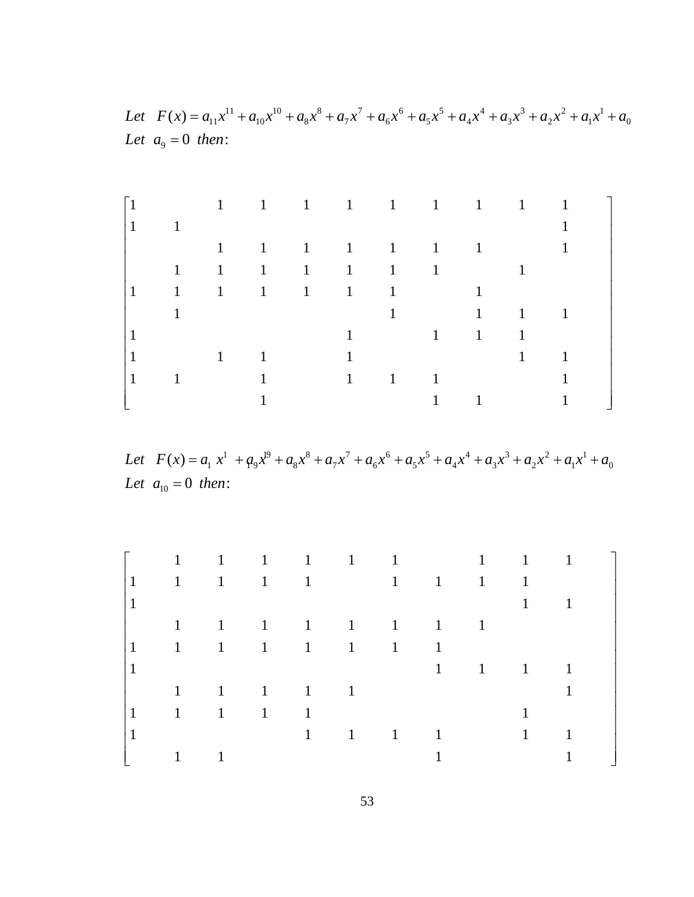$$Let \quad F(x) = a_{11}x^{11} + a_{10}x^{10} + a_8x^8 + a_7x^7 + a_6x^6 + a_5x^5 + a_4x^4 + a_3x^3 + a_2x^2 + a_1x^1 + a_0$$

$$Let \;\; a_9 = 0 \;\; then:$$

$$\begin{bmatrix}
1 & & 1 & 1 & 1 & 1 & 1 & 1 & 1 & 1 & 1 \\
1 & 1 & & & & & & & & & 1 \\
 & & 1 & 1 & 1 & 1 & 1 & 1 & 1 & & 1 \\
 & 1 & 1 & 1 & 1 & 1 & 1 & 1 & & 1 & \\
1 & 1 & 1 & 1 & 1 & 1 & 1 & & 1 & & \\
 & 1 & & & & & 1 & & 1 & 1 & 1 \\
1 & & & & & 1 & & 1 & 1 & 1 & \\
1 & & 1 & 1 & & 1 & & & & 1 & 1 \\
1 & 1 & & 1 & & 1 & 1 & 1 & & & 1 \\
 & & & 1 & & & & 1 & 1 & & 1
\end{bmatrix}$$

$$Let \quad F(x) = a_{11}x^{11} + a_9x^9 + a_8x^8 + a_7x^7 + a_6x^6 + a_5x^5 + a_4x^4 + a_3x^3 + a_2x^2 + a_1x^1 + a_0$$

$$Let \;\; a_{10} = 0 \;\; then:$$

$$\begin{bmatrix}
 & 1 & 1 & 1 & 1 & 1 & 1 & & 1 & 1 & 1 \\
1 & 1 & 1 & 1 & 1 & & 1 & 1 & 1 & 1 & \\
1 & & & & & & & & & 1 & 1 \\
 & 1 & 1 & 1 & 1 & 1 & 1 & 1 & 1 & & \\
1 & 1 & 1 & 1 & 1 & 1 & 1 & 1 & & & \\
1 & & & & & & & 1 & 1 & 1 & 1 \\
 & 1 & 1 & 1 & 1 & 1 & & & & & 1 \\
1 & 1 & 1 & 1 & 1 & & & & & 1 & \\
1 & & & & 1 & 1 & 1 & 1 & & 1 & 1 \\
 & 1 & 1 & & & & & 1 & & & 1
\end{bmatrix}$$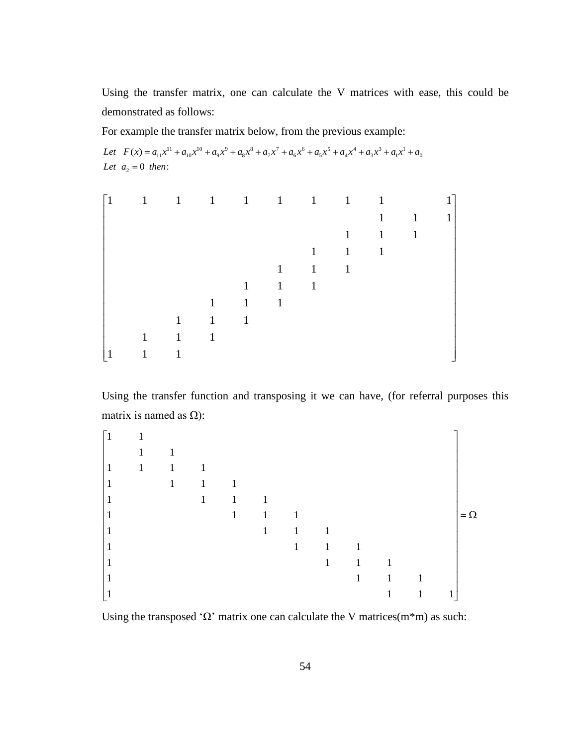Using the transfer matrix, one can calculate the V matrices with ease, this could be demonstrated as follows:

For example the transfer matrix below, from the previous example:

$$Let \quad F(x) = a_{11}x^{11} + a_{10}x^{10} + a_9x^9 + a_8x^8 + a_7x^7 + a_6x^6 + a_5x^5 + a_4x^4 + a_3x^3 + a_1x^1 + a_0$$

$$Let \;\; a_2 = 0 \;\; then:$$

$$\begin{bmatrix}
1 & 1 & 1 & 1 & 1 & 1 & 1 & 1 & 1 & & 1 \\
 & & & & & & & & 1 & 1 & 1 \\
 & & & & & & & 1 & 1 & 1 & \\
 & & & & & & 1 & 1 & 1 & & \\
 & & & & & 1 & 1 & 1 & & & \\
 & & & & 1 & 1 & 1 & & & & \\
 & & & 1 & 1 & 1 & & & & & \\
 & & 1 & 1 & 1 & & & & & & \\
 & 1 & 1 & 1 & & & & & & & \\
1 & 1 & 1 & & & & & & & &
\end{bmatrix}$$

Using the transfer function and transposing it we can have, (for referral purposes this matrix is named as Ω):

$$\begin{bmatrix}
1 & 1 & & & & & & & & & & \\
 & 1 & 1 & & & & & & & & & \\
1 & 1 & 1 & 1 & & & & & & & & \\
1 & & 1 & 1 & 1 & & & & & & & \\
1 & & & 1 & 1 & 1 & & & & & & \\
1 & & & & 1 & 1 & 1 & & & & & \\
1 & & & & & 1 & 1 & 1 & & & & \\
1 & & & & & & 1 & 1 & 1 & & & \\
1 & & & & & & & 1 & 1 & 1 & & \\
1 & & & & & & & & 1 & 1 & 1 & \\
1 & & & & & & & & & 1 & 1 & 1
\end{bmatrix} = \Omega$$

Using the transposed 'Ω' matrix one can calculate the V matrices(m*m) as such: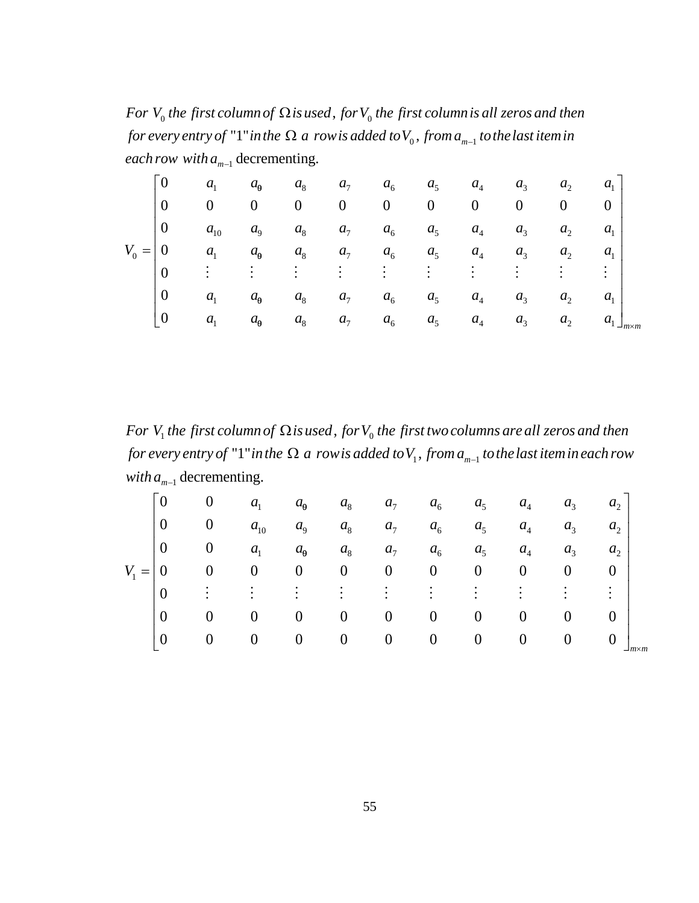*For* $V_0$ *the first column of* $\Omega$ *is used, for* $V_0$ *the first column is all zeros and then for every entry of "1" in the* $\Omega$ *a row is added to* $V_0$*, from* $a_{m-1}$ *to the last item in each row with* $a_{m-1}$ decrementing.

$$V_0 = \begin{bmatrix} 0 & a_1 & a_\theta & a_8 & a_7 & a_6 & a_5 & a_4 & a_3 & a_2 & a_1 \\ 0 & 0 & 0 & 0 & 0 & 0 & 0 & 0 & 0 & 0 & 0 \\ 0 & a_{10} & a_9 & a_8 & a_7 & a_6 & a_5 & a_4 & a_3 & a_2 & a_1 \\ 0 & a_1 & a_\theta & a_8 & a_7 & a_6 & a_5 & a_4 & a_3 & a_2 & a_1 \\ 0 & \vdots & \vdots & \vdots & \vdots & \vdots & \vdots & \vdots & \vdots & \vdots & \vdots \\ 0 & a_1 & a_\theta & a_8 & a_7 & a_6 & a_5 & a_4 & a_3 & a_2 & a_1 \\ 0 & a_1 & a_\theta & a_8 & a_7 & a_6 & a_5 & a_4 & a_3 & a_2 & a_1 \end{bmatrix}_{m \times m}$$

*For* $V_1$ *the first column of* $\Omega$ *is used, for* $V_0$ *the first two columns are all zeros and then for every entry of "1" in the* $\Omega$ *a row is added to* $V_1$*, from* $a_{m-1}$ *to the last item in each row with* $a_{m-1}$ decrementing.

$$V_1 = \begin{bmatrix} 0 & 0 & a_1 & a_\theta & a_8 & a_7 & a_6 & a_5 & a_4 & a_3 & a_2 \\ 0 & 0 & a_{10} & a_9 & a_8 & a_7 & a_6 & a_5 & a_4 & a_3 & a_2 \\ 0 & 0 & a_1 & a_\theta & a_8 & a_7 & a_6 & a_5 & a_4 & a_3 & a_2 \\ 0 & 0 & 0 & 0 & 0 & 0 & 0 & 0 & 0 & 0 & 0 \\ 0 & \vdots & \vdots & \vdots & \vdots & \vdots & \vdots & \vdots & \vdots & \vdots & \vdots \\ 0 & 0 & 0 & 0 & 0 & 0 & 0 & 0 & 0 & 0 & 0 \\ 0 & 0 & 0 & 0 & 0 & 0 & 0 & 0 & 0 & 0 & 0 \end{bmatrix}_{m \times m}$$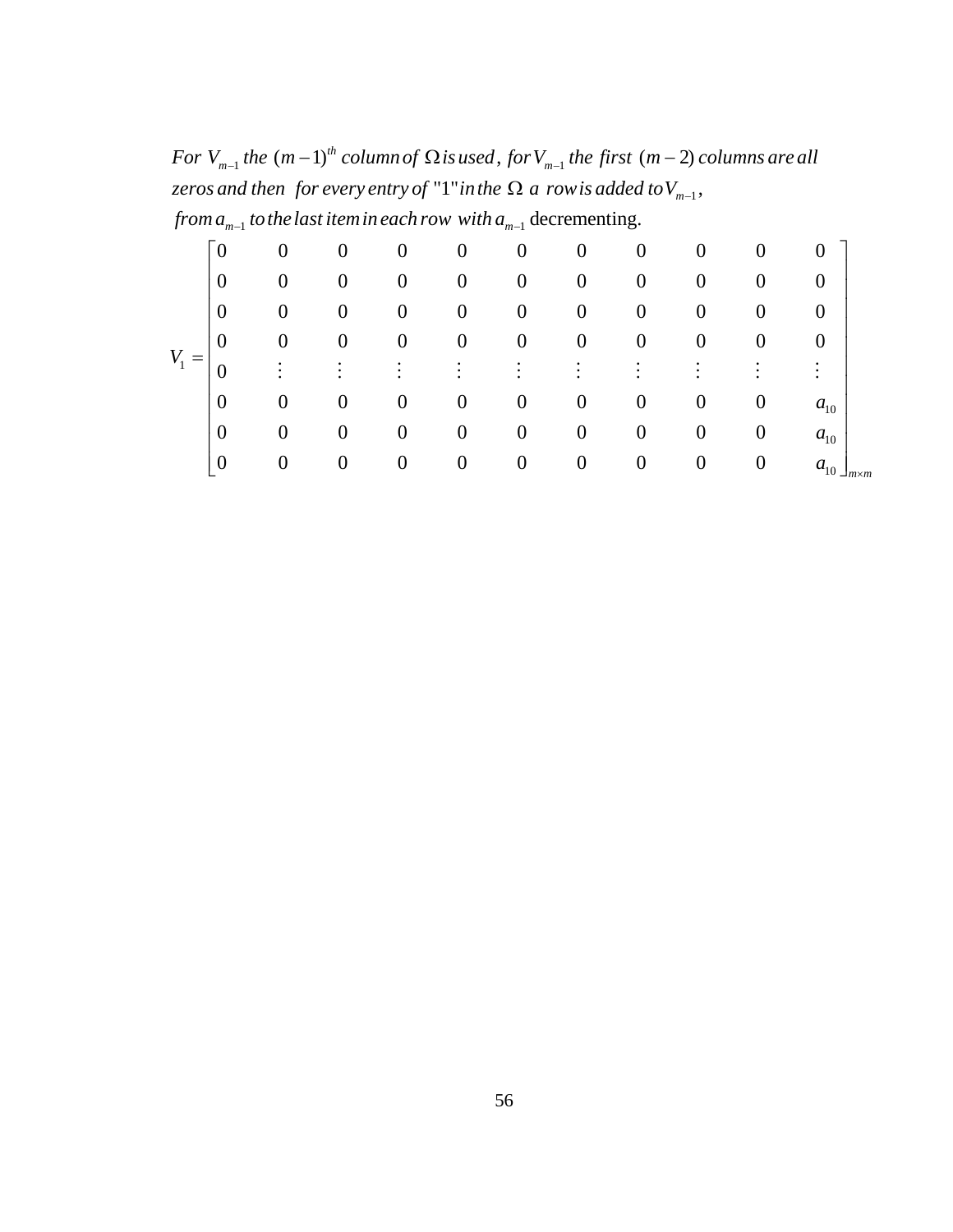*For* $V_{m-1}$ *the* $(m-1)^{th}$ *column of* $\Omega$ *is used*, *for* $V_{m-1}$ *the first* $(m-2)$ *columns are all zeros and then for every entry of* "1" *in the* $\Omega$ *a row is added to* $V_{m-1}$, *from* $a_{m-1}$ *to the last item in each row with* $a_{m-1}$ decrementing.

$$V_1 = \begin{bmatrix} 0 & 0 & 0 & 0 & 0 & 0 & 0 & 0 & 0 & 0 & 0 \\ 0 & 0 & 0 & 0 & 0 & 0 & 0 & 0 & 0 & 0 & 0 \\ 0 & 0 & 0 & 0 & 0 & 0 & 0 & 0 & 0 & 0 & 0 \\ 0 & 0 & 0 & 0 & 0 & 0 & 0 & 0 & 0 & 0 & 0 \\ 0 & \vdots & \vdots & \vdots & \vdots & \vdots & \vdots & \vdots & \vdots & \vdots & \vdots \\ 0 & 0 & 0 & 0 & 0 & 0 & 0 & 0 & 0 & 0 & a_{10} \\ 0 & 0 & 0 & 0 & 0 & 0 & 0 & 0 & 0 & 0 & a_{10} \\ 0 & 0 & 0 & 0 & 0 & 0 & 0 & 0 & 0 & 0 & a_{10} \end{bmatrix}_{m \times m}$$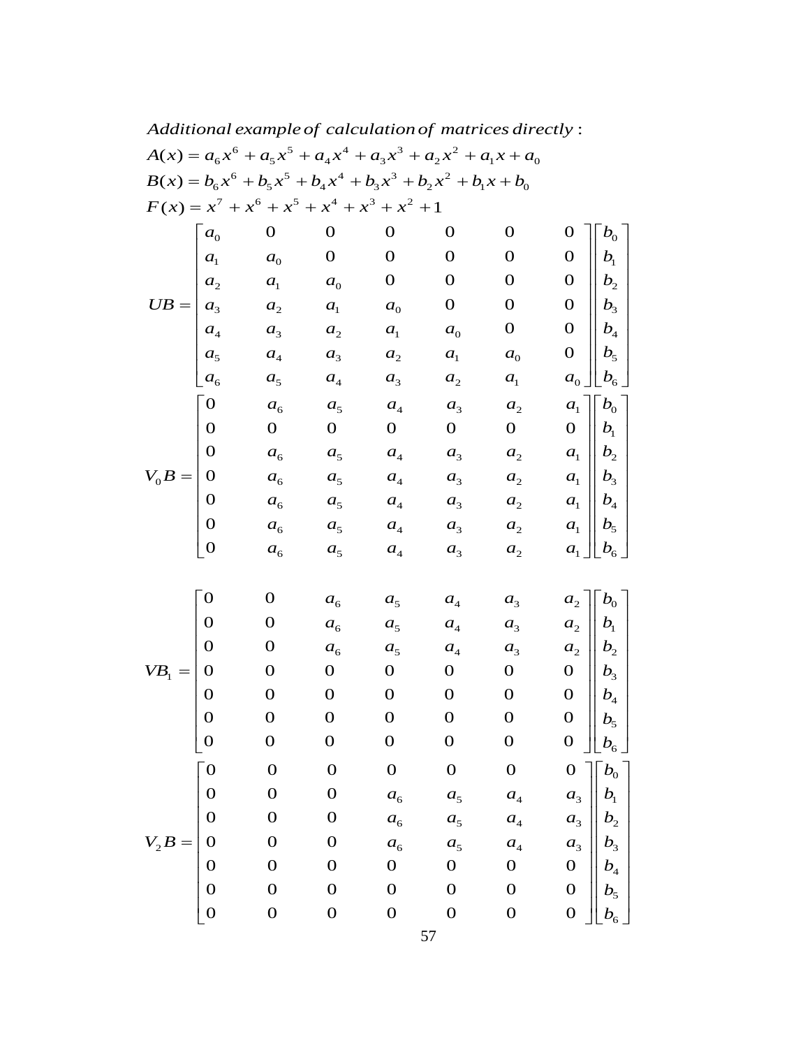*Additional example of calculation of matrices directly :*

$$A(x) = a_6 x^6 + a_5 x^5 + a_4 x^4 + a_3 x^3 + a_2 x^2 + a_1 x + a_0$$

$$B(x) = b_6 x^6 + b_5 x^5 + b_4 x^4 + b_3 x^3 + b_2 x^2 + b_1 x + b_0$$

$$F(x) = x^7 + x^6 + x^5 + x^4 + x^3 + x^2 + 1$$

$$UB = \begin{bmatrix} a_0 & 0 & 0 & 0 & 0 & 0 & 0 \\ a_1 & a_0 & 0 & 0 & 0 & 0 & 0 \\ a_2 & a_1 & a_0 & 0 & 0 & 0 & 0 \\ a_3 & a_2 & a_1 & a_0 & 0 & 0 & 0 \\ a_4 & a_3 & a_2 & a_1 & a_0 & 0 & 0 \\ a_5 & a_4 & a_3 & a_2 & a_1 & a_0 & 0 \\ a_6 & a_5 & a_4 & a_3 & a_2 & a_1 & a_0 \end{bmatrix} \begin{bmatrix} b_0 \\ b_1 \\ b_2 \\ b_3 \\ b_4 \\ b_5 \\ b_6 \end{bmatrix}$$

$$V_0 B = \begin{bmatrix} 0 & a_6 & a_5 & a_4 & a_3 & a_2 & a_1 \\ 0 & 0 & 0 & 0 & 0 & 0 & 0 \\ 0 & a_6 & a_5 & a_4 & a_3 & a_2 & a_1 \\ 0 & a_6 & a_5 & a_4 & a_3 & a_2 & a_1 \\ 0 & a_6 & a_5 & a_4 & a_3 & a_2 & a_1 \\ 0 & a_6 & a_5 & a_4 & a_3 & a_2 & a_1 \\ 0 & a_6 & a_5 & a_4 & a_3 & a_2 & a_1 \end{bmatrix} \begin{bmatrix} b_0 \\ b_1 \\ b_2 \\ b_3 \\ b_4 \\ b_5 \\ b_6 \end{bmatrix}$$

$$VB_1 = \begin{bmatrix} 0 & 0 & a_6 & a_5 & a_4 & a_3 & a_2 \\ 0 & 0 & a_6 & a_5 & a_4 & a_3 & a_2 \\ 0 & 0 & a_6 & a_5 & a_4 & a_3 & a_2 \\ 0 & 0 & 0 & 0 & 0 & 0 & 0 \\ 0 & 0 & 0 & 0 & 0 & 0 & 0 \\ 0 & 0 & 0 & 0 & 0 & 0 & 0 \\ 0 & 0 & 0 & 0 & 0 & 0 & 0 \end{bmatrix} \begin{bmatrix} b_0 \\ b_1 \\ b_2 \\ b_3 \\ b_4 \\ b_5 \\ b_6 \end{bmatrix}$$

$$V_2 B = \begin{bmatrix} 0 & 0 & 0 & 0 & 0 & 0 & 0 \\ 0 & 0 & 0 & a_6 & a_5 & a_4 & a_3 \\ 0 & 0 & 0 & a_6 & a_5 & a_4 & a_3 \\ 0 & 0 & 0 & a_6 & a_5 & a_4 & a_3 \\ 0 & 0 & 0 & 0 & 0 & 0 & 0 \\ 0 & 0 & 0 & 0 & 0 & 0 & 0 \\ 0 & 0 & 0 & 0 & 0 & 0 & 0 \end{bmatrix} \begin{bmatrix} b_0 \\ b_1 \\ b_2 \\ b_3 \\ b_4 \\ b_5 \\ b_6 \end{bmatrix}$$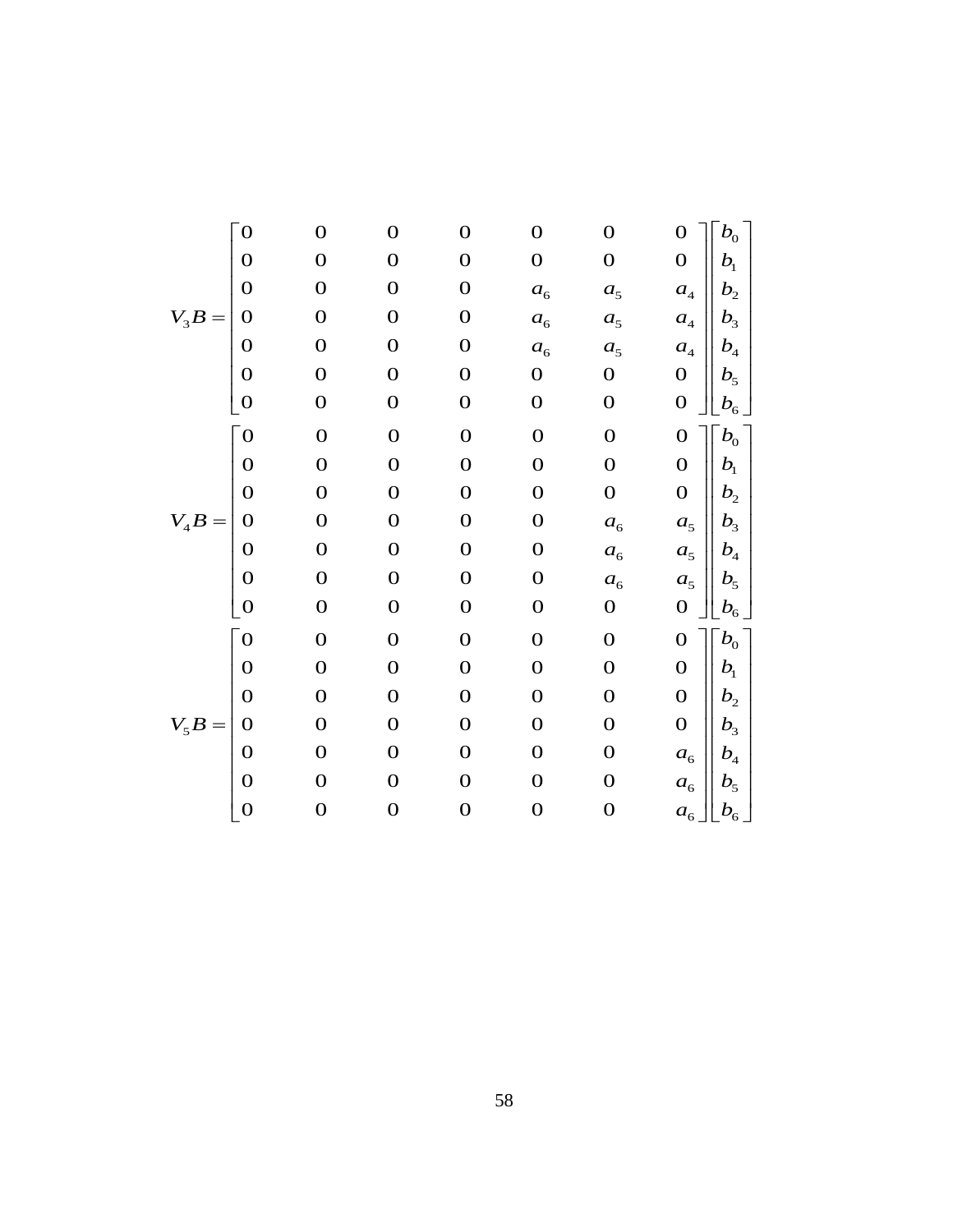$$V_3 B = \begin{bmatrix} 0 & 0 & 0 & 0 & 0 & 0 & 0 \\ 0 & 0 & 0 & 0 & 0 & 0 & 0 \\ 0 & 0 & 0 & 0 & a_6 & a_5 & a_4 \\ 0 & 0 & 0 & 0 & a_6 & a_5 & a_4 \\ 0 & 0 & 0 & 0 & a_6 & a_5 & a_4 \\ 0 & 0 & 0 & 0 & 0 & 0 & 0 \\ 0 & 0 & 0 & 0 & 0 & 0 & 0 \end{bmatrix} \begin{bmatrix} b_0 \\ b_1 \\ b_2 \\ b_3 \\ b_4 \\ b_5 \\ b_6 \end{bmatrix}$$

$$V_4 B = \begin{bmatrix} 0 & 0 & 0 & 0 & 0 & 0 & 0 \\ 0 & 0 & 0 & 0 & 0 & 0 & 0 \\ 0 & 0 & 0 & 0 & 0 & 0 & 0 \\ 0 & 0 & 0 & 0 & 0 & a_6 & a_5 \\ 0 & 0 & 0 & 0 & 0 & a_6 & a_5 \\ 0 & 0 & 0 & 0 & 0 & a_6 & a_5 \\ 0 & 0 & 0 & 0 & 0 & 0 & 0 \end{bmatrix} \begin{bmatrix} b_0 \\ b_1 \\ b_2 \\ b_3 \\ b_4 \\ b_5 \\ b_6 \end{bmatrix}$$

$$V_5 B = \begin{bmatrix} 0 & 0 & 0 & 0 & 0 & 0 & 0 \\ 0 & 0 & 0 & 0 & 0 & 0 & 0 \\ 0 & 0 & 0 & 0 & 0 & 0 & 0 \\ 0 & 0 & 0 & 0 & 0 & 0 & 0 \\ 0 & 0 & 0 & 0 & 0 & 0 & a_6 \\ 0 & 0 & 0 & 0 & 0 & 0 & a_6 \\ 0 & 0 & 0 & 0 & 0 & 0 & a_6 \end{bmatrix} \begin{bmatrix} b_0 \\ b_1 \\ b_2 \\ b_3 \\ b_4 \\ b_5 \\ b_6 \end{bmatrix}$$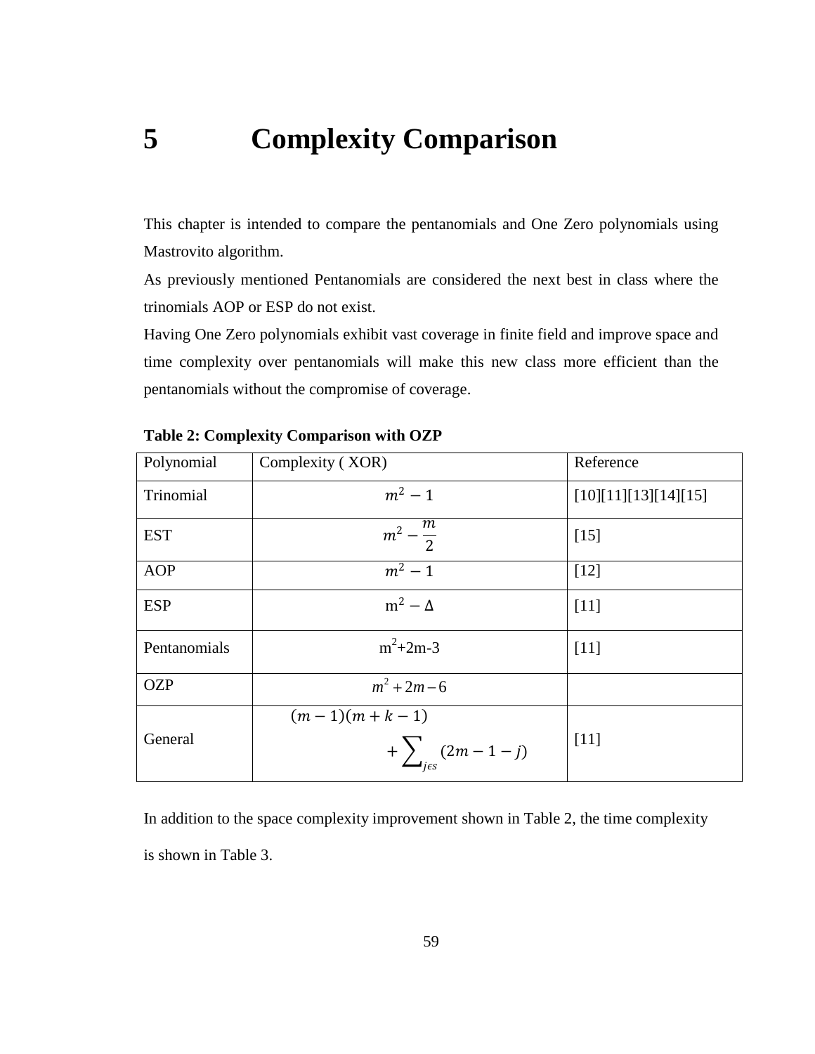# 5 Complexity Comparison

This chapter is intended to compare the pentanomials and One Zero polynomials using Mastrovito algorithm.

As previously mentioned Pentanomials are considered the next best in class where the trinomials AOP or ESP do not exist.

Having One Zero polynomials exhibit vast coverage in finite field and improve space and time complexity over pentanomials will make this new class more efficient than the pentanomials without the compromise of coverage.

**Table 2: Complexity Comparison with OZP**

| Polynomial | Complexity ( XOR) | Reference |
|---|---|---|
| Trinomial | $m^2 - 1$ | [10][11][13][14][15] |
| EST | $m^2 - \frac{m}{2}$ | [15] |
| AOP | $m^2 - 1$ | [12] |
| ESP | $m^2 - \Delta$ | [11] |
| Pentanomials | $m^2+2m-3$ | [11] |
| OZP | $m^2 + 2m - 6$ | |
| General | $(m-1)(m+k-1) + \sum_{j \epsilon s} (2m-1-j)$ | [11] |

In addition to the space complexity improvement shown in Table 2, the time complexity is shown in Table 3.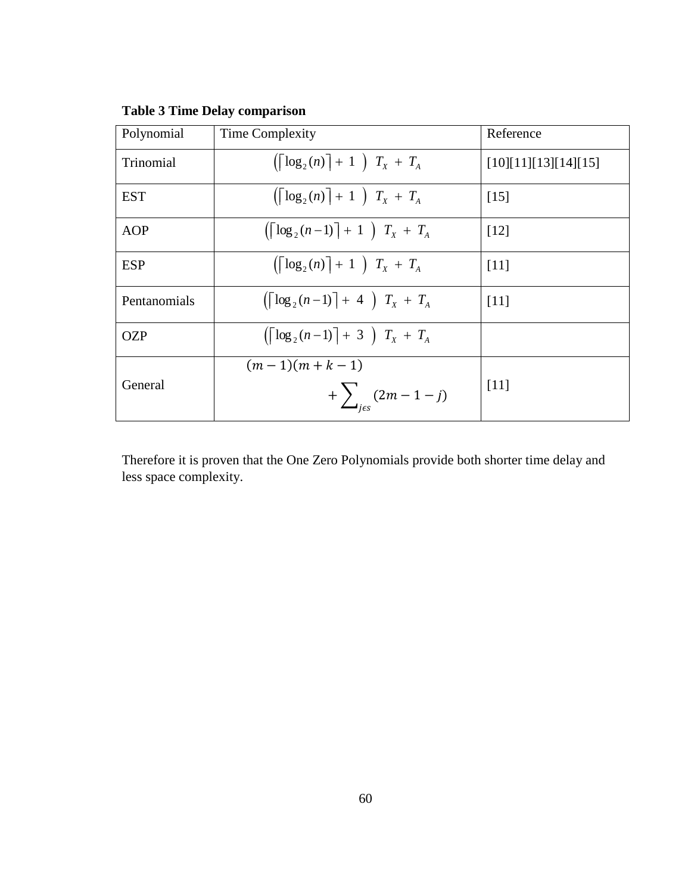**Table 3 Time Delay comparison**

| Polynomial | Time Complexity | Reference |
|---|---|---|
| Trinomial | $\left(\lceil \log_2(n) \rceil + 1\right) \ T_X + T_A$ | [10][11][13][14][15] |
| EST | $\left(\lceil \log_2(n) \rceil + 1\right) \ T_X + T_A$ | [15] |
| AOP | $\left(\lceil \log_2(n-1) \rceil + 1\right) \ T_X + T_A$ | [12] |
| ESP | $\left(\lceil \log_2(n) \rceil + 1\right) \ T_X + T_A$ | [11] |
| Pentanomials | $\left(\lceil \log_2(n-1) \rceil + 4\right) \ T_X + T_A$ | [11] |
| OZP | $\left(\lceil \log_2(n-1) \rceil + 3\right) \ T_X + T_A$ | |
| General | $(m-1)(m+k-1) + \sum_{j \epsilon s} (2m-1-j)$ | [11] |

Therefore it is proven that the One Zero Polynomials provide both shorter time delay and less space complexity.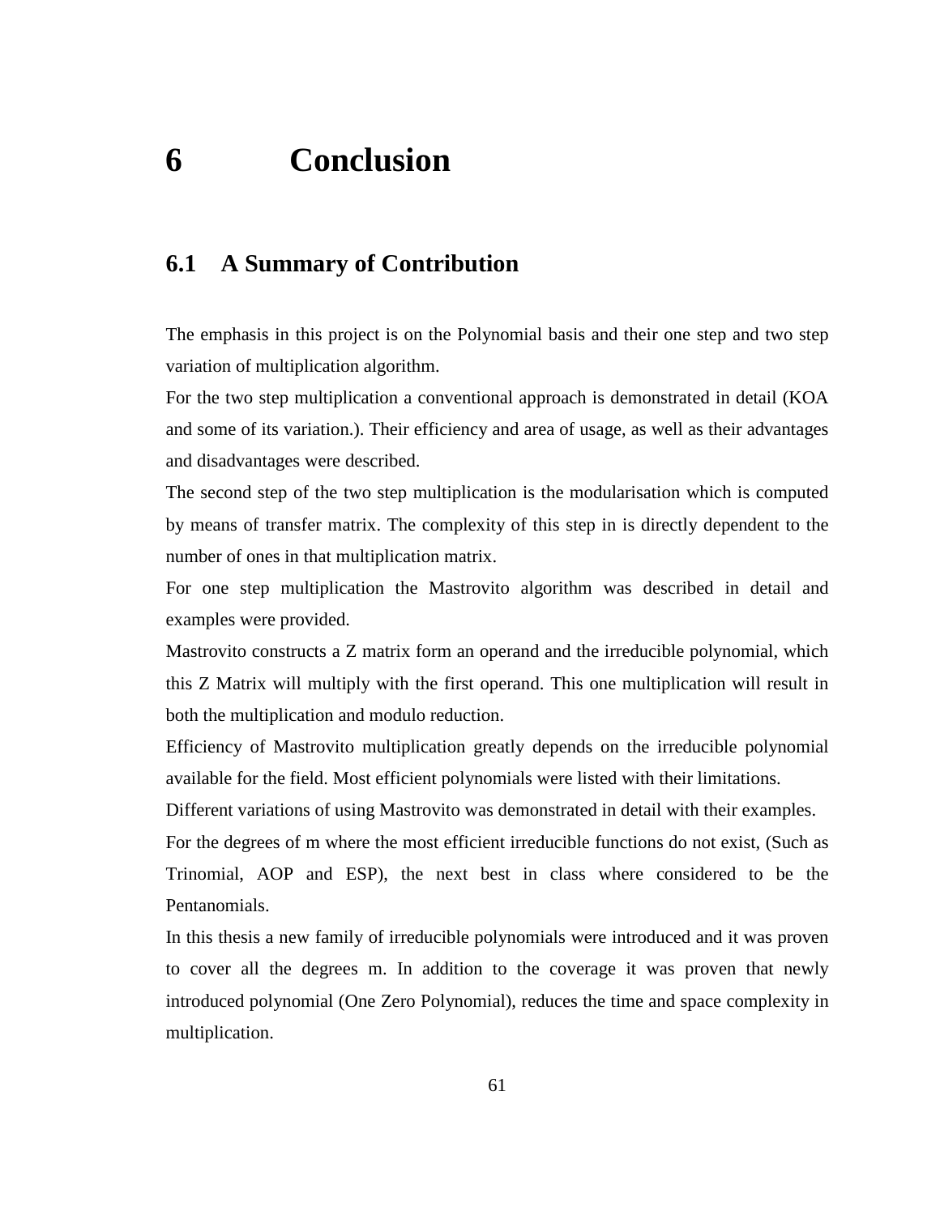# 6 Conclusion

## 6.1 A Summary of Contribution

The emphasis in this project is on the Polynomial basis and their one step and two step variation of multiplication algorithm.

For the two step multiplication a conventional approach is demonstrated in detail (KOA and some of its variation.). Their efficiency and area of usage, as well as their advantages and disadvantages were described.

The second step of the two step multiplication is the modularisation which is computed by means of transfer matrix. The complexity of this step in is directly dependent to the number of ones in that multiplication matrix.

For one step multiplication the Mastrovito algorithm was described in detail and examples were provided.

Mastrovito constructs a Z matrix form an operand and the irreducible polynomial, which this Z Matrix will multiply with the first operand. This one multiplication will result in both the multiplication and modulo reduction.

Efficiency of Mastrovito multiplication greatly depends on the irreducible polynomial available for the field. Most efficient polynomials were listed with their limitations.

Different variations of using Mastrovito was demonstrated in detail with their examples.

For the degrees of m where the most efficient irreducible functions do not exist, (Such as Trinomial, AOP and ESP), the next best in class where considered to be the Pentanomials.

In this thesis a new family of irreducible polynomials were introduced and it was proven to cover all the degrees m. In addition to the coverage it was proven that newly introduced polynomial (One Zero Polynomial), reduces the time and space complexity in multiplication.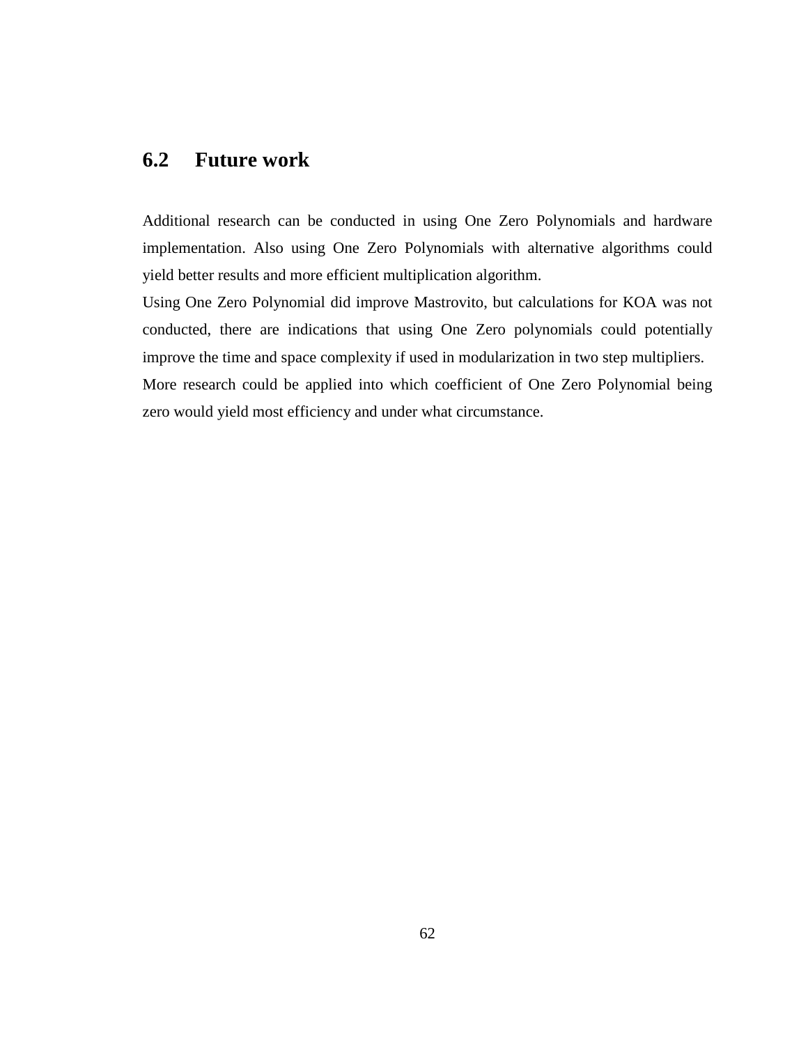## 6.2 Future work

Additional research can be conducted in using One Zero Polynomials and hardware implementation. Also using One Zero Polynomials with alternative algorithms could yield better results and more efficient multiplication algorithm.

Using One Zero Polynomial did improve Mastrovito, but calculations for KOA was not conducted, there are indications that using One Zero polynomials could potentially improve the time and space complexity if used in modularization in two step multipliers.

More research could be applied into which coefficient of One Zero Polynomial being zero would yield most efficiency and under what circumstance.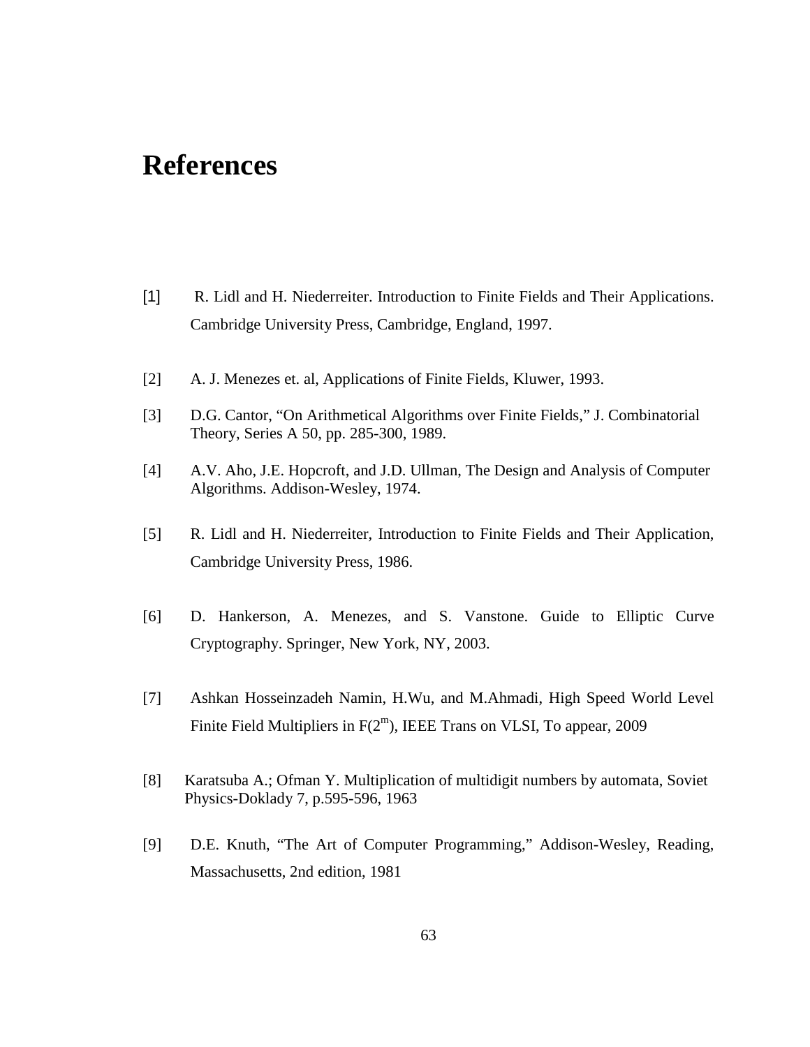# References

[1] R. Lidl and H. Niederreiter. Introduction to Finite Fields and Their Applications. Cambridge University Press, Cambridge, England, 1997.

[2] A. J. Menezes et. al, Applications of Finite Fields, Kluwer, 1993.

[3] D.G. Cantor, "On Arithmetical Algorithms over Finite Fields," J. Combinatorial Theory, Series A 50, pp. 285-300, 1989.

[4] A.V. Aho, J.E. Hopcroft, and J.D. Ullman, The Design and Analysis of Computer Algorithms. Addison-Wesley, 1974.

[5] R. Lidl and H. Niederreiter, Introduction to Finite Fields and Their Application, Cambridge University Press, 1986.

[6] D. Hankerson, A. Menezes, and S. Vanstone. Guide to Elliptic Curve Cryptography. Springer, New York, NY, 2003.

[7] Ashkan Hosseinzadeh Namin, H.Wu, and M.Ahmadi, High Speed World Level Finite Field Multipliers in $F(2^m)$, IEEE Trans on VLSI, To appear, 2009

[8] Karatsuba A.; Ofman Y. Multiplication of multidigit numbers by automata, Soviet Physics-Doklady 7, p.595-596, 1963

[9] D.E. Knuth, "The Art of Computer Programming," Addison-Wesley, Reading, Massachusetts, 2nd edition, 1981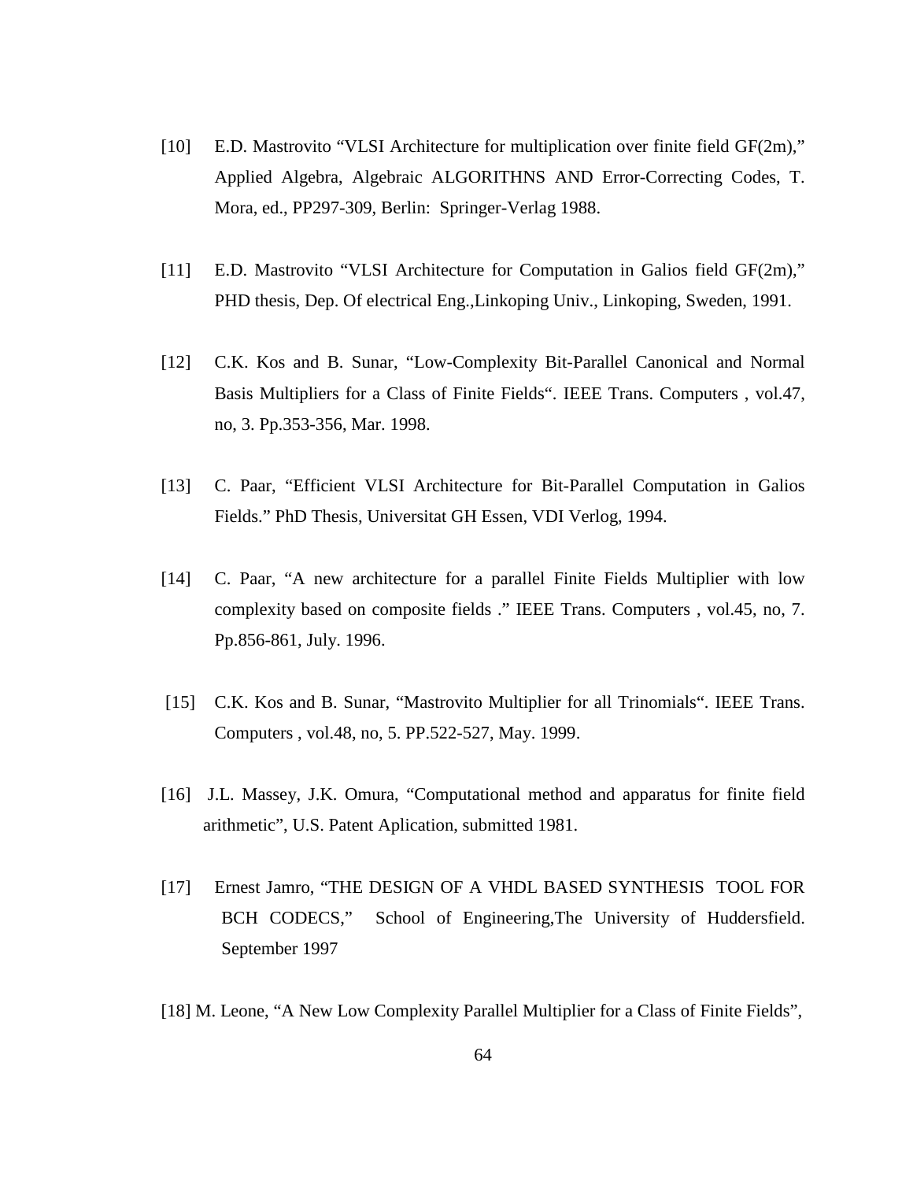[10] E.D. Mastrovito "VLSI Architecture for multiplication over finite field GF(2m)," Applied Algebra, Algebraic ALGORITHNS AND Error-Correcting Codes, T. Mora, ed., PP297-309, Berlin: Springer-Verlag 1988.

[11] E.D. Mastrovito "VLSI Architecture for Computation in Galios field GF(2m)," PHD thesis, Dep. Of electrical Eng.,Linkoping Univ., Linkoping, Sweden, 1991.

[12] C.K. Kos and B. Sunar, "Low-Complexity Bit-Parallel Canonical and Normal Basis Multipliers for a Class of Finite Fields". IEEE Trans. Computers , vol.47, no, 3. Pp.353-356, Mar. 1998.

[13] C. Paar, "Efficient VLSI Architecture for Bit-Parallel Computation in Galios Fields." PhD Thesis, Universitat GH Essen, VDI Verlog, 1994.

[14] C. Paar, "A new architecture for a parallel Finite Fields Multiplier with low complexity based on composite fields ." IEEE Trans. Computers , vol.45, no, 7. Pp.856-861, July. 1996.

[15] C.K. Kos and B. Sunar, "Mastrovito Multiplier for all Trinomials". IEEE Trans. Computers , vol.48, no, 5. PP.522-527, May. 1999.

[16] J.L. Massey, J.K. Omura, "Computational method and apparatus for finite field arithmetic", U.S. Patent Aplication, submitted 1981.

[17] Ernest Jamro, "THE DESIGN OF A VHDL BASED SYNTHESIS TOOL FOR BCH CODECS," School of Engineering,The University of Huddersfield. September 1997

[18] M. Leone, "A New Low Complexity Parallel Multiplier for a Class of Finite Fields",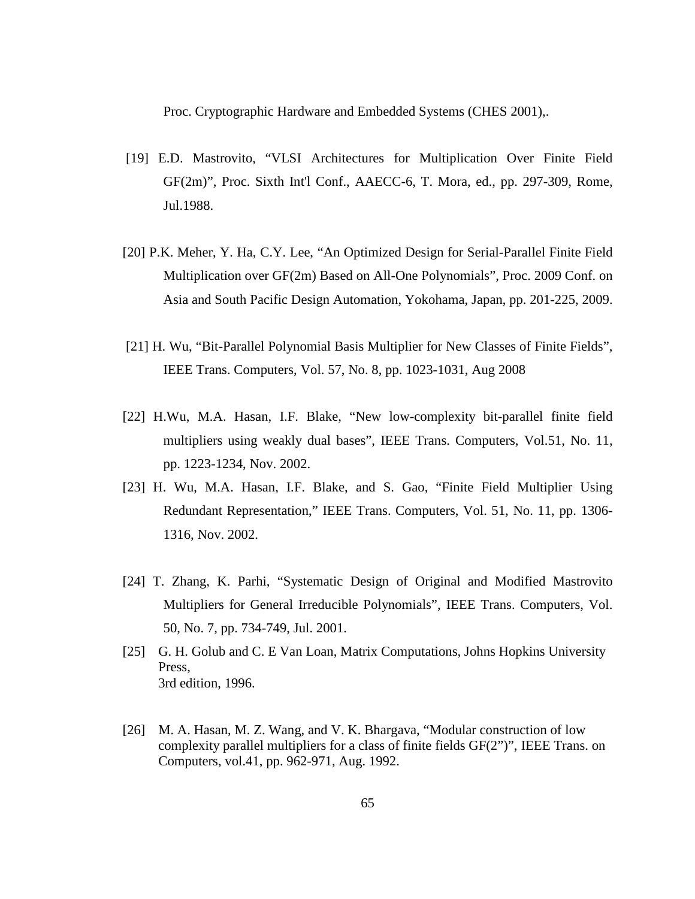Proc. Cryptographic Hardware and Embedded Systems (CHES 2001),.

[19] E.D. Mastrovito, “VLSI Architectures for Multiplication Over Finite Field GF(2m)”, Proc. Sixth Int'l Conf., AAECC-6, T. Mora, ed., pp. 297-309, Rome, Jul.1988.

[20] P.K. Meher, Y. Ha, C.Y. Lee, “An Optimized Design for Serial-Parallel Finite Field Multiplication over GF(2m) Based on All-One Polynomials”, Proc. 2009 Conf. on Asia and South Pacific Design Automation, Yokohama, Japan, pp. 201-225, 2009.

[21] H. Wu, “Bit-Parallel Polynomial Basis Multiplier for New Classes of Finite Fields”, IEEE Trans. Computers, Vol. 57, No. 8, pp. 1023-1031, Aug 2008

[22] H.Wu, M.A. Hasan, I.F. Blake, “New low-complexity bit-parallel finite field multipliers using weakly dual bases”, IEEE Trans. Computers, Vol.51, No. 11, pp. 1223-1234, Nov. 2002.

[23] H. Wu, M.A. Hasan, I.F. Blake, and S. Gao, “Finite Field Multiplier Using Redundant Representation,” IEEE Trans. Computers, Vol. 51, No. 11, pp. 1306-1316, Nov. 2002.

[24] T. Zhang, K. Parhi, “Systematic Design of Original and Modified Mastrovito Multipliers for General Irreducible Polynomials”, IEEE Trans. Computers, Vol. 50, No. 7, pp. 734-749, Jul. 2001.

[25] G. H. Golub and C. E Van Loan, Matrix Computations, Johns Hopkins University Press, 3rd edition, 1996.

[26] M. A. Hasan, M. Z. Wang, and V. K. Bhargava, “Modular construction of low complexity parallel multipliers for a class of finite fields GF(2”)”, IEEE Trans. on Computers, vol.41, pp. 962-971, Aug. 1992.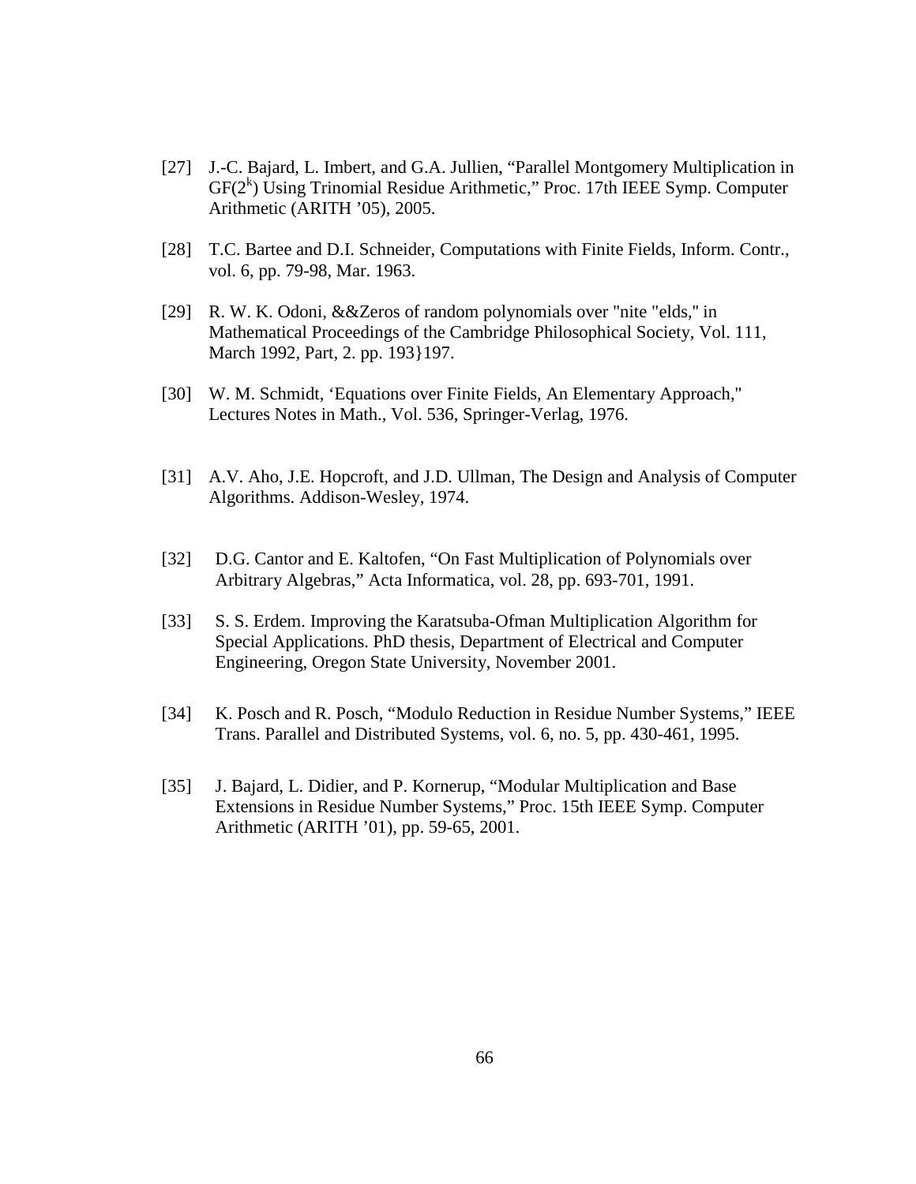[27] J.-C. Bajard, L. Imbert, and G.A. Jullien, "Parallel Montgomery Multiplication in $GF(2^k)$ Using Trinomial Residue Arithmetic," Proc. 17th IEEE Symp. Computer Arithmetic (ARITH '05), 2005.

[28] T.C. Bartee and D.I. Schneider, Computations with Finite Fields, Inform. Contr., vol. 6, pp. 79-98, Mar. 1963.

[29] R. W. K. Odoni, &&Zeros of random polynomials over "nite "elds," in Mathematical Proceedings of the Cambridge Philosophical Society, Vol. 111, March 1992, Part, 2. pp. 193}197.

[30] W. M. Schmidt, 'Equations over Finite Fields, An Elementary Approach," Lectures Notes in Math., Vol. 536, Springer-Verlag, 1976.

[31] A.V. Aho, J.E. Hopcroft, and J.D. Ullman, The Design and Analysis of Computer Algorithms. Addison-Wesley, 1974.

[32] D.G. Cantor and E. Kaltofen, "On Fast Multiplication of Polynomials over Arbitrary Algebras," Acta Informatica, vol. 28, pp. 693-701, 1991.

[33] S. S. Erdem. Improving the Karatsuba-Ofman Multiplication Algorithm for Special Applications. PhD thesis, Department of Electrical and Computer Engineering, Oregon State University, November 2001.

[34] K. Posch and R. Posch, "Modulo Reduction in Residue Number Systems," IEEE Trans. Parallel and Distributed Systems, vol. 6, no. 5, pp. 430-461, 1995.

[35] J. Bajard, L. Didier, and P. Kornerup, "Modular Multiplication and Base Extensions in Residue Number Systems," Proc. 15th IEEE Symp. Computer Arithmetic (ARITH '01), pp. 59-65, 2001.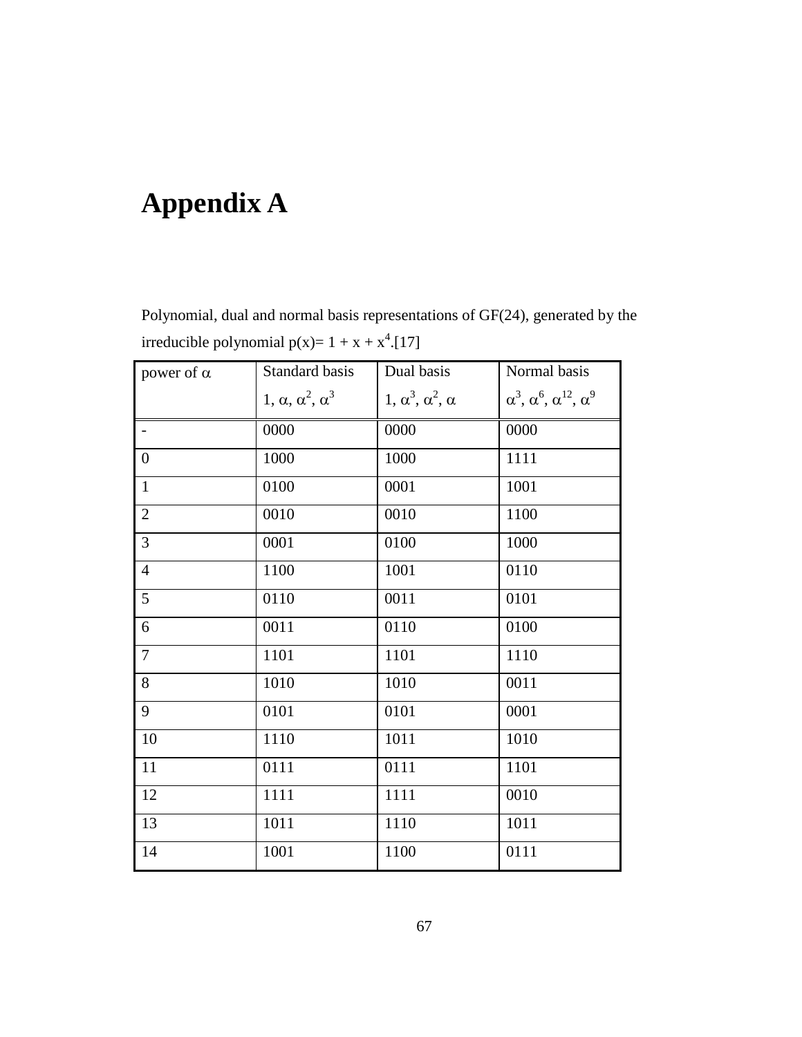# Appendix A

Polynomial, dual and normal basis representations of GF(24), generated by the irreducible polynomial $p(x) = 1 + x + x^4$.[17]

| power of $\alpha$ | Standard basis $1, \alpha, \alpha^2, \alpha^3$ | Dual basis $1, \alpha^3, \alpha^2, \alpha$ | Normal basis $\alpha^3, \alpha^6, \alpha^{12}, \alpha^9$ |
|---|---|---|---|
| - | 0000 | 0000 | 0000 |
| 0 | 1000 | 1000 | 1111 |
| 1 | 0100 | 0001 | 1001 |
| 2 | 0010 | 0010 | 1100 |
| 3 | 0001 | 0100 | 1000 |
| 4 | 1100 | 1001 | 0110 |
| 5 | 0110 | 0011 | 0101 |
| 6 | 0011 | 0110 | 0100 |
| 7 | 1101 | 1101 | 1110 |
| 8 | 1010 | 1010 | 0011 |
| 9 | 0101 | 0101 | 0001 |
| 10 | 1110 | 1011 | 1010 |
| 11 | 0111 | 0111 | 1101 |
| 12 | 1111 | 1111 | 0010 |
| 13 | 1011 | 1110 | 1011 |
| 14 | 1001 | 1100 | 0111 |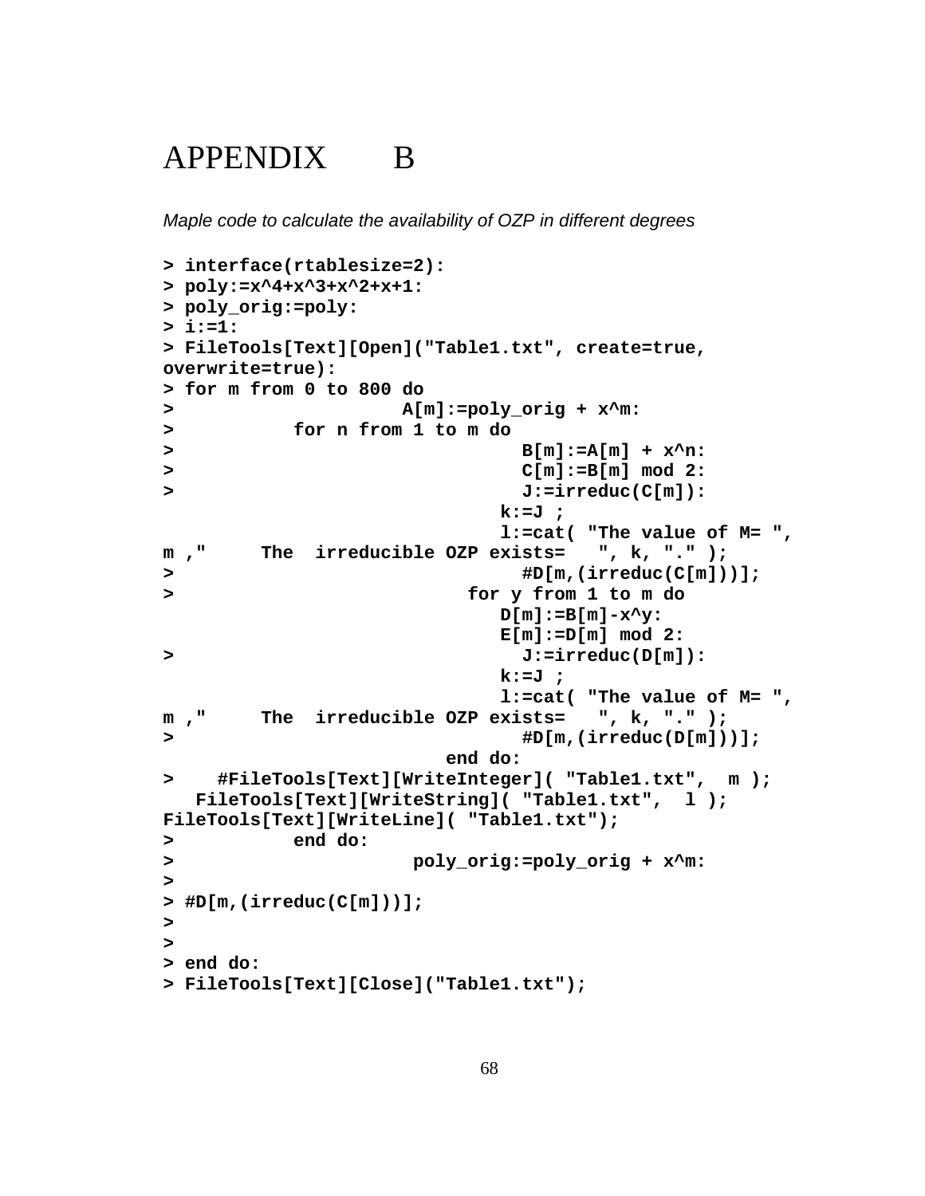# APPENDIX B

*Maple code to calculate the availability of OZP in different degrees*

```
> interface(rtablesize=2):
> poly:=x^4+x^3+x^2+x+1:
> poly_orig:=poly:
> i:=1:
> FileTools[Text][Open]("Table1.txt", create=true,
overwrite=true):
> for m from 0 to 800 do
>                    A[m]:=poly_orig + x^m:
>          for n from 1 to m do
>                              B[m]:=A[m] + x^n:
>                              C[m]:=B[m] mod 2:
>                              J:=irreduc(C[m]):
                             k:=J ;
                             l:=cat( "The value of M= ",
m ,"     The  irreducible OZP exists=   ", k, "." );
>                              #D[m,(irreduc(C[m]))];
>                           for y from 1 to m do
                             D[m]:=B[m]-x^y:
                             E[m]:=D[m] mod 2:
>                              J:=irreduc(D[m]):
                             k:=J ;
                             l:=cat( "The value of M= ",
m ,"     The  irreducible OZP exists=   ", k, "." );
>                              #D[m,(irreduc(D[m]))];
                         end do:
>    #FileTools[Text][WriteInteger]( "Table1.txt",  m );
   FileTools[Text][WriteString]( "Table1.txt",  l );
FileTools[Text][WriteLine]( "Table1.txt");
>          end do:
>                    poly_orig:=poly_orig + x^m:
>
> #D[m,(irreduc(C[m]))];
>
>
> end do:
> FileTools[Text][Close]("Table1.txt");
```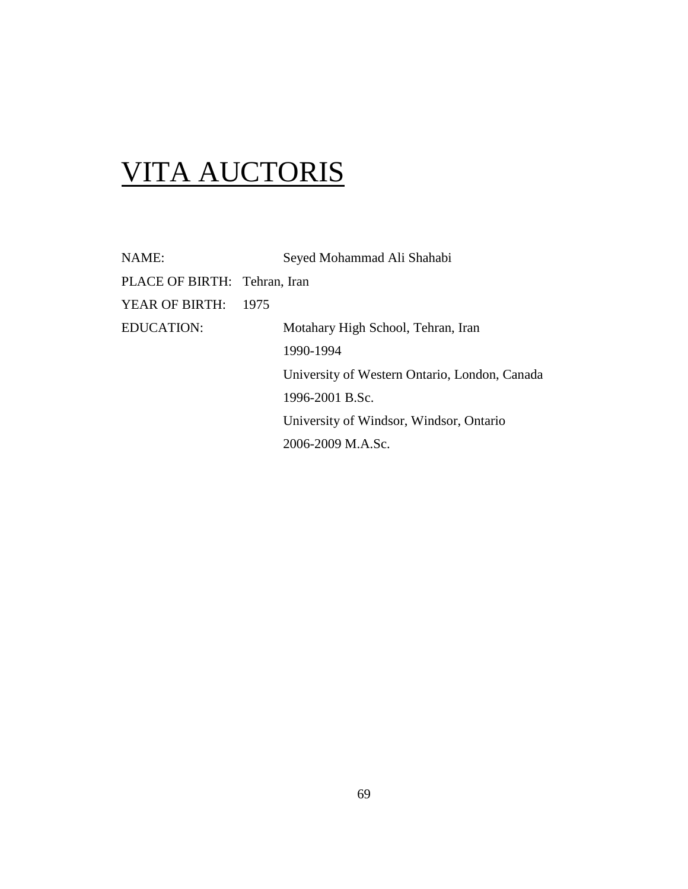# VITA AUCTORIS

| | |
|---|---|
| NAME: | Seyed Mohammad Ali Shahabi |
| PLACE OF BIRTH: | Tehran, Iran |
| YEAR OF BIRTH: | 1975 |
| EDUCATION: | Motahary High School, Tehran, Iran |
| | 1990-1994 |
| | University of Western Ontario, London, Canada |
| | 1996-2001 B.Sc. |
| | University of Windsor, Windsor, Ontario |
| | 2006-2009 M.A.Sc. |